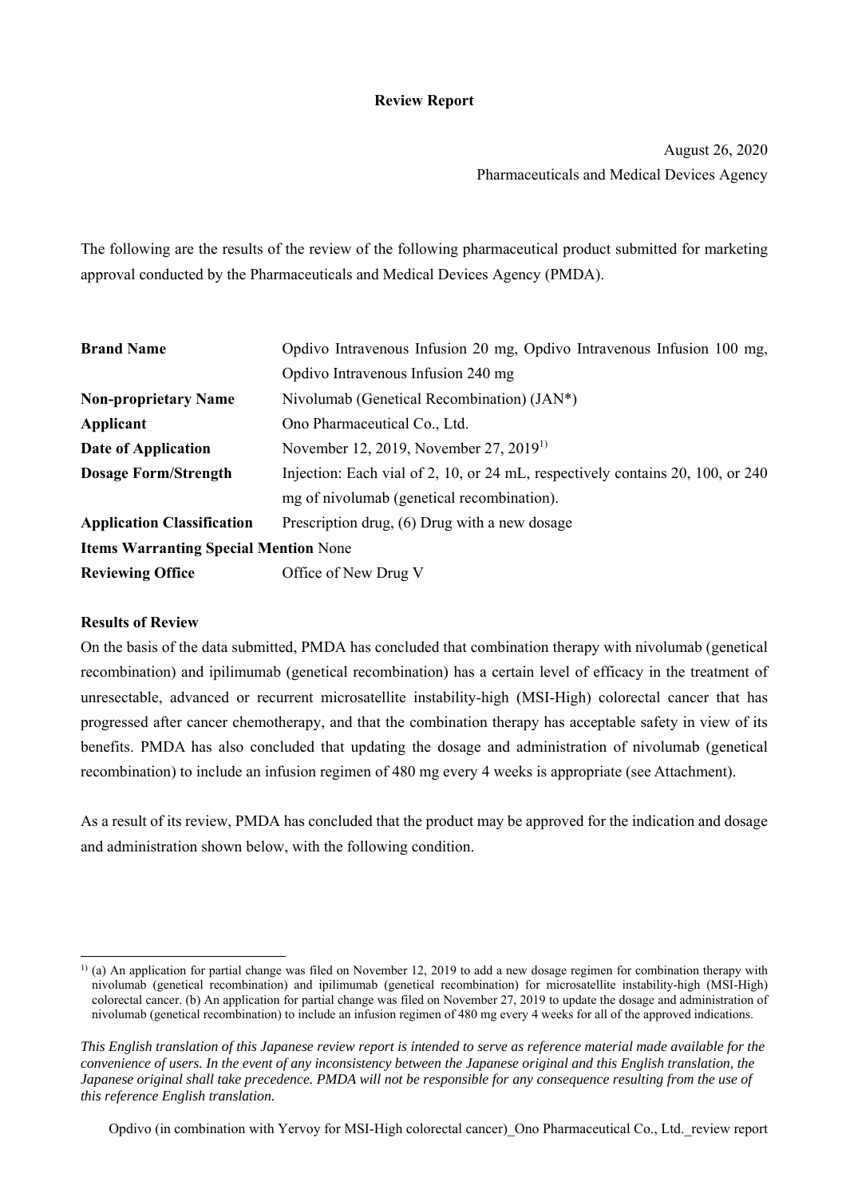# Review Report

August 26, 2020
Pharmaceuticals and Medical Devices Agency

The following are the results of the review of the following pharmaceutical product submitted for marketing approval conducted by the Pharmaceuticals and Medical Devices Agency (PMDA).

| | |
|---|---|
| **Brand Name** | Opdivo Intravenous Infusion 20 mg, Opdivo Intravenous Infusion 100 mg, Opdivo Intravenous Infusion 240 mg |
| **Non-proprietary Name** | Nivolumab (Genetical Recombination) (JAN*) |
| **Applicant** | Ono Pharmaceutical Co., Ltd. |
| **Date of Application** | November 12, 2019, November 27, 2019[1)] |
| **Dosage Form/Strength** | Injection: Each vial of 2, 10, or 24 mL, respectively contains 20, 100, or 240 mg of nivolumab (genetical recombination). |
| **Application Classification** | Prescription drug, (6) Drug with a new dosage |
| **Items Warranting Special Mention** | None |
| **Reviewing Office** | Office of New Drug V |

**Results of Review**

On the basis of the data submitted, PMDA has concluded that combination therapy with nivolumab (genetical recombination) and ipilimumab (genetical recombination) has a certain level of efficacy in the treatment of unresectable, advanced or recurrent microsatellite instability-high (MSI-High) colorectal cancer that has progressed after cancer chemotherapy, and that the combination therapy has acceptable safety in view of its benefits. PMDA has also concluded that updating the dosage and administration of nivolumab (genetical recombination) to include an infusion regimen of 480 mg every 4 weeks is appropriate (see Attachment).

As a result of its review, PMDA has concluded that the product may be approved for the indication and dosage and administration shown below, with the following condition.

[1)] (a) An application for partial change was filed on November 12, 2019 to add a new dosage regimen for combination therapy with nivolumab (genetical recombination) and ipilimumab (genetical recombination) for microsatellite instability-high (MSI-High) colorectal cancer. (b) An application for partial change was filed on November 27, 2019 to update the dosage and administration of nivolumab (genetical recombination) to include an infusion regimen of 480 mg every 4 weeks for all of the approved indications.

*This English translation of this Japanese review report is intended to serve as reference material made available for the convenience of users. In the event of any inconsistency between the Japanese original and this English translation, the Japanese original shall take precedence. PMDA will not be responsible for any consequence resulting from the use of this reference English translation.*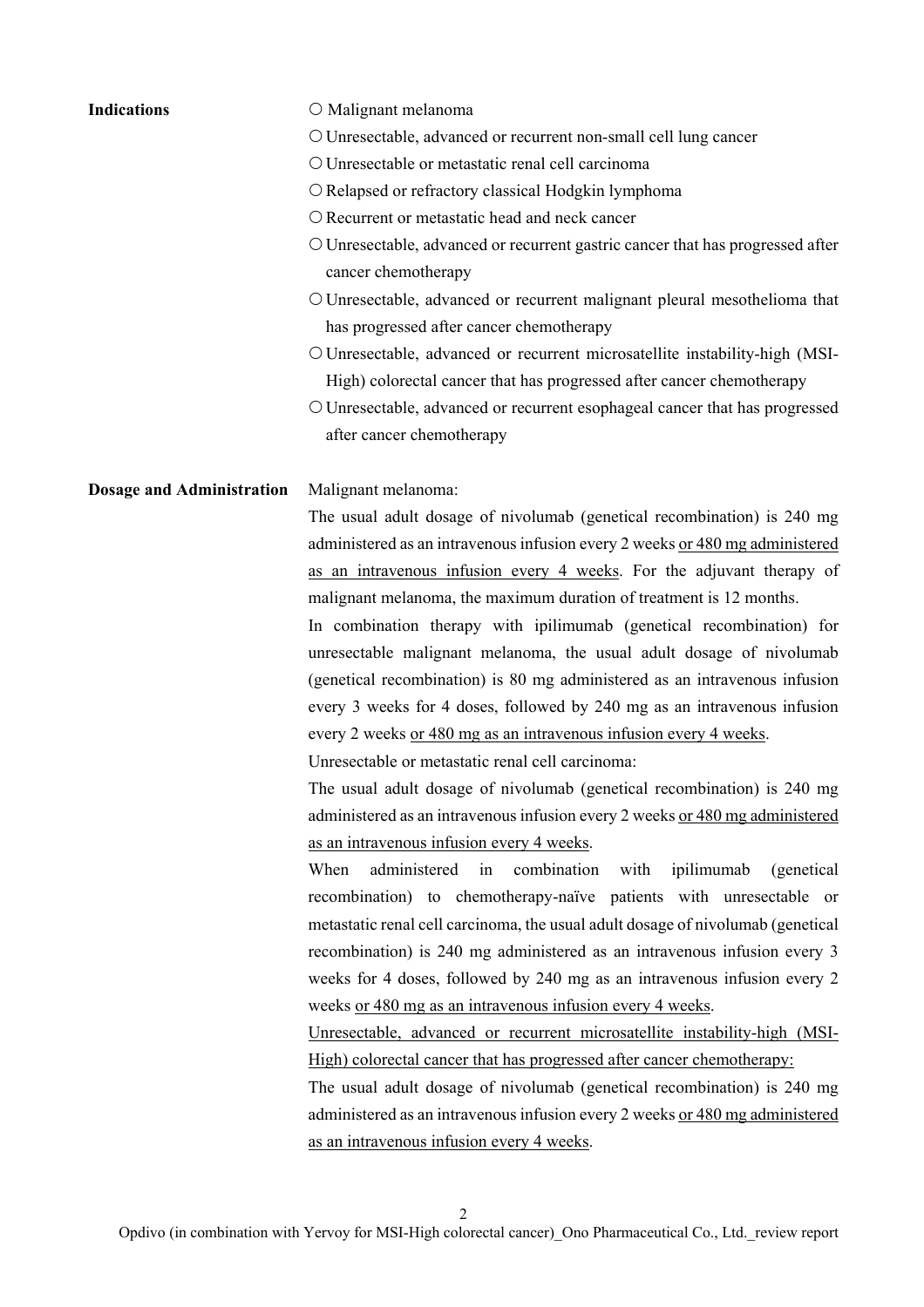**Indications**

- ○ Malignant melanoma
- ○ Unresectable, advanced or recurrent non-small cell lung cancer
- ○ Unresectable or metastatic renal cell carcinoma
- ○ Relapsed or refractory classical Hodgkin lymphoma
- ○ Recurrent or metastatic head and neck cancer
- ○ Unresectable, advanced or recurrent gastric cancer that has progressed after cancer chemotherapy
- ○ Unresectable, advanced or recurrent malignant pleural mesothelioma that has progressed after cancer chemotherapy
- ○ Unresectable, advanced or recurrent microsatellite instability-high (MSI-High) colorectal cancer that has progressed after cancer chemotherapy
- ○ Unresectable, advanced or recurrent esophageal cancer that has progressed after cancer chemotherapy

**Dosage and Administration**

Malignant melanoma:

The usual adult dosage of nivolumab (genetical recombination) is 240 mg administered as an intravenous infusion every 2 weeks <u>or 480 mg administered as an intravenous infusion every 4 weeks</u>. For the adjuvant therapy of malignant melanoma, the maximum duration of treatment is 12 months.

In combination therapy with ipilimumab (genetical recombination) for unresectable malignant melanoma, the usual adult dosage of nivolumab (genetical recombination) is 80 mg administered as an intravenous infusion every 3 weeks for 4 doses, followed by 240 mg as an intravenous infusion every 2 weeks <u>or 480 mg as an intravenous infusion every 4 weeks</u>.

Unresectable or metastatic renal cell carcinoma:

The usual adult dosage of nivolumab (genetical recombination) is 240 mg administered as an intravenous infusion every 2 weeks <u>or 480 mg administered as an intravenous infusion every 4 weeks</u>.

When administered in combination with ipilimumab (genetical recombination) to chemotherapy-naïve patients with unresectable or metastatic renal cell carcinoma, the usual adult dosage of nivolumab (genetical recombination) is 240 mg administered as an intravenous infusion every 3 weeks for 4 doses, followed by 240 mg as an intravenous infusion every 2 weeks <u>or 480 mg as an intravenous infusion every 4 weeks</u>.

<u>Unresectable, advanced or recurrent microsatellite instability-high (MSI-High) colorectal cancer that has progressed after cancer chemotherapy:</u>

The usual adult dosage of nivolumab (genetical recombination) is 240 mg administered as an intravenous infusion every 2 weeks <u>or 480 mg administered as an intravenous infusion every 4 weeks</u>.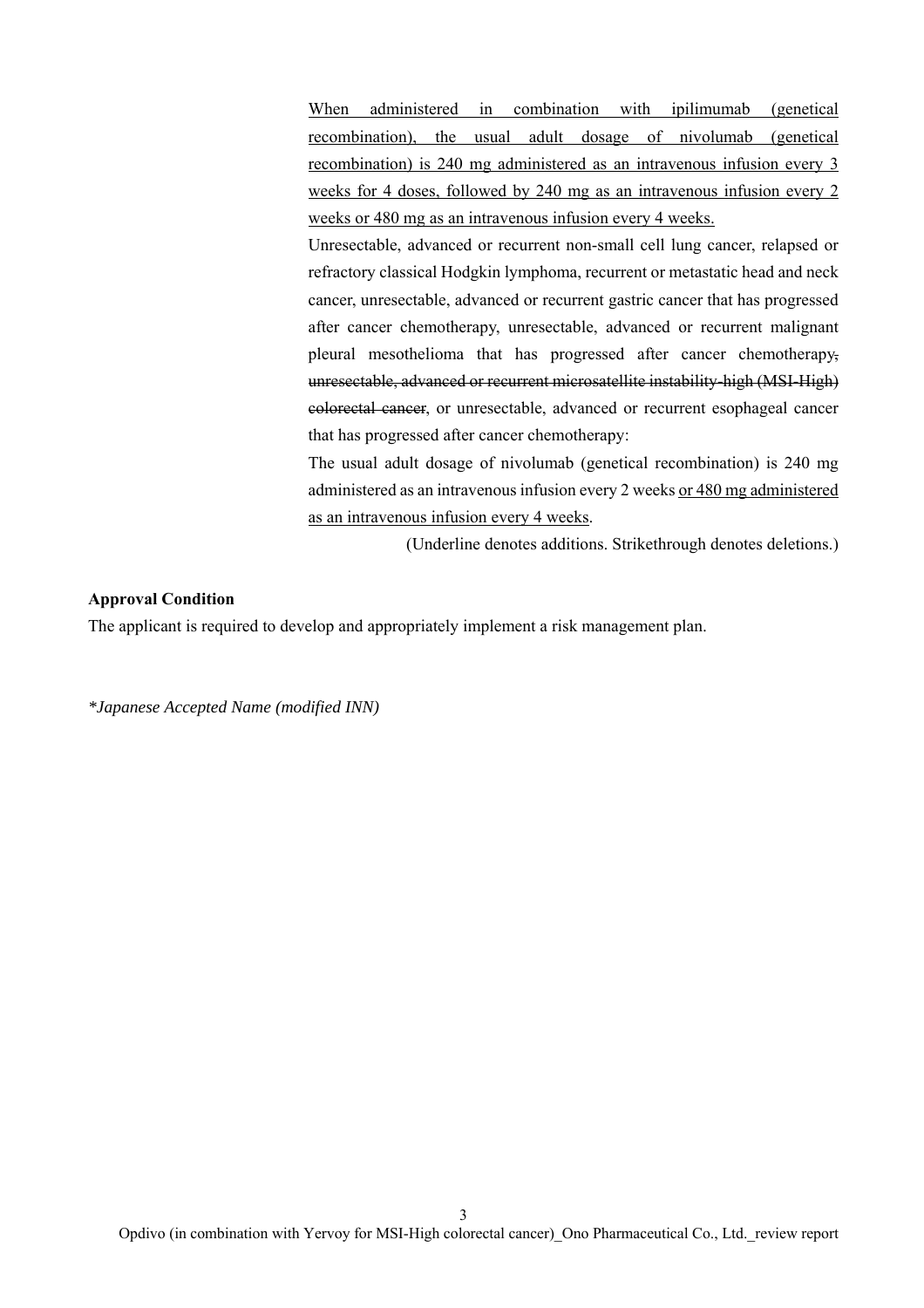<u>When administered in combination with ipilimumab (genetical recombination), the usual adult dosage of nivolumab (genetical recombination) is 240 mg administered as an intravenous infusion every 3 weeks for 4 doses, followed by 240 mg as an intravenous infusion every 2 weeks or 480 mg as an intravenous infusion every 4 weeks.</u>

Unresectable, advanced or recurrent non-small cell lung cancer, relapsed or refractory classical Hodgkin lymphoma, recurrent or metastatic head and neck cancer, unresectable, advanced or recurrent gastric cancer that has progressed after cancer chemotherapy, unresectable, advanced or recurrent malignant pleural mesothelioma that has progressed after cancer chemotherapy~~, unresectable, advanced or recurrent microsatellite instability-high (MSI-High) colorectal cancer~~, or unresectable, advanced or recurrent esophageal cancer that has progressed after cancer chemotherapy:

The usual adult dosage of nivolumab (genetical recombination) is 240 mg administered as an intravenous infusion every 2 weeks <u>or 480 mg administered as an intravenous infusion every 4 weeks</u>.

(Underline denotes additions. Strikethrough denotes deletions.)

**Approval Condition**

The applicant is required to develop and appropriately implement a risk management plan.

*\*Japanese Accepted Name (modified INN)*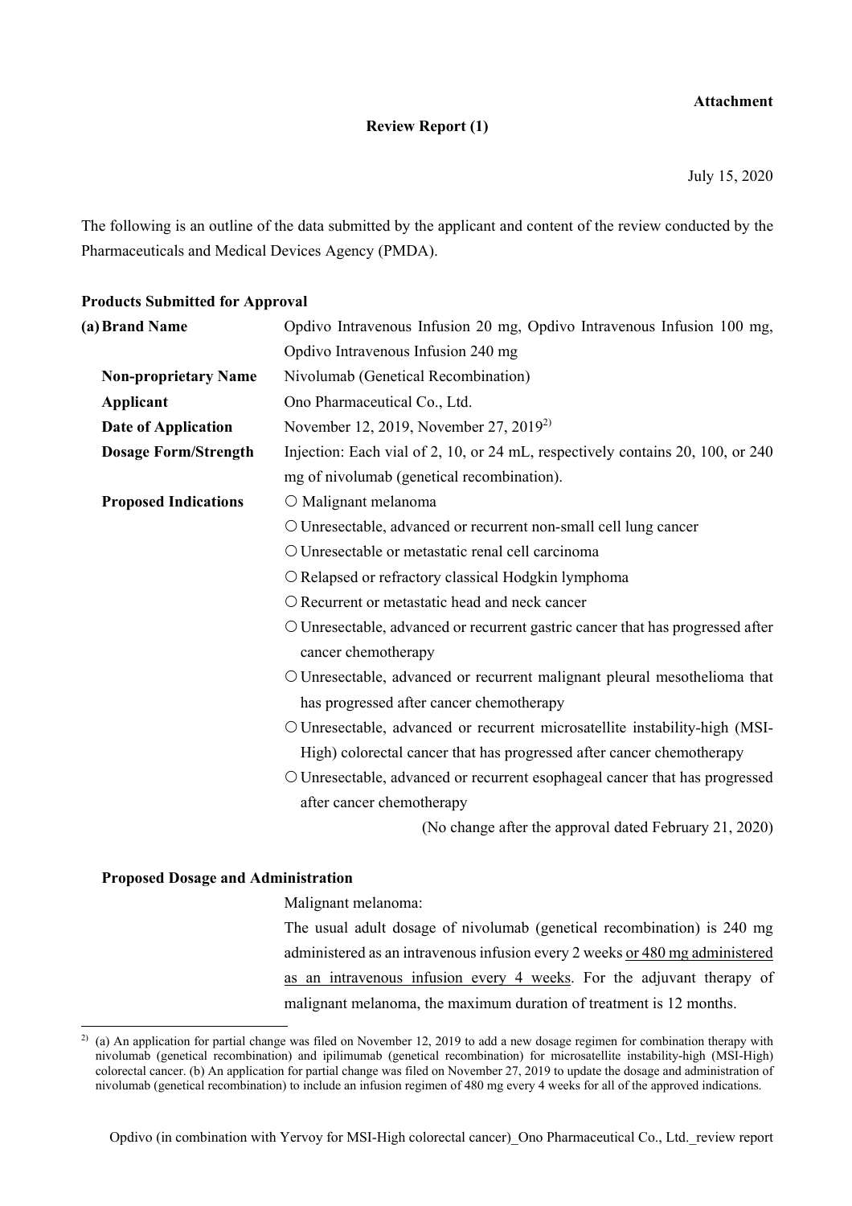**Attachment**

**Review Report (1)**

July 15, 2020

The following is an outline of the data submitted by the applicant and content of the review conducted by the Pharmaceuticals and Medical Devices Agency (PMDA).

**Products Submitted for Approval**

**(a) Brand Name** Opdivo Intravenous Infusion 20 mg, Opdivo Intravenous Infusion 100 mg, Opdivo Intravenous Infusion 240 mg

**Non-proprietary Name** Nivolumab (Genetical Recombination)

**Applicant** Ono Pharmaceutical Co., Ltd.

**Date of Application** November 12, 2019, November 27, 2019[2)]

**Dosage Form/Strength** Injection: Each vial of 2, 10, or 24 mL, respectively contains 20, 100, or 240 mg of nivolumab (genetical recombination).

**Proposed Indications**

○ Malignant melanoma

○ Unresectable, advanced or recurrent non-small cell lung cancer

○ Unresectable or metastatic renal cell carcinoma

○ Relapsed or refractory classical Hodgkin lymphoma

○ Recurrent or metastatic head and neck cancer

○ Unresectable, advanced or recurrent gastric cancer that has progressed after cancer chemotherapy

○ Unresectable, advanced or recurrent malignant pleural mesothelioma that has progressed after cancer chemotherapy

○ Unresectable, advanced or recurrent microsatellite instability-high (MSI-High) colorectal cancer that has progressed after cancer chemotherapy

○ Unresectable, advanced or recurrent esophageal cancer that has progressed after cancer chemotherapy

(No change after the approval dated February 21, 2020)

**Proposed Dosage and Administration**

Malignant melanoma:

The usual adult dosage of nivolumab (genetical recombination) is 240 mg administered as an intravenous infusion every 2 weeks <u>or 480 mg administered as an intravenous infusion every 4 weeks</u>. For the adjuvant therapy of malignant melanoma, the maximum duration of treatment is 12 months.

---

2) (a) An application for partial change was filed on November 12, 2019 to add a new dosage regimen for combination therapy with nivolumab (genetical recombination) and ipilimumab (genetical recombination) for microsatellite instability-high (MSI-High) colorectal cancer. (b) An application for partial change was filed on November 27, 2019 to update the dosage and administration of nivolumab (genetical recombination) to include an infusion regimen of 480 mg every 4 weeks for all of the approved indications.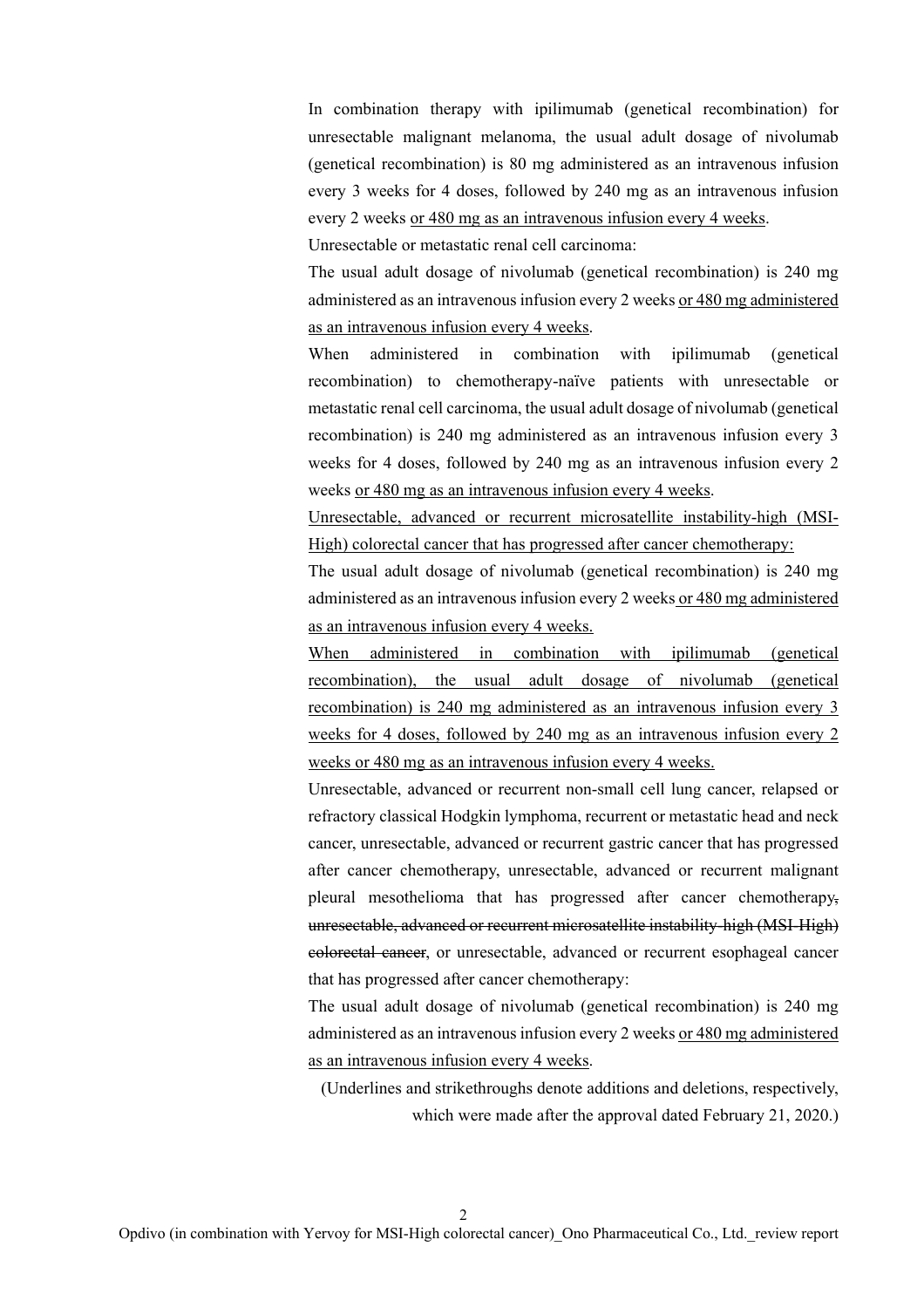In combination therapy with ipilimumab (genetical recombination) for unresectable malignant melanoma, the usual adult dosage of nivolumab (genetical recombination) is 80 mg administered as an intravenous infusion every 3 weeks for 4 doses, followed by 240 mg as an intravenous infusion every 2 weeks <u>or 480 mg as an intravenous infusion every 4 weeks</u>.

Unresectable or metastatic renal cell carcinoma:

The usual adult dosage of nivolumab (genetical recombination) is 240 mg administered as an intravenous infusion every 2 weeks <u>or 480 mg administered as an intravenous infusion every 4 weeks</u>.

When administered in combination with ipilimumab (genetical recombination) to chemotherapy-naïve patients with unresectable or metastatic renal cell carcinoma, the usual adult dosage of nivolumab (genetical recombination) is 240 mg administered as an intravenous infusion every 3 weeks for 4 doses, followed by 240 mg as an intravenous infusion every 2 weeks <u>or 480 mg as an intravenous infusion every 4 weeks</u>.

<u>Unresectable, advanced or recurrent microsatellite instability-high (MSI-High) colorectal cancer that has progressed after cancer chemotherapy:</u>

The usual adult dosage of nivolumab (genetical recombination) is 240 mg administered as an intravenous infusion every 2 weeks <u>or 480 mg administered as an intravenous infusion every 4 weeks.</u>

<u>When administered in combination with ipilimumab (genetical recombination), the usual adult dosage of nivolumab (genetical recombination) is 240 mg administered as an intravenous infusion every 3 weeks for 4 doses, followed by 240 mg as an intravenous infusion every 2 weeks or 480 mg as an intravenous infusion every 4 weeks.</u>

Unresectable, advanced or recurrent non-small cell lung cancer, relapsed or refractory classical Hodgkin lymphoma, recurrent or metastatic head and neck cancer, unresectable, advanced or recurrent gastric cancer that has progressed after cancer chemotherapy, unresectable, advanced or recurrent malignant pleural mesothelioma that has progressed after cancer chemotherapy~~, unresectable, advanced or recurrent microsatellite instability-high (MSI-High) colorectal cancer~~, or unresectable, advanced or recurrent esophageal cancer that has progressed after cancer chemotherapy:

The usual adult dosage of nivolumab (genetical recombination) is 240 mg administered as an intravenous infusion every 2 weeks <u>or 480 mg administered as an intravenous infusion every 4 weeks</u>.

(Underlines and strikethroughs denote additions and deletions, respectively, which were made after the approval dated February 21, 2020.)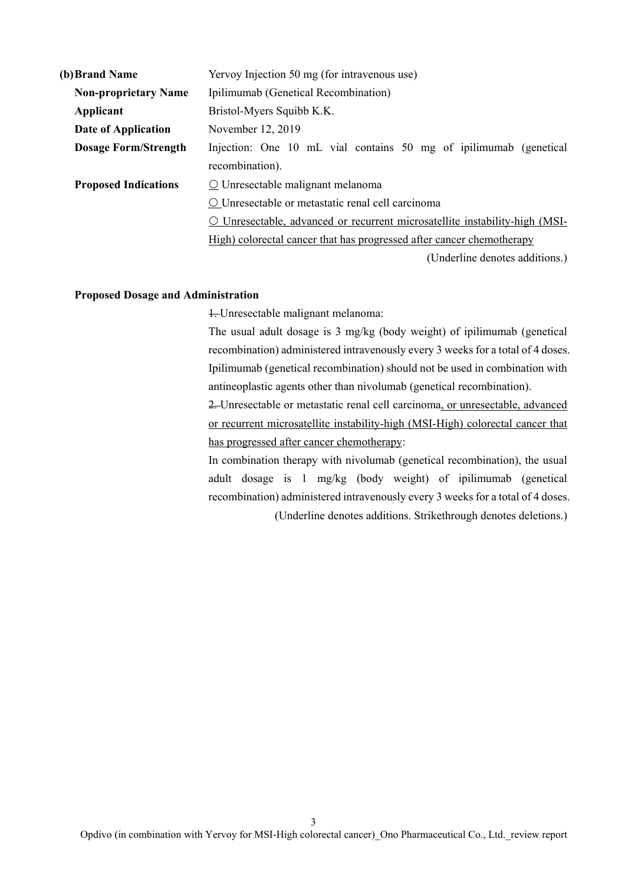**(b) Brand Name** Yervoy Injection 50 mg (for intravenous use)

**Non-proprietary Name** Ipilimumab (Genetical Recombination)

**Applicant** Bristol-Myers Squibb K.K.

**Date of Application** November 12, 2019

**Dosage Form/Strength** Injection: One 10 mL vial contains 50 mg of ipilimumab (genetical recombination).

**Proposed Indications**

○ Unresectable malignant melanoma

○ Unresectable or metastatic renal cell carcinoma

○ Unresectable, advanced or recurrent microsatellite instability-high (MSI-High) colorectal cancer that has progressed after cancer chemotherapy

(Underline denotes additions.)

**Proposed Dosage and Administration**

~~1.~~ Unresectable malignant melanoma:

The usual adult dosage is 3 mg/kg (body weight) of ipilimumab (genetical recombination) administered intravenously every 3 weeks for a total of 4 doses. Ipilimumab (genetical recombination) should not be used in combination with antineoplastic agents other than nivolumab (genetical recombination).

~~2.~~ Unresectable or metastatic renal cell carcinoma, or unresectable, advanced or recurrent microsatellite instability-high (MSI-High) colorectal cancer that has progressed after cancer chemotherapy:

In combination therapy with nivolumab (genetical recombination), the usual adult dosage is 1 mg/kg (body weight) of ipilimumab (genetical recombination) administered intravenously every 3 weeks for a total of 4 doses.

(Underline denotes additions. Strikethrough denotes deletions.)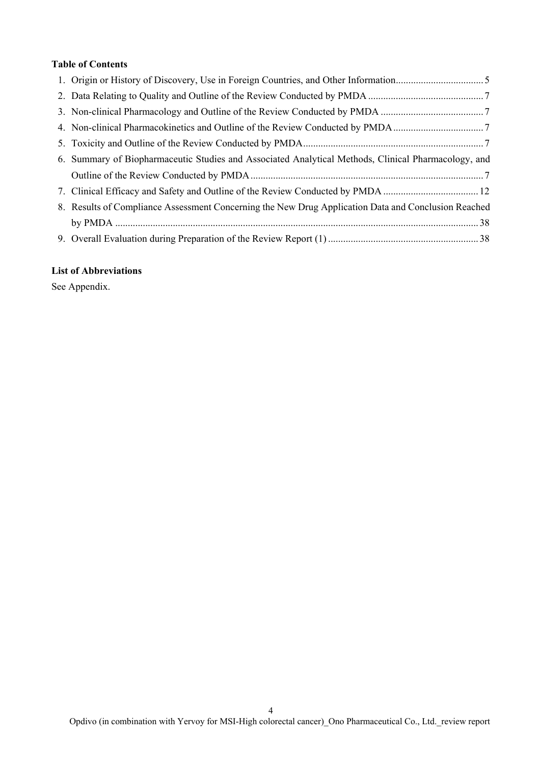**Table of Contents**

1. Origin or History of Discovery, Use in Foreign Countries, and Other Information .................................. 5
2. Data Relating to Quality and Outline of the Review Conducted by PMDA ............................................. 7
3. Non-clinical Pharmacology and Outline of the Review Conducted by PMDA ......................................... 7
4. Non-clinical Pharmacokinetics and Outline of the Review Conducted by PMDA .................................... 7
5. Toxicity and Outline of the Review Conducted by PMDA ....................................................................... 7
6. Summary of Biopharmaceutic Studies and Associated Analytical Methods, Clinical Pharmacology, and Outline of the Review Conducted by PMDA ............................................................................................ 7
7. Clinical Efficacy and Safety and Outline of the Review Conducted by PMDA ...................................... 12
8. Results of Compliance Assessment Concerning the New Drug Application Data and Conclusion Reached by PMDA ............................................................................................................................................... 38
9. Overall Evaluation during Preparation of the Review Report (1) ............................................................ 38

**List of Abbreviations**

See Appendix.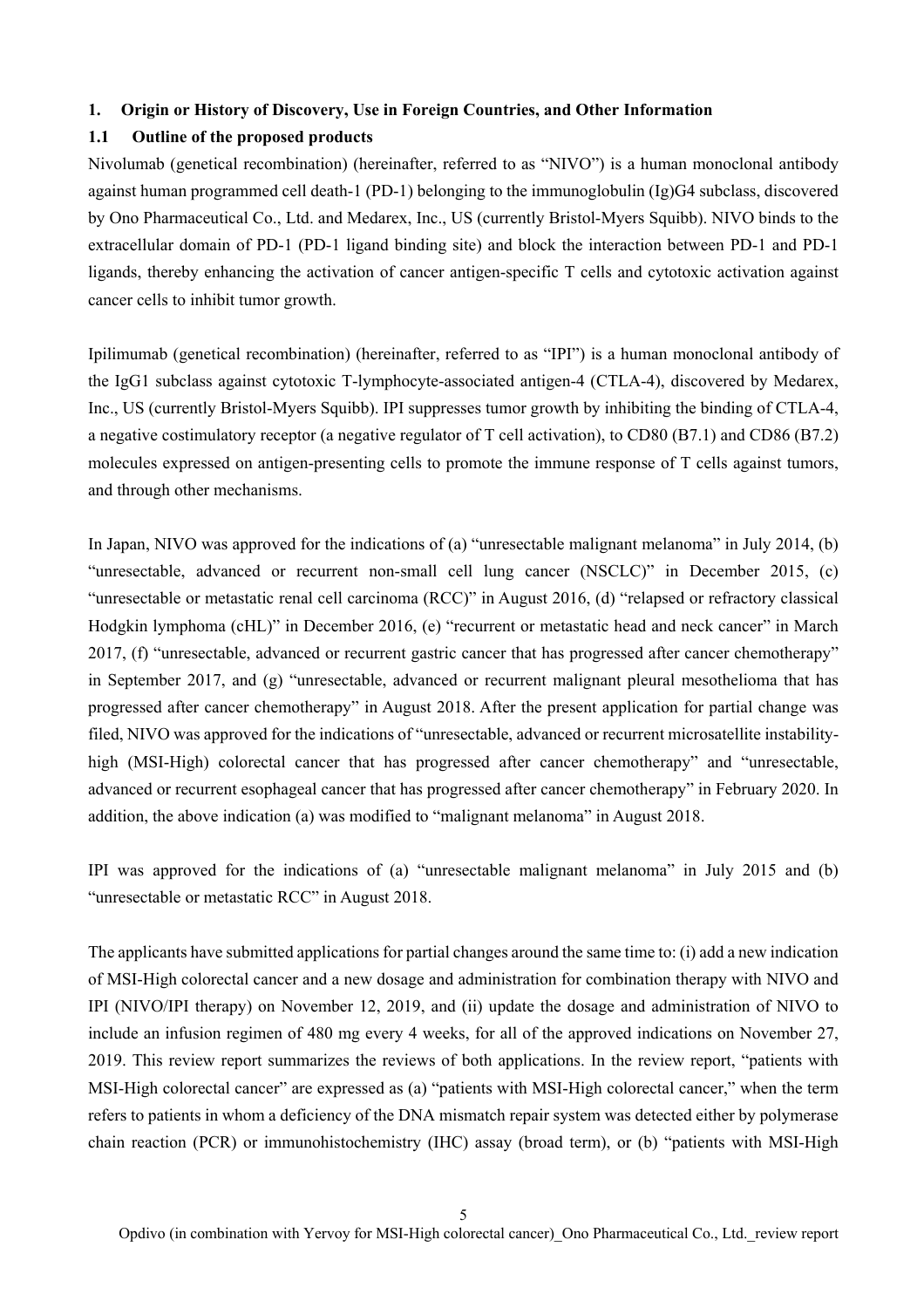## 1. Origin or History of Discovery, Use in Foreign Countries, and Other Information

### 1.1 Outline of the proposed products

Nivolumab (genetical recombination) (hereinafter, referred to as "NIVO") is a human monoclonal antibody against human programmed cell death-1 (PD-1) belonging to the immunoglobulin (Ig)G4 subclass, discovered by Ono Pharmaceutical Co., Ltd. and Medarex, Inc., US (currently Bristol-Myers Squibb). NIVO binds to the extracellular domain of PD-1 (PD-1 ligand binding site) and block the interaction between PD-1 and PD-1 ligands, thereby enhancing the activation of cancer antigen-specific T cells and cytotoxic activation against cancer cells to inhibit tumor growth.

Ipilimumab (genetical recombination) (hereinafter, referred to as "IPI") is a human monoclonal antibody of the IgG1 subclass against cytotoxic T-lymphocyte-associated antigen-4 (CTLA-4), discovered by Medarex, Inc., US (currently Bristol-Myers Squibb). IPI suppresses tumor growth by inhibiting the binding of CTLA-4, a negative costimulatory receptor (a negative regulator of T cell activation), to CD80 (B7.1) and CD86 (B7.2) molecules expressed on antigen-presenting cells to promote the immune response of T cells against tumors, and through other mechanisms.

In Japan, NIVO was approved for the indications of (a) "unresectable malignant melanoma" in July 2014, (b) "unresectable, advanced or recurrent non-small cell lung cancer (NSCLC)" in December 2015, (c) "unresectable or metastatic renal cell carcinoma (RCC)" in August 2016, (d) "relapsed or refractory classical Hodgkin lymphoma (cHL)" in December 2016, (e) "recurrent or metastatic head and neck cancer" in March 2017, (f) "unresectable, advanced or recurrent gastric cancer that has progressed after cancer chemotherapy" in September 2017, and (g) "unresectable, advanced or recurrent malignant pleural mesothelioma that has progressed after cancer chemotherapy" in August 2018. After the present application for partial change was filed, NIVO was approved for the indications of "unresectable, advanced or recurrent microsatellite instability-high (MSI-High) colorectal cancer that has progressed after cancer chemotherapy" and "unresectable, advanced or recurrent esophageal cancer that has progressed after cancer chemotherapy" in February 2020. In addition, the above indication (a) was modified to "malignant melanoma" in August 2018.

IPI was approved for the indications of (a) "unresectable malignant melanoma" in July 2015 and (b) "unresectable or metastatic RCC" in August 2018.

The applicants have submitted applications for partial changes around the same time to: (i) add a new indication of MSI-High colorectal cancer and a new dosage and administration for combination therapy with NIVO and IPI (NIVO/IPI therapy) on November 12, 2019, and (ii) update the dosage and administration of NIVO to include an infusion regimen of 480 mg every 4 weeks, for all of the approved indications on November 27, 2019. This review report summarizes the reviews of both applications. In the review report, "patients with MSI-High colorectal cancer" are expressed as (a) "patients with MSI-High colorectal cancer," when the term refers to patients in whom a deficiency of the DNA mismatch repair system was detected either by polymerase chain reaction (PCR) or immunohistochemistry (IHC) assay (broad term), or (b) "patients with MSI-High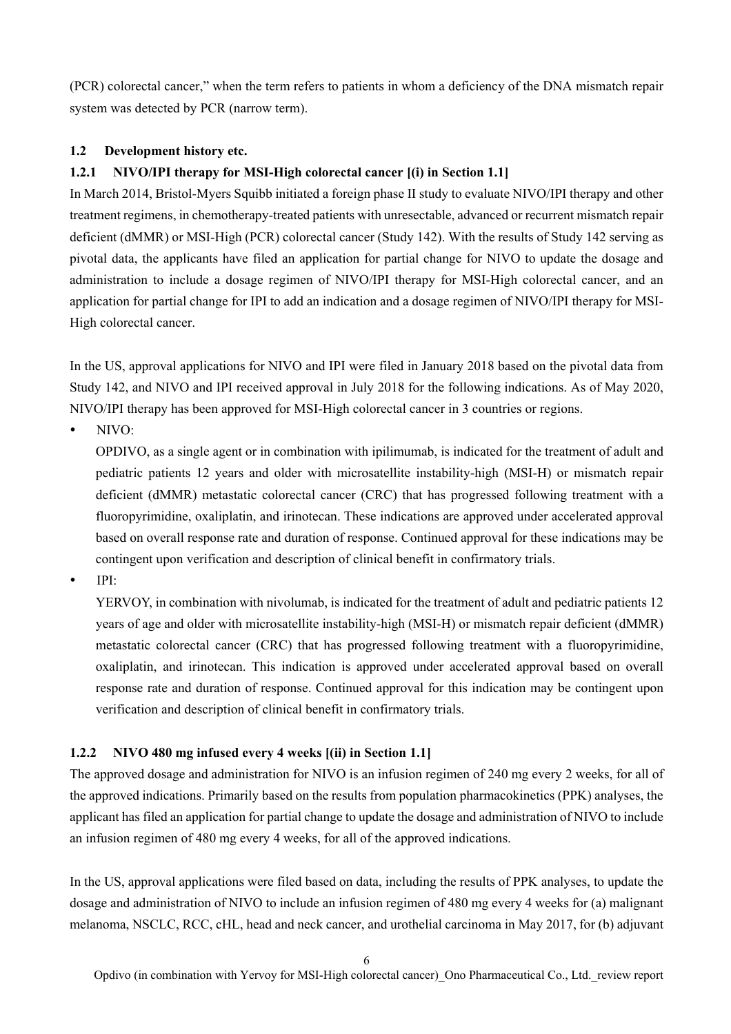(PCR) colorectal cancer," when the term refers to patients in whom a deficiency of the DNA mismatch repair system was detected by PCR (narrow term).

### 1.2 Development history etc.

#### 1.2.1 NIVO/IPI therapy for MSI-High colorectal cancer [(i) in Section 1.1]

In March 2014, Bristol-Myers Squibb initiated a foreign phase II study to evaluate NIVO/IPI therapy and other treatment regimens, in chemotherapy-treated patients with unresectable, advanced or recurrent mismatch repair deficient (dMMR) or MSI-High (PCR) colorectal cancer (Study 142). With the results of Study 142 serving as pivotal data, the applicants have filed an application for partial change for NIVO to update the dosage and administration to include a dosage regimen of NIVO/IPI therapy for MSI-High colorectal cancer, and an application for partial change for IPI to add an indication and a dosage regimen of NIVO/IPI therapy for MSI-High colorectal cancer.

In the US, approval applications for NIVO and IPI were filed in January 2018 based on the pivotal data from Study 142, and NIVO and IPI received approval in July 2018 for the following indications. As of May 2020, NIVO/IPI therapy has been approved for MSI-High colorectal cancer in 3 countries or regions.

- NIVO:
  OPDIVO, as a single agent or in combination with ipilimumab, is indicated for the treatment of adult and pediatric patients 12 years and older with microsatellite instability-high (MSI-H) or mismatch repair deficient (dMMR) metastatic colorectal cancer (CRC) that has progressed following treatment with a fluoropyrimidine, oxaliplatin, and irinotecan. These indications are approved under accelerated approval based on overall response rate and duration of response. Continued approval for these indications may be contingent upon verification and description of clinical benefit in confirmatory trials.
- IPI:
  YERVOY, in combination with nivolumab, is indicated for the treatment of adult and pediatric patients 12 years of age and older with microsatellite instability-high (MSI-H) or mismatch repair deficient (dMMR) metastatic colorectal cancer (CRC) that has progressed following treatment with a fluoropyrimidine, oxaliplatin, and irinotecan. This indication is approved under accelerated approval based on overall response rate and duration of response. Continued approval for this indication may be contingent upon verification and description of clinical benefit in confirmatory trials.

#### 1.2.2 NIVO 480 mg infused every 4 weeks [(ii) in Section 1.1]

The approved dosage and administration for NIVO is an infusion regimen of 240 mg every 2 weeks, for all of the approved indications. Primarily based on the results from population pharmacokinetics (PPK) analyses, the applicant has filed an application for partial change to update the dosage and administration of NIVO to include an infusion regimen of 480 mg every 4 weeks, for all of the approved indications.

In the US, approval applications were filed based on data, including the results of PPK analyses, to update the dosage and administration of NIVO to include an infusion regimen of 480 mg every 4 weeks for (a) malignant melanoma, NSCLC, RCC, cHL, head and neck cancer, and urothelial carcinoma in May 2017, for (b) adjuvant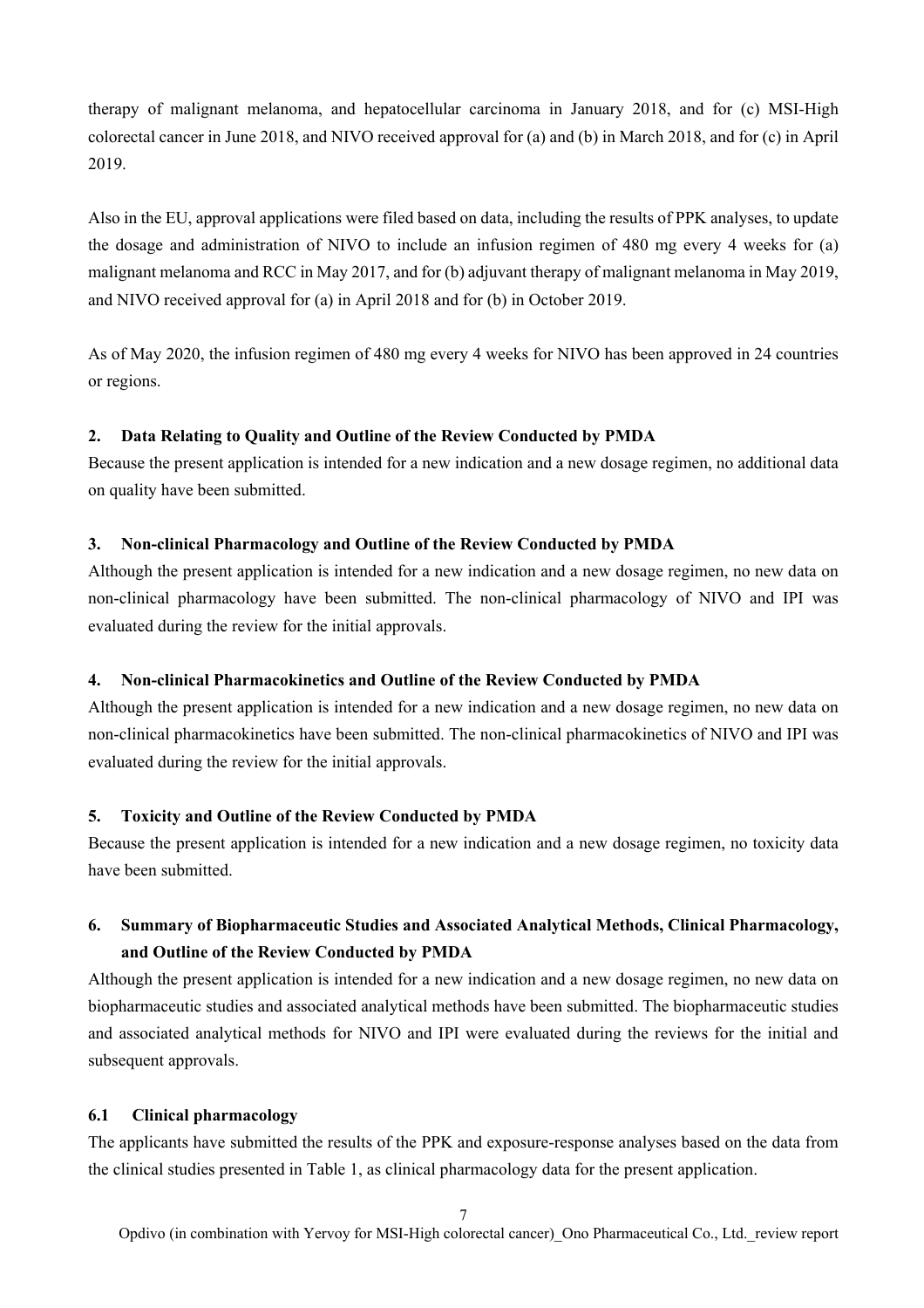therapy of malignant melanoma, and hepatocellular carcinoma in January 2018, and for (c) MSI-High colorectal cancer in June 2018, and NIVO received approval for (a) and (b) in March 2018, and for (c) in April 2019.

Also in the EU, approval applications were filed based on data, including the results of PPK analyses, to update the dosage and administration of NIVO to include an infusion regimen of 480 mg every 4 weeks for (a) malignant melanoma and RCC in May 2017, and for (b) adjuvant therapy of malignant melanoma in May 2019, and NIVO received approval for (a) in April 2018 and for (b) in October 2019.

As of May 2020, the infusion regimen of 480 mg every 4 weeks for NIVO has been approved in 24 countries or regions.

## 2. Data Relating to Quality and Outline of the Review Conducted by PMDA

Because the present application is intended for a new indication and a new dosage regimen, no additional data on quality have been submitted.

## 3. Non-clinical Pharmacology and Outline of the Review Conducted by PMDA

Although the present application is intended for a new indication and a new dosage regimen, no new data on non-clinical pharmacology have been submitted. The non-clinical pharmacology of NIVO and IPI was evaluated during the review for the initial approvals.

## 4. Non-clinical Pharmacokinetics and Outline of the Review Conducted by PMDA

Although the present application is intended for a new indication and a new dosage regimen, no new data on non-clinical pharmacokinetics have been submitted. The non-clinical pharmacokinetics of NIVO and IPI was evaluated during the review for the initial approvals.

## 5. Toxicity and Outline of the Review Conducted by PMDA

Because the present application is intended for a new indication and a new dosage regimen, no toxicity data have been submitted.

## 6. Summary of Biopharmaceutic Studies and Associated Analytical Methods, Clinical Pharmacology, and Outline of the Review Conducted by PMDA

Although the present application is intended for a new indication and a new dosage regimen, no new data on biopharmaceutic studies and associated analytical methods have been submitted. The biopharmaceutic studies and associated analytical methods for NIVO and IPI were evaluated during the reviews for the initial and subsequent approvals.

### 6.1 Clinical pharmacology

The applicants have submitted the results of the PPK and exposure-response analyses based on the data from the clinical studies presented in Table 1, as clinical pharmacology data for the present application.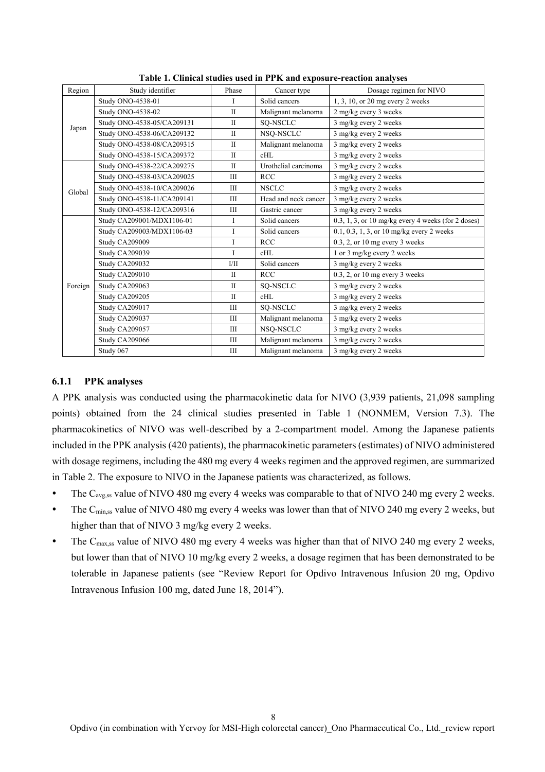**Table 1. Clinical studies used in PPK and exposure-reaction analyses**

| Region | Study identifier | Phase | Cancer type | Dosage regimen for NIVO |
|---|---|---|---|---|
| Japan | Study ONO-4538-01 | I | Solid cancers | 1, 3, 10, or 20 mg every 2 weeks |
| | Study ONO-4538-02 | II | Malignant melanoma | 2 mg/kg every 3 weeks |
| | Study ONO-4538-05/CA209131 | II | SQ-NSCLC | 3 mg/kg every 2 weeks |
| | Study ONO-4538-06/CA209132 | II | NSQ-NSCLC | 3 mg/kg every 2 weeks |
| | Study ONO-4538-08/CA209315 | II | Malignant melanoma | 3 mg/kg every 2 weeks |
| | Study ONO-4538-15/CA209372 | II | cHL | 3 mg/kg every 2 weeks |
| Global | Study ONO-4538-22/CA209275 | II | Urothelial carcinoma | 3 mg/kg every 2 weeks |
| | Study ONO-4538-03/CA209025 | III | RCC | 3 mg/kg every 2 weeks |
| | Study ONO-4538-10/CA209026 | III | NSCLC | 3 mg/kg every 2 weeks |
| | Study ONO-4538-11/CA209141 | III | Head and neck cancer | 3 mg/kg every 2 weeks |
| | Study ONO-4538-12/CA209316 | III | Gastric cancer | 3 mg/kg every 2 weeks |
| Foreign | Study CA209001/MDX1106-01 | I | Solid cancers | 0.3, 1, 3, or 10 mg/kg every 4 weeks (for 2 doses) |
| | Study CA209003/MDX1106-03 | I | Solid cancers | 0.1, 0.3, 1, 3, or 10 mg/kg every 2 weeks |
| | Study CA209009 | I | RCC | 0.3, 2, or 10 mg every 3 weeks |
| | Study CA209039 | I | cHL | 1 or 3 mg/kg every 2 weeks |
| | Study CA209032 | I/II | Solid cancers | 3 mg/kg every 2 weeks |
| | Study CA209010 | II | RCC | 0.3, 2, or 10 mg every 3 weeks |
| | Study CA209063 | II | SQ-NSCLC | 3 mg/kg every 2 weeks |
| | Study CA209205 | II | cHL | 3 mg/kg every 2 weeks |
| | Study CA209017 | III | SQ-NSCLC | 3 mg/kg every 2 weeks |
| | Study CA209037 | III | Malignant melanoma | 3 mg/kg every 2 weeks |
| | Study CA209057 | III | NSQ-NSCLC | 3 mg/kg every 2 weeks |
| | Study CA209066 | III | Malignant melanoma | 3 mg/kg every 2 weeks |
| | Study 067 | III | Malignant melanoma | 3 mg/kg every 2 weeks |

### 6.1.1 PPK analyses

A PPK analysis was conducted using the pharmacokinetic data for NIVO (3,939 patients, 21,098 sampling points) obtained from the 24 clinical studies presented in Table 1 (NONMEM, Version 7.3). The pharmacokinetics of NIVO was well-described by a 2-compartment model. Among the Japanese patients included in the PPK analysis (420 patients), the pharmacokinetic parameters (estimates) of NIVO administered with dosage regimens, including the 480 mg every 4 weeks regimen and the approved regimen, are summarized in Table 2. The exposure to NIVO in the Japanese patients was characterized, as follows.

- The $C_{avg,ss}$ value of NIVO 480 mg every 4 weeks was comparable to that of NIVO 240 mg every 2 weeks.
- The $C_{min,ss}$ value of NIVO 480 mg every 4 weeks was lower than that of NIVO 240 mg every 2 weeks, but higher than that of NIVO 3 mg/kg every 2 weeks.
- The $C_{max,ss}$ value of NIVO 480 mg every 4 weeks was higher than that of NIVO 240 mg every 2 weeks, but lower than that of NIVO 10 mg/kg every 2 weeks, a dosage regimen that has been demonstrated to be tolerable in Japanese patients (see "Review Report for Opdivo Intravenous Infusion 20 mg, Opdivo Intravenous Infusion 100 mg, dated June 18, 2014").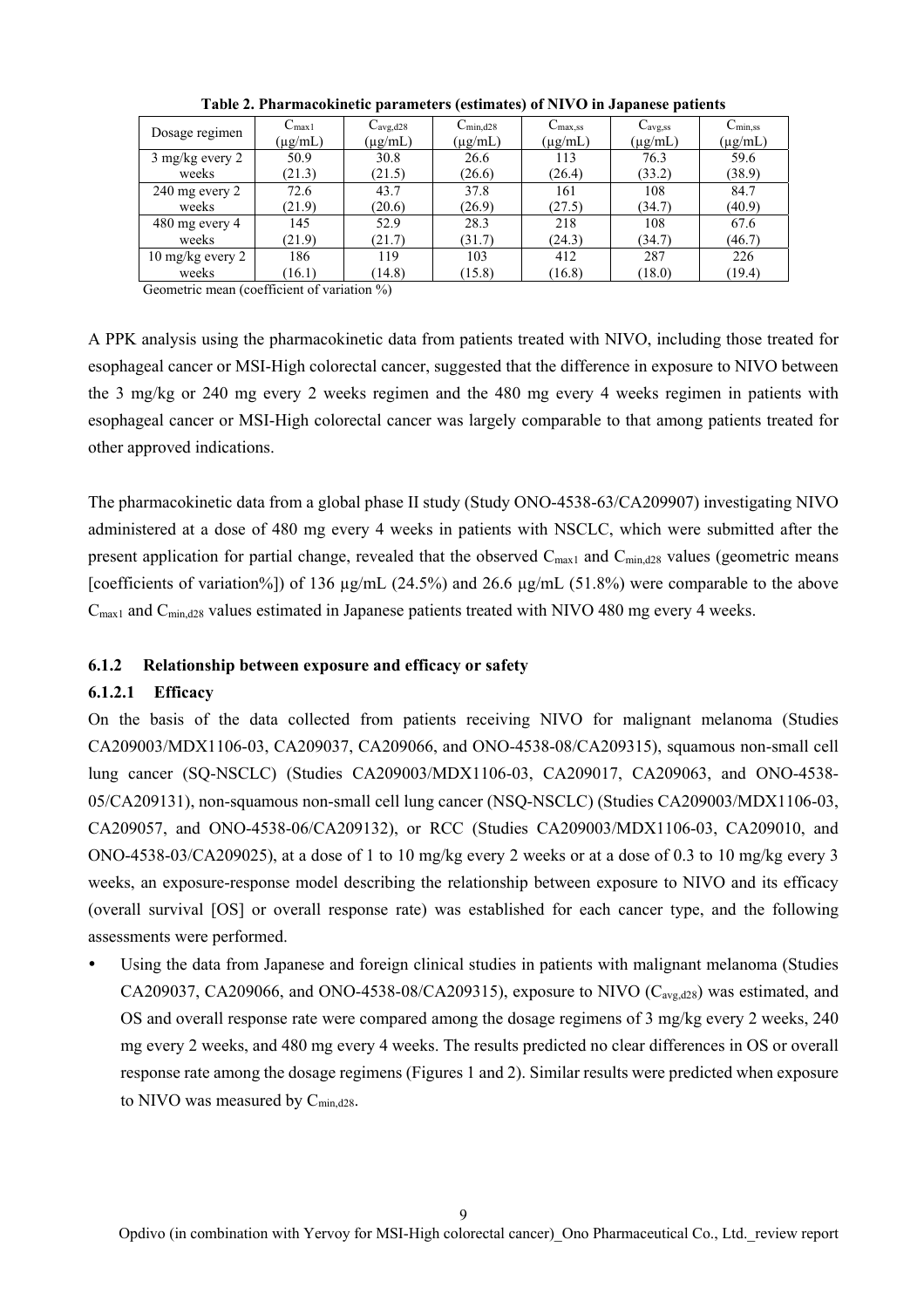**Table 2. Pharmacokinetic parameters (estimates) of NIVO in Japanese patients**

| Dosage regimen | $C_{max1}$ (μg/mL) | $C_{avg,d28}$ (μg/mL) | $C_{min,d28}$ (μg/mL) | $C_{max,ss}$ (μg/mL) | $C_{avg,ss}$ (μg/mL) | $C_{min,ss}$ (μg/mL) |
|---|---|---|---|---|---|---|
| 3 mg/kg every 2 weeks | 50.9 (21.3) | 30.8 (21.5) | 26.6 (26.6) | 113 (26.4) | 76.3 (33.2) | 59.6 (38.9) |
| 240 mg every 2 weeks | 72.6 (21.9) | 43.7 (20.6) | 37.8 (26.9) | 161 (27.5) | 108 (34.7) | 84.7 (40.9) |
| 480 mg every 4 weeks | 145 (21.9) | 52.9 (21.7) | 28.3 (31.7) | 218 (24.3) | 108 (34.7) | 67.6 (46.7) |
| 10 mg/kg every 2 weeks | 186 (16.1) | 119 (14.8) | 103 (15.8) | 412 (16.8) | 287 (18.0) | 226 (19.4) |

Geometric mean (coefficient of variation %)

A PPK analysis using the pharmacokinetic data from patients treated with NIVO, including those treated for esophageal cancer or MSI-High colorectal cancer, suggested that the difference in exposure to NIVO between the 3 mg/kg or 240 mg every 2 weeks regimen and the 480 mg every 4 weeks regimen in patients with esophageal cancer or MSI-High colorectal cancer was largely comparable to that among patients treated for other approved indications.

The pharmacokinetic data from a global phase II study (Study ONO-4538-63/CA209907) investigating NIVO administered at a dose of 480 mg every 4 weeks in patients with NSCLC, which were submitted after the present application for partial change, revealed that the observed $C_{max1}$ and $C_{min,d28}$ values (geometric means [coefficients of variation%]) of 136 μg/mL (24.5%) and 26.6 μg/mL (51.8%) were comparable to the above $C_{max1}$ and $C_{min,d28}$ values estimated in Japanese patients treated with NIVO 480 mg every 4 weeks.

### 6.1.2 Relationship between exposure and efficacy or safety

#### 6.1.2.1 Efficacy

On the basis of the data collected from patients receiving NIVO for malignant melanoma (Studies CA209003/MDX1106-03, CA209037, CA209066, and ONO-4538-08/CA209315), squamous non-small cell lung cancer (SQ-NSCLC) (Studies CA209003/MDX1106-03, CA209017, CA209063, and ONO-4538-05/CA209131), non-squamous non-small cell lung cancer (NSQ-NSCLC) (Studies CA209003/MDX1106-03, CA209057, and ONO-4538-06/CA209132), or RCC (Studies CA209003/MDX1106-03, CA209010, and ONO-4538-03/CA209025), at a dose of 1 to 10 mg/kg every 2 weeks or at a dose of 0.3 to 10 mg/kg every 3 weeks, an exposure-response model describing the relationship between exposure to NIVO and its efficacy (overall survival [OS] or overall response rate) was established for each cancer type, and the following assessments were performed.

- Using the data from Japanese and foreign clinical studies in patients with malignant melanoma (Studies CA209037, CA209066, and ONO-4538-08/CA209315), exposure to NIVO ($C_{avg,d28}$) was estimated, and OS and overall response rate were compared among the dosage regimens of 3 mg/kg every 2 weeks, 240 mg every 2 weeks, and 480 mg every 4 weeks. The results predicted no clear differences in OS or overall response rate among the dosage regimens (Figures 1 and 2). Similar results were predicted when exposure to NIVO was measured by $C_{min,d28}$.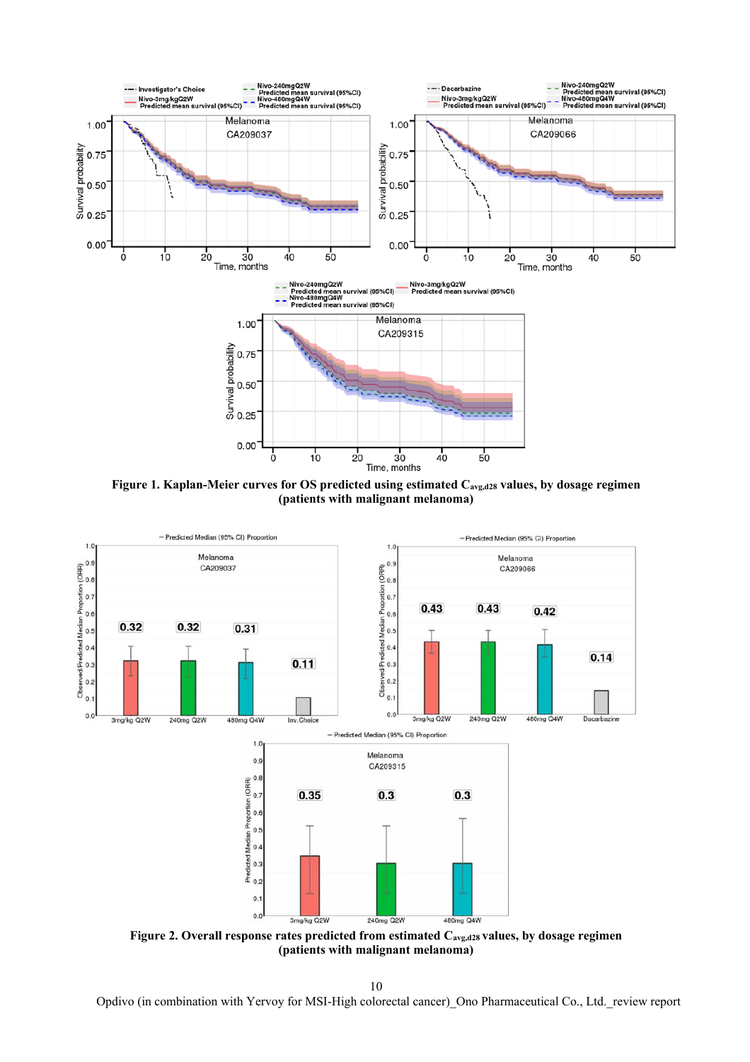**Figure 1. Kaplan-Meier curves for OS predicted using estimated $C_{avg,d28}$ values, by dosage regimen (patients with malignant melanoma)**

**Figure 2. Overall response rates predicted from estimated $C_{avg,d28}$ values, by dosage regimen (patients with malignant melanoma)**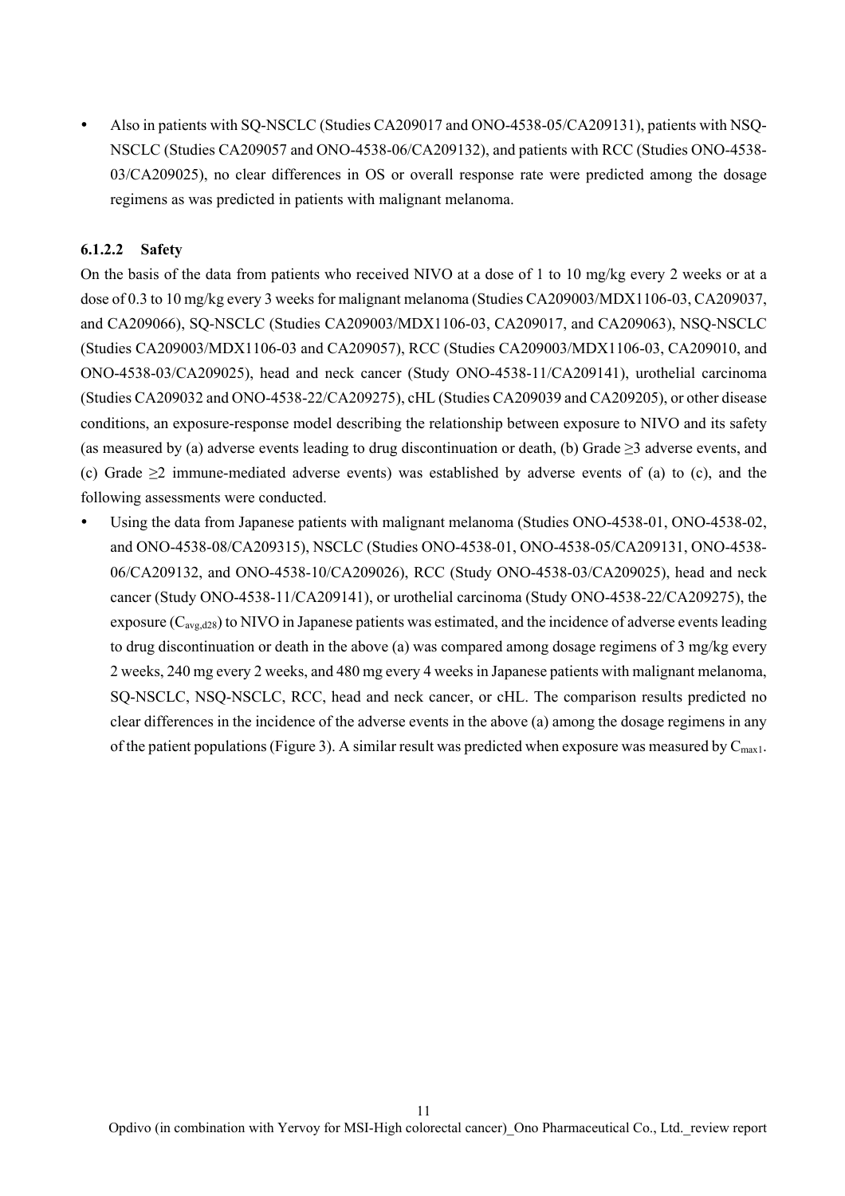- Also in patients with SQ-NSCLC (Studies CA209017 and ONO-4538-05/CA209131), patients with NSQ-NSCLC (Studies CA209057 and ONO-4538-06/CA209132), and patients with RCC (Studies ONO-4538-03/CA209025), no clear differences in OS or overall response rate were predicted among the dosage regimens as was predicted in patients with malignant melanoma.

#### 6.1.2.2 Safety

On the basis of the data from patients who received NIVO at a dose of 1 to 10 mg/kg every 2 weeks or at a dose of 0.3 to 10 mg/kg every 3 weeks for malignant melanoma (Studies CA209003/MDX1106-03, CA209037, and CA209066), SQ-NSCLC (Studies CA209003/MDX1106-03, CA209017, and CA209063), NSQ-NSCLC (Studies CA209003/MDX1106-03 and CA209057), RCC (Studies CA209003/MDX1106-03, CA209010, and ONO-4538-03/CA209025), head and neck cancer (Study ONO-4538-11/CA209141), urothelial carcinoma (Studies CA209032 and ONO-4538-22/CA209275), cHL (Studies CA209039 and CA209205), or other disease conditions, an exposure-response model describing the relationship between exposure to NIVO and its safety (as measured by (a) adverse events leading to drug discontinuation or death, (b) Grade ≥3 adverse events, and (c) Grade ≥2 immune-mediated adverse events) was established by adverse events of (a) to (c), and the following assessments were conducted.

- Using the data from Japanese patients with malignant melanoma (Studies ONO-4538-01, ONO-4538-02, and ONO-4538-08/CA209315), NSCLC (Studies ONO-4538-01, ONO-4538-05/CA209131, ONO-4538-06/CA209132, and ONO-4538-10/CA209026), RCC (Study ONO-4538-03/CA209025), head and neck cancer (Study ONO-4538-11/CA209141), or urothelial carcinoma (Study ONO-4538-22/CA209275), the exposure ($C_{avg,d28}$) to NIVO in Japanese patients was estimated, and the incidence of adverse events leading to drug discontinuation or death in the above (a) was compared among dosage regimens of 3 mg/kg every 2 weeks, 240 mg every 2 weeks, and 480 mg every 4 weeks in Japanese patients with malignant melanoma, SQ-NSCLC, NSQ-NSCLC, RCC, head and neck cancer, or cHL. The comparison results predicted no clear differences in the incidence of the adverse events in the above (a) among the dosage regimens in any of the patient populations (Figure 3). A similar result was predicted when exposure was measured by $C_{max1}$.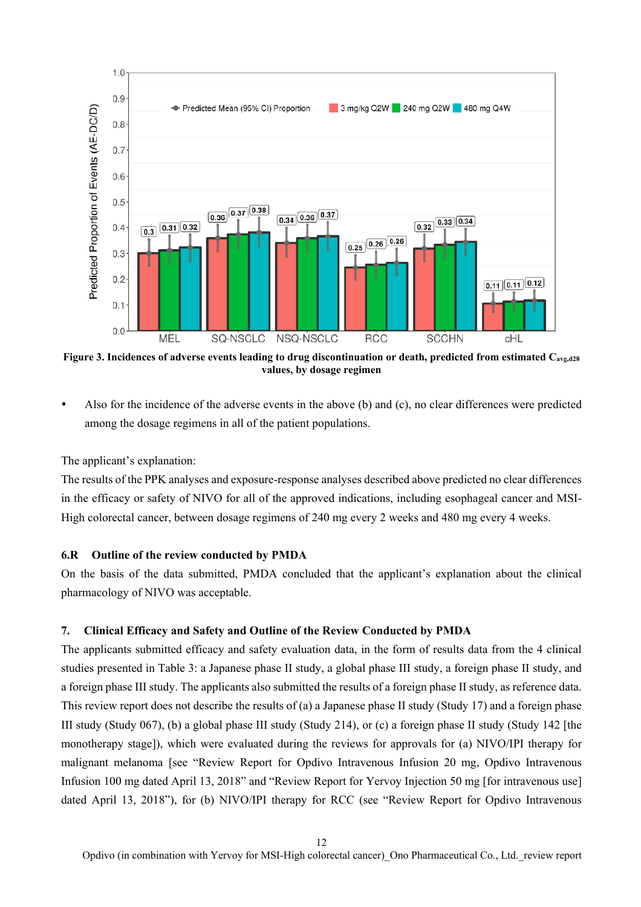Figure 3. Incidences of adverse events leading to drug discontinuation or death, predicted from estimated $C_{avg,d28}$ values, by dosage regimen

- Also for the incidence of the adverse events in the above (b) and (c), no clear differences were predicted among the dosage regimens in all of the patient populations.

The applicant's explanation:

The results of the PPK analyses and exposure-response analyses described above predicted no clear differences in the efficacy or safety of NIVO for all of the approved indications, including esophageal cancer and MSI-High colorectal cancer, between dosage regimens of 240 mg every 2 weeks and 480 mg every 4 weeks.

### 6.R Outline of the review conducted by PMDA

On the basis of the data submitted, PMDA concluded that the applicant's explanation about the clinical pharmacology of NIVO was acceptable.

## 7. Clinical Efficacy and Safety and Outline of the Review Conducted by PMDA

The applicants submitted efficacy and safety evaluation data, in the form of results data from the 4 clinical studies presented in Table 3: a Japanese phase II study, a global phase III study, a foreign phase II study, and a foreign phase III study. The applicants also submitted the results of a foreign phase II study, as reference data. This review report does not describe the results of (a) a Japanese phase II study (Study 17) and a foreign phase III study (Study 067), (b) a global phase III study (Study 214), or (c) a foreign phase II study (Study 142 [the monotherapy stage]), which were evaluated during the reviews for approvals for (a) NIVO/IPI therapy for malignant melanoma [see "Review Report for Opdivo Intravenous Infusion 20 mg, Opdivo Intravenous Infusion 100 mg dated April 13, 2018" and "Review Report for Yervoy Injection 50 mg [for intravenous use] dated April 13, 2018"), for (b) NIVO/IPI therapy for RCC (see "Review Report for Opdivo Intravenous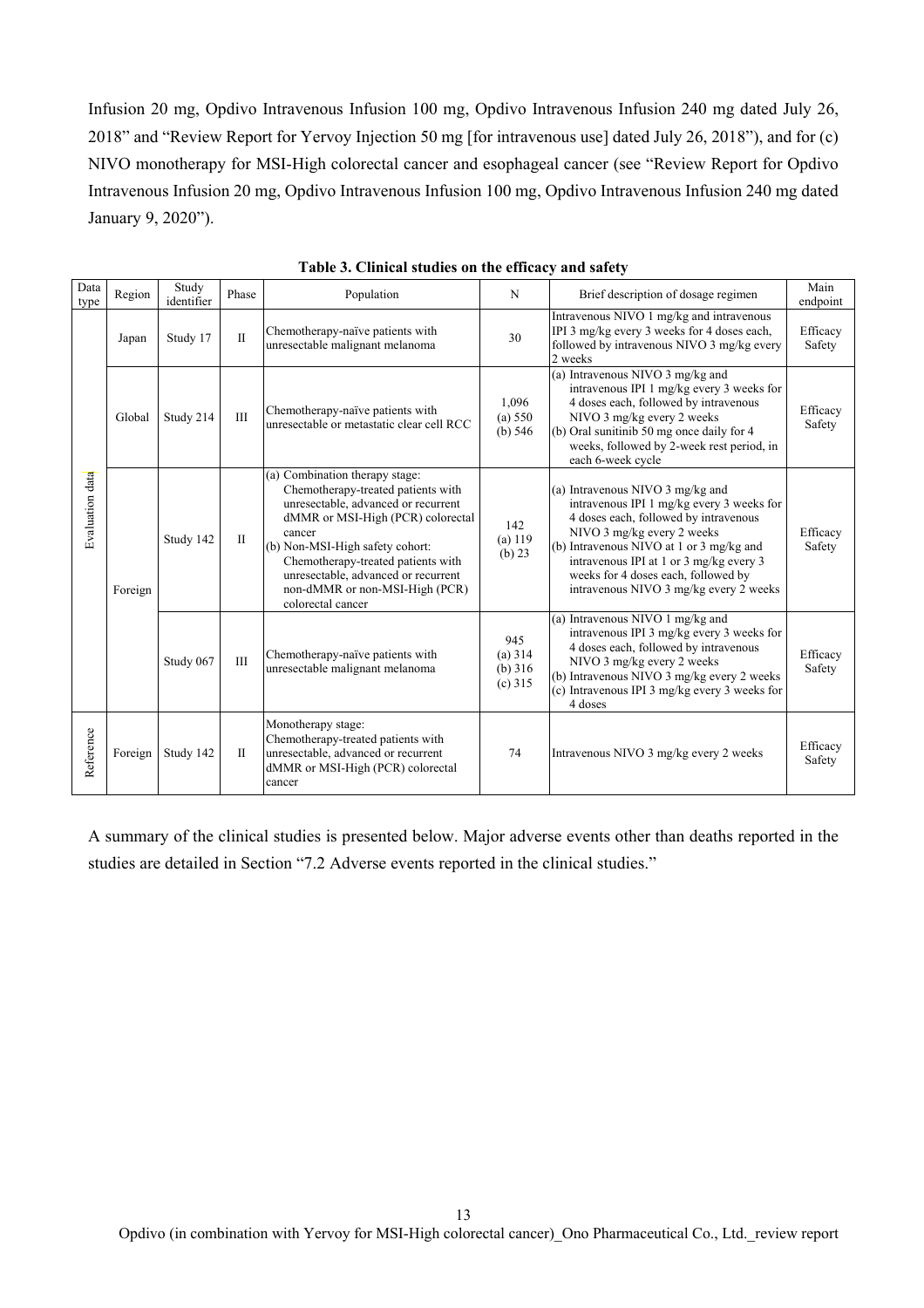Infusion 20 mg, Opdivo Intravenous Infusion 100 mg, Opdivo Intravenous Infusion 240 mg dated July 26, 2018" and "Review Report for Yervoy Injection 50 mg [for intravenous use] dated July 26, 2018"), and for (c) NIVO monotherapy for MSI-High colorectal cancer and esophageal cancer (see "Review Report for Opdivo Intravenous Infusion 20 mg, Opdivo Intravenous Infusion 100 mg, Opdivo Intravenous Infusion 240 mg dated January 9, 2020").

**Table 3. Clinical studies on the efficacy and safety**

| Data type | Region | Study identifier | Phase | Population | N | Brief description of dosage regimen | Main endpoint |
|---|---|---|---|---|---|---|---|
| Evaluation data | Japan | Study 17 | II | Chemotherapy-naïve patients with unresectable malignant melanoma | 30 | Intravenous NIVO 1 mg/kg and intravenous IPI 3 mg/kg every 3 weeks for 4 doses each, followed by intravenous NIVO 3 mg/kg every 2 weeks | Efficacy Safety |
| | Global | Study 214 | III | Chemotherapy-naïve patients with unresectable or metastatic clear cell RCC | 1,096 (a) 550 (b) 546 | (a) Intravenous NIVO 3 mg/kg and intravenous IPI 1 mg/kg every 3 weeks for 4 doses each, followed by intravenous NIVO 3 mg/kg every 2 weeks (b) Oral sunitinib 50 mg once daily for 4 weeks, followed by 2-week rest period, in each 6-week cycle | Efficacy Safety |
| | Foreign | Study 142 | II | (a) Combination therapy stage: Chemotherapy-treated patients with unresectable, advanced or recurrent dMMR or MSI-High (PCR) colorectal cancer (b) Non-MSI-High safety cohort: Chemotherapy-treated patients with unresectable, advanced or recurrent non-dMMR or non-MSI-High (PCR) colorectal cancer | 142 (a) 119 (b) 23 | (a) Intravenous NIVO 3 mg/kg and intravenous IPI 1 mg/kg every 3 weeks for 4 doses each, followed by intravenous NIVO 3 mg/kg every 2 weeks (b) Intravenous NIVO at 1 or 3 mg/kg and intravenous IPI at 1 or 3 mg/kg every 3 weeks for 4 doses each, followed by intravenous NIVO 3 mg/kg every 2 weeks | Efficacy Safety |
| | | Study 067 | III | Chemotherapy-naïve patients with unresectable malignant melanoma | 945 (a) 314 (b) 316 (c) 315 | (a) Intravenous NIVO 1 mg/kg and intravenous IPI 3 mg/kg every 3 weeks for 4 doses each, followed by intravenous NIVO 3 mg/kg every 2 weeks (b) Intravenous NIVO 3 mg/kg every 2 weeks (c) Intravenous IPI 3 mg/kg every 3 weeks for 4 doses | Efficacy Safety |
| Reference | Foreign | Study 142 | II | Monotherapy stage: Chemotherapy-treated patients with unresectable, advanced or recurrent dMMR or MSI-High (PCR) colorectal cancer | 74 | Intravenous NIVO 3 mg/kg every 2 weeks | Efficacy Safety |

A summary of the clinical studies is presented below. Major adverse events other than deaths reported in the studies are detailed in Section "7.2 Adverse events reported in the clinical studies."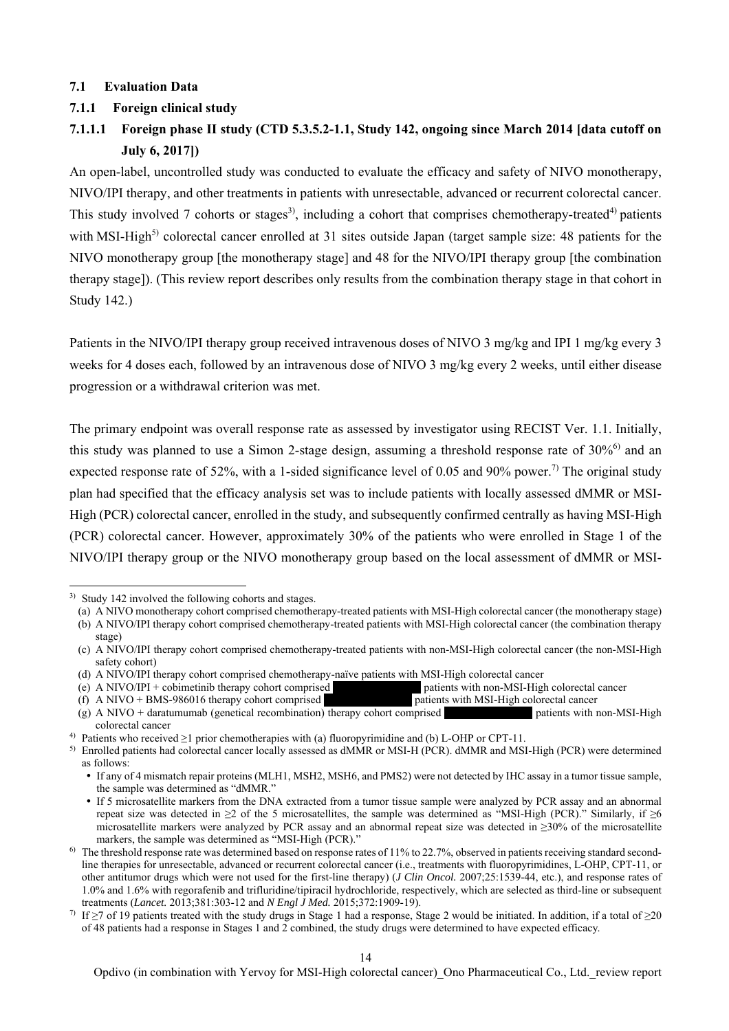### 7.1 Evaluation Data

#### 7.1.1 Foreign clinical study

##### 7.1.1.1 Foreign phase II study (CTD 5.3.5.2-1.1, Study 142, ongoing since March 2014 [data cutoff on July 6, 2017])

An open-label, uncontrolled study was conducted to evaluate the efficacy and safety of NIVO monotherapy, NIVO/IPI therapy, and other treatments in patients with unresectable, advanced or recurrent colorectal cancer. This study involved 7 cohorts or stages[3], including a cohort that comprises chemotherapy-treated[4] patients with MSI-High[5] colorectal cancer enrolled at 31 sites outside Japan (target sample size: 48 patients for the NIVO monotherapy group [the monotherapy stage] and 48 for the NIVO/IPI therapy group [the combination therapy stage]). (This review report describes only results from the combination therapy stage in that cohort in Study 142.)

Patients in the NIVO/IPI therapy group received intravenous doses of NIVO 3 mg/kg and IPI 1 mg/kg every 3 weeks for 4 doses each, followed by an intravenous dose of NIVO 3 mg/kg every 2 weeks, until either disease progression or a withdrawal criterion was met.

The primary endpoint was overall response rate as assessed by investigator using RECIST Ver. 1.1. Initially, this study was planned to use a Simon 2-stage design, assuming a threshold response rate of 30%[6] and an expected response rate of 52%, with a 1-sided significance level of 0.05 and 90% power.[7] The original study plan had specified that the efficacy analysis set was to include patients with locally assessed dMMR or MSI-High (PCR) colorectal cancer, enrolled in the study, and subsequently confirmed centrally as having MSI-High (PCR) colorectal cancer. However, approximately 30% of the patients who were enrolled in Stage 1 of the NIVO/IPI therapy group or the NIVO monotherapy group based on the local assessment of dMMR or MSI-

---

3) Study 142 involved the following cohorts and stages.
(a) A NIVO monotherapy cohort comprised chemotherapy-treated patients with MSI-High colorectal cancer (the monotherapy stage)
(b) A NIVO/IPI therapy cohort comprised chemotherapy-treated patients with MSI-High colorectal cancer (the combination therapy stage)
(c) A NIVO/IPI therapy cohort comprised chemotherapy-treated patients with non-MSI-High colorectal cancer (the non-MSI-High safety cohort)
(d) A NIVO/IPI therapy cohort comprised chemotherapy-naïve patients with MSI-High colorectal cancer
(e) A NIVO/IPI + cobimetinib therapy cohort comprised ████████ patients with non-MSI-High colorectal cancer
(f) A NIVO + BMS-986016 therapy cohort comprised ████████ patients with MSI-High colorectal cancer
(g) A NIVO + daratumumab (genetical recombination) therapy cohort comprised ████████ patients with non-MSI-High colorectal cancer

4) Patients who received ≥1 prior chemotherapies with (a) fluoropyrimidine and (b) L-OHP or CPT-11.

5) Enrolled patients had colorectal cancer locally assessed as dMMR or MSI-H (PCR). dMMR and MSI-High (PCR) were determined as follows:
- If any of 4 mismatch repair proteins (MLH1, MSH2, MSH6, and PMS2) were not detected by IHC assay in a tumor tissue sample, the sample was determined as "dMMR."
- If 5 microsatellite markers from the DNA extracted from a tumor tissue sample were analyzed by PCR assay and an abnormal repeat size was detected in ≥2 of the 5 microsatellites, the sample was determined as "MSI-High (PCR)." Similarly, if ≥6 microsatellite markers were analyzed by PCR assay and an abnormal repeat size was detected in ≥30% of the microsatellite markers, the sample was determined as "MSI-High (PCR)."

6) The threshold response rate was determined based on response rates of 11% to 22.7%, observed in patients receiving standard second-line therapies for unresectable, advanced or recurrent colorectal cancer (i.e., treatments with fluoropyrimidines, L-OHP, CPT-11, or other antitumor drugs which were not used for the first-line therapy) (*J Clin Oncol.* 2007;25:1539-44, etc.), and response rates of 1.0% and 1.6% with regorafenib and trifluridine/tipiracil hydrochloride, respectively, which are selected as third-line or subsequent treatments (*Lancet.* 2013;381:303-12 and *N Engl J Med.* 2015;372:1909-19).

7) If ≥7 of 19 patients treated with the study drugs in Stage 1 had a response, Stage 2 would be initiated. In addition, if a total of ≥20 of 48 patients had a response in Stages 1 and 2 combined, the study drugs were determined to have expected efficacy.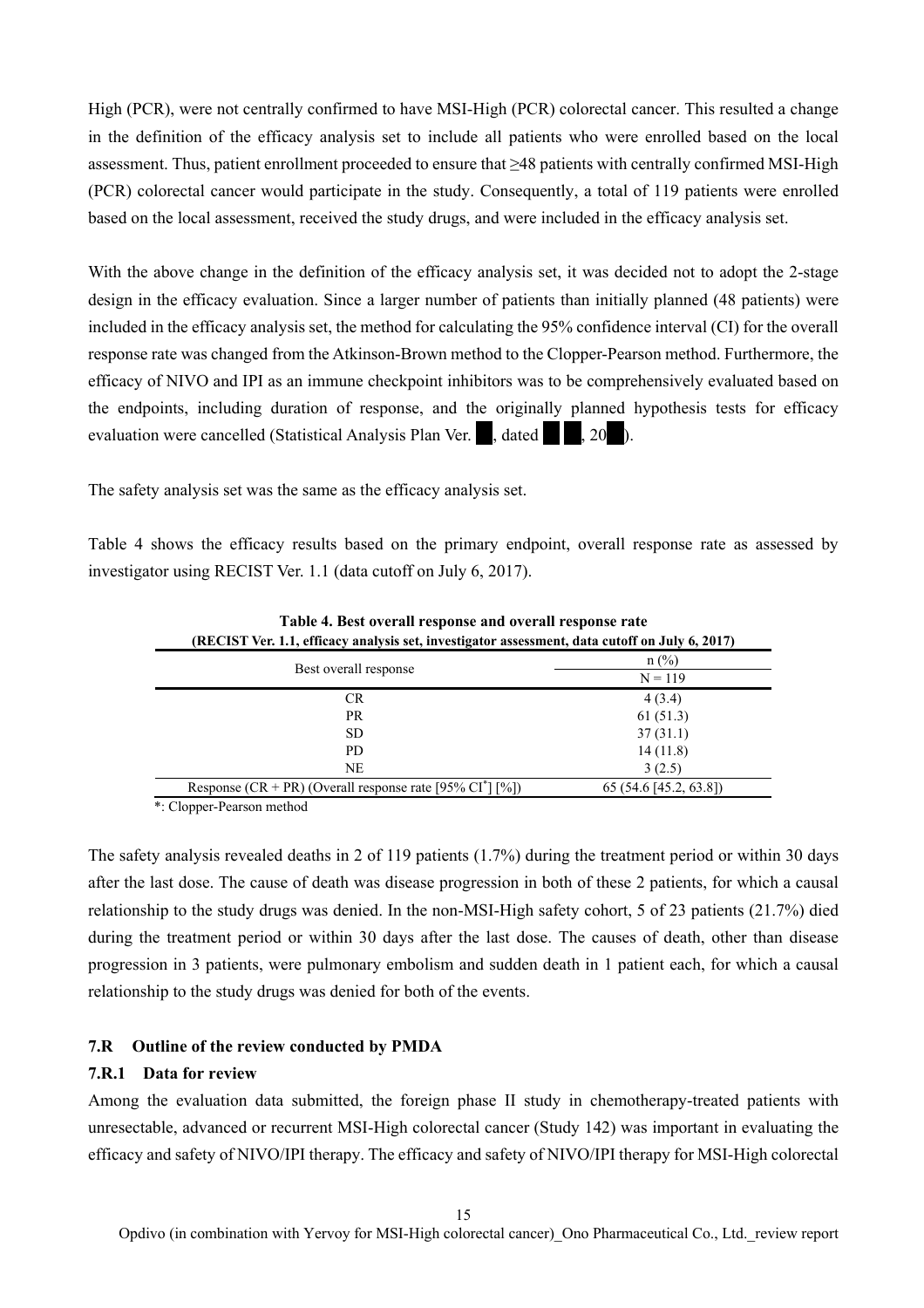High (PCR), were not centrally confirmed to have MSI-High (PCR) colorectal cancer. This resulted a change in the definition of the efficacy analysis set to include all patients who were enrolled based on the local assessment. Thus, patient enrollment proceeded to ensure that ≥48 patients with centrally confirmed MSI-High (PCR) colorectal cancer would participate in the study. Consequently, a total of 119 patients were enrolled based on the local assessment, received the study drugs, and were included in the efficacy analysis set.

With the above change in the definition of the efficacy analysis set, it was decided not to adopt the 2-stage design in the efficacy evaluation. Since a larger number of patients than initially planned (48 patients) were included in the efficacy analysis set, the method for calculating the 95% confidence interval (CI) for the overall response rate was changed from the Atkinson-Brown method to the Clopper-Pearson method. Furthermore, the efficacy of NIVO and IPI as an immune checkpoint inhibitors was to be comprehensively evaluated based on the endpoints, including duration of response, and the originally planned hypothesis tests for efficacy evaluation were cancelled (Statistical Analysis Plan Ver. ██, dated ██ ██, 20██).

The safety analysis set was the same as the efficacy analysis set.

Table 4 shows the efficacy results based on the primary endpoint, overall response rate as assessed by investigator using RECIST Ver. 1.1 (data cutoff on July 6, 2017).

**Table 4. Best overall response and overall response rate**
**(RECIST Ver. 1.1, efficacy analysis set, investigator assessment, data cutoff on July 6, 2017)**

| Best overall response | n (%) |
|---|---|
| | N = 119 |
| CR | 4 (3.4) |
| PR | 61 (51.3) |
| SD | 37 (31.1) |
| PD | 14 (11.8) |
| NE | 3 (2.5) |
| Response (CR + PR) (Overall response rate [95% CI*] [%]) | 65 (54.6 [45.2, 63.8]) |

*: Clopper-Pearson method

The safety analysis revealed deaths in 2 of 119 patients (1.7%) during the treatment period or within 30 days after the last dose. The cause of death was disease progression in both of these 2 patients, for which a causal relationship to the study drugs was denied. In the non-MSI-High safety cohort, 5 of 23 patients (21.7%) died during the treatment period or within 30 days after the last dose. The causes of death, other than disease progression in 3 patients, were pulmonary embolism and sudden death in 1 patient each, for which a causal relationship to the study drugs was denied for both of the events.

### 7.R Outline of the review conducted by PMDA

#### 7.R.1 Data for review

Among the evaluation data submitted, the foreign phase II study in chemotherapy-treated patients with unresectable, advanced or recurrent MSI-High colorectal cancer (Study 142) was important in evaluating the efficacy and safety of NIVO/IPI therapy. The efficacy and safety of NIVO/IPI therapy for MSI-High colorectal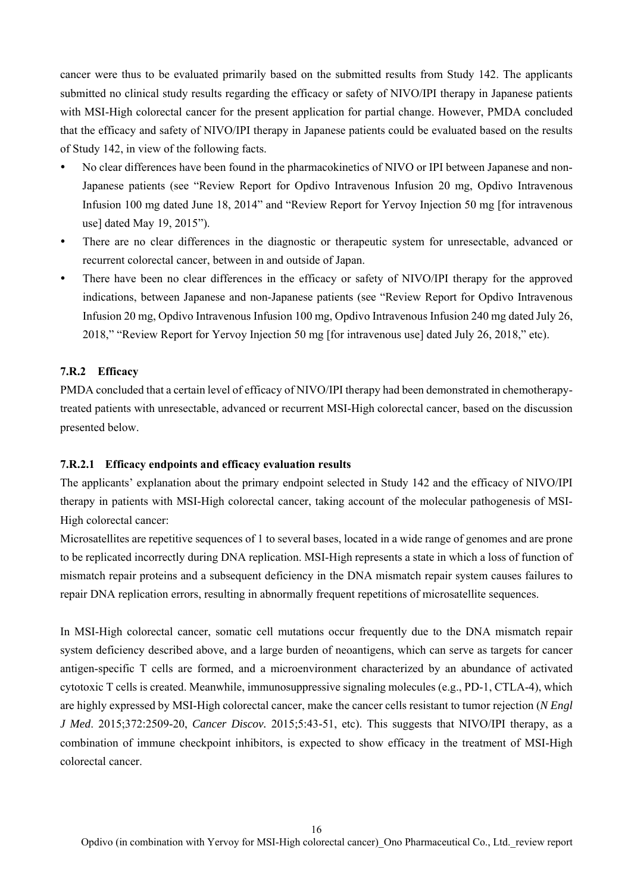cancer were thus to be evaluated primarily based on the submitted results from Study 142. The applicants submitted no clinical study results regarding the efficacy or safety of NIVO/IPI therapy in Japanese patients with MSI-High colorectal cancer for the present application for partial change. However, PMDA concluded that the efficacy and safety of NIVO/IPI therapy in Japanese patients could be evaluated based on the results of Study 142, in view of the following facts.

- No clear differences have been found in the pharmacokinetics of NIVO or IPI between Japanese and non-Japanese patients (see "Review Report for Opdivo Intravenous Infusion 20 mg, Opdivo Intravenous Infusion 100 mg dated June 18, 2014" and "Review Report for Yervoy Injection 50 mg [for intravenous use] dated May 19, 2015").
- There are no clear differences in the diagnostic or therapeutic system for unresectable, advanced or recurrent colorectal cancer, between in and outside of Japan.
- There have been no clear differences in the efficacy or safety of NIVO/IPI therapy for the approved indications, between Japanese and non-Japanese patients (see "Review Report for Opdivo Intravenous Infusion 20 mg, Opdivo Intravenous Infusion 100 mg, Opdivo Intravenous Infusion 240 mg dated July 26, 2018," "Review Report for Yervoy Injection 50 mg [for intravenous use] dated July 26, 2018," etc).

### 7.R.2 Efficacy

PMDA concluded that a certain level of efficacy of NIVO/IPI therapy had been demonstrated in chemotherapy-treated patients with unresectable, advanced or recurrent MSI-High colorectal cancer, based on the discussion presented below.

#### 7.R.2.1 Efficacy endpoints and efficacy evaluation results

The applicants' explanation about the primary endpoint selected in Study 142 and the efficacy of NIVO/IPI therapy in patients with MSI-High colorectal cancer, taking account of the molecular pathogenesis of MSI-High colorectal cancer:

Microsatellites are repetitive sequences of 1 to several bases, located in a wide range of genomes and are prone to be replicated incorrectly during DNA replication. MSI-High represents a state in which a loss of function of mismatch repair proteins and a subsequent deficiency in the DNA mismatch repair system causes failures to repair DNA replication errors, resulting in abnormally frequent repetitions of microsatellite sequences.

In MSI-High colorectal cancer, somatic cell mutations occur frequently due to the DNA mismatch repair system deficiency described above, and a large burden of neoantigens, which can serve as targets for cancer antigen-specific T cells are formed, and a microenvironment characterized by an abundance of activated cytotoxic T cells is created. Meanwhile, immunosuppressive signaling molecules (e.g., PD-1, CTLA-4), which are highly expressed by MSI-High colorectal cancer, make the cancer cells resistant to tumor rejection (*N Engl J Med*. 2015;372:2509-20, *Cancer Discov.* 2015;5:43-51, etc). This suggests that NIVO/IPI therapy, as a combination of immune checkpoint inhibitors, is expected to show efficacy in the treatment of MSI-High colorectal cancer.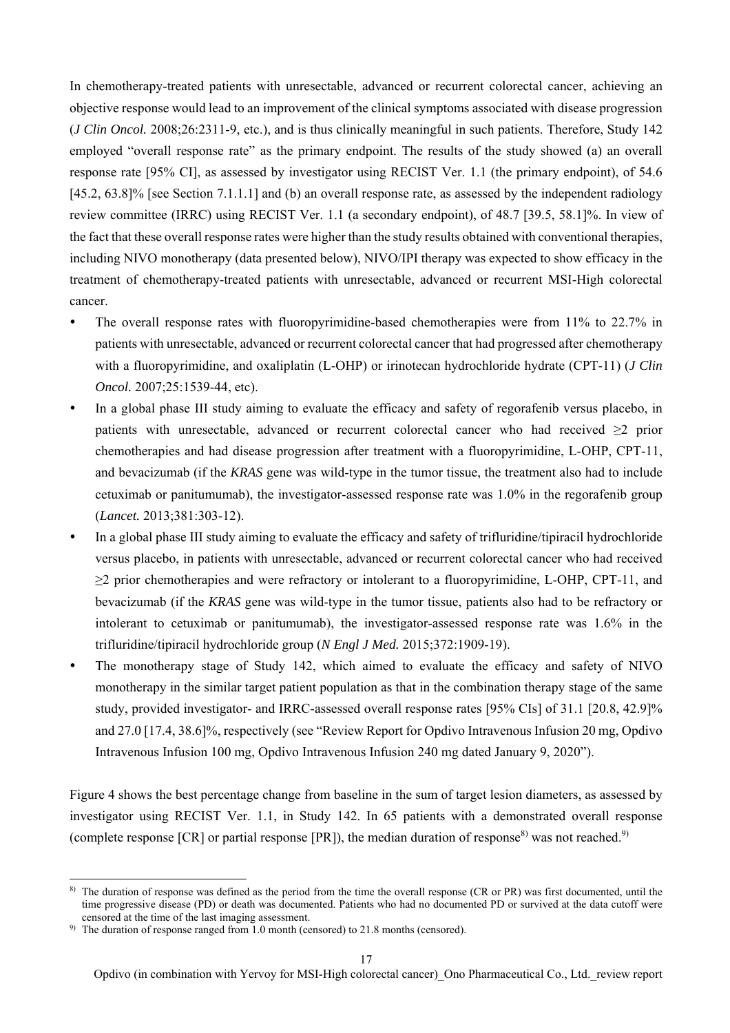In chemotherapy-treated patients with unresectable, advanced or recurrent colorectal cancer, achieving an objective response would lead to an improvement of the clinical symptoms associated with disease progression (*J Clin Oncol.* 2008;26:2311-9, etc.), and is thus clinically meaningful in such patients. Therefore, Study 142 employed "overall response rate" as the primary endpoint. The results of the study showed (a) an overall response rate [95% CI], as assessed by investigator using RECIST Ver. 1.1 (the primary endpoint), of 54.6 [45.2, 63.8]% [see Section 7.1.1.1] and (b) an overall response rate, as assessed by the independent radiology review committee (IRRC) using RECIST Ver. 1.1 (a secondary endpoint), of 48.7 [39.5, 58.1]%. In view of the fact that these overall response rates were higher than the study results obtained with conventional therapies, including NIVO monotherapy (data presented below), NIVO/IPI therapy was expected to show efficacy in the treatment of chemotherapy-treated patients with unresectable, advanced or recurrent MSI-High colorectal cancer.

- The overall response rates with fluoropyrimidine-based chemotherapies were from 11% to 22.7% in patients with unresectable, advanced or recurrent colorectal cancer that had progressed after chemotherapy with a fluoropyrimidine, and oxaliplatin (L-OHP) or irinotecan hydrochloride hydrate (CPT-11) (*J Clin Oncol.* 2007;25:1539-44, etc).
- In a global phase III study aiming to evaluate the efficacy and safety of regorafenib versus placebo, in patients with unresectable, advanced or recurrent colorectal cancer who had received ≥2 prior chemotherapies and had disease progression after treatment with a fluoropyrimidine, L-OHP, CPT-11, and bevacizumab (if the *KRAS* gene was wild-type in the tumor tissue, the treatment also had to include cetuximab or panitumumab), the investigator-assessed response rate was 1.0% in the regorafenib group (*Lancet.* 2013;381:303-12).
- In a global phase III study aiming to evaluate the efficacy and safety of trifluridine/tipiracil hydrochloride versus placebo, in patients with unresectable, advanced or recurrent colorectal cancer who had received ≥2 prior chemotherapies and were refractory or intolerant to a fluoropyrimidine, L-OHP, CPT-11, and bevacizumab (if the *KRAS* gene was wild-type in the tumor tissue, patients also had to be refractory or intolerant to cetuximab or panitumumab), the investigator-assessed response rate was 1.6% in the trifluridine/tipiracil hydrochloride group (*N Engl J Med.* 2015;372:1909-19).
- The monotherapy stage of Study 142, which aimed to evaluate the efficacy and safety of NIVO monotherapy in the similar target patient population as that in the combination therapy stage of the same study, provided investigator- and IRRC-assessed overall response rates [95% CIs] of 31.1 [20.8, 42.9]% and 27.0 [17.4, 38.6]%, respectively (see "Review Report for Opdivo Intravenous Infusion 20 mg, Opdivo Intravenous Infusion 100 mg, Opdivo Intravenous Infusion 240 mg dated January 9, 2020").

Figure 4 shows the best percentage change from baseline in the sum of target lesion diameters, as assessed by investigator using RECIST Ver. 1.1, in Study 142. In 65 patients with a demonstrated overall response (complete response [CR] or partial response [PR]), the median duration of response[8)] was not reached.[9)]

---

[8)] The duration of response was defined as the period from the time the overall response (CR or PR) was first documented, until the time progressive disease (PD) or death was documented. Patients who had no documented PD or survived at the data cutoff were censored at the time of the last imaging assessment.

[9)] The duration of response ranged from 1.0 month (censored) to 21.8 months (censored).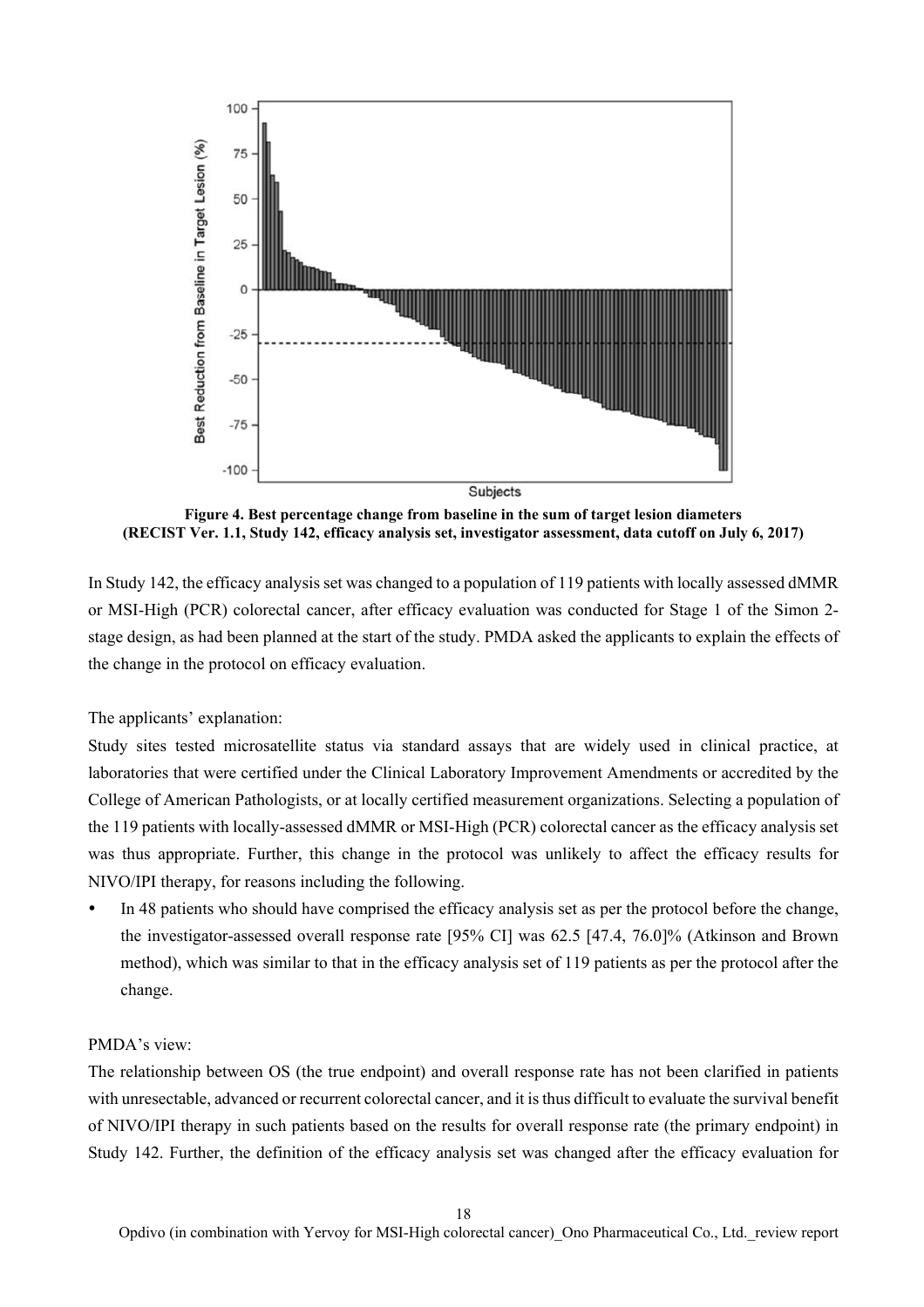**Figure 4. Best percentage change from baseline in the sum of target lesion diameters (RECIST Ver. 1.1, Study 142, efficacy analysis set, investigator assessment, data cutoff on July 6, 2017)**

In Study 142, the efficacy analysis set was changed to a population of 119 patients with locally assessed dMMR or MSI-High (PCR) colorectal cancer, after efficacy evaluation was conducted for Stage 1 of the Simon 2-stage design, as had been planned at the start of the study. PMDA asked the applicants to explain the effects of the change in the protocol on efficacy evaluation.

The applicants' explanation:

Study sites tested microsatellite status via standard assays that are widely used in clinical practice, at laboratories that were certified under the Clinical Laboratory Improvement Amendments or accredited by the College of American Pathologists, or at locally certified measurement organizations. Selecting a population of the 119 patients with locally-assessed dMMR or MSI-High (PCR) colorectal cancer as the efficacy analysis set was thus appropriate. Further, this change in the protocol was unlikely to affect the efficacy results for NIVO/IPI therapy, for reasons including the following.

- In 48 patients who should have comprised the efficacy analysis set as per the protocol before the change, the investigator-assessed overall response rate [95% CI] was 62.5 [47.4, 76.0]% (Atkinson and Brown method), which was similar to that in the efficacy analysis set of 119 patients as per the protocol after the change.

PMDA's view:

The relationship between OS (the true endpoint) and overall response rate has not been clarified in patients with unresectable, advanced or recurrent colorectal cancer, and it is thus difficult to evaluate the survival benefit of NIVO/IPI therapy in such patients based on the results for overall response rate (the primary endpoint) in Study 142. Further, the definition of the efficacy analysis set was changed after the efficacy evaluation for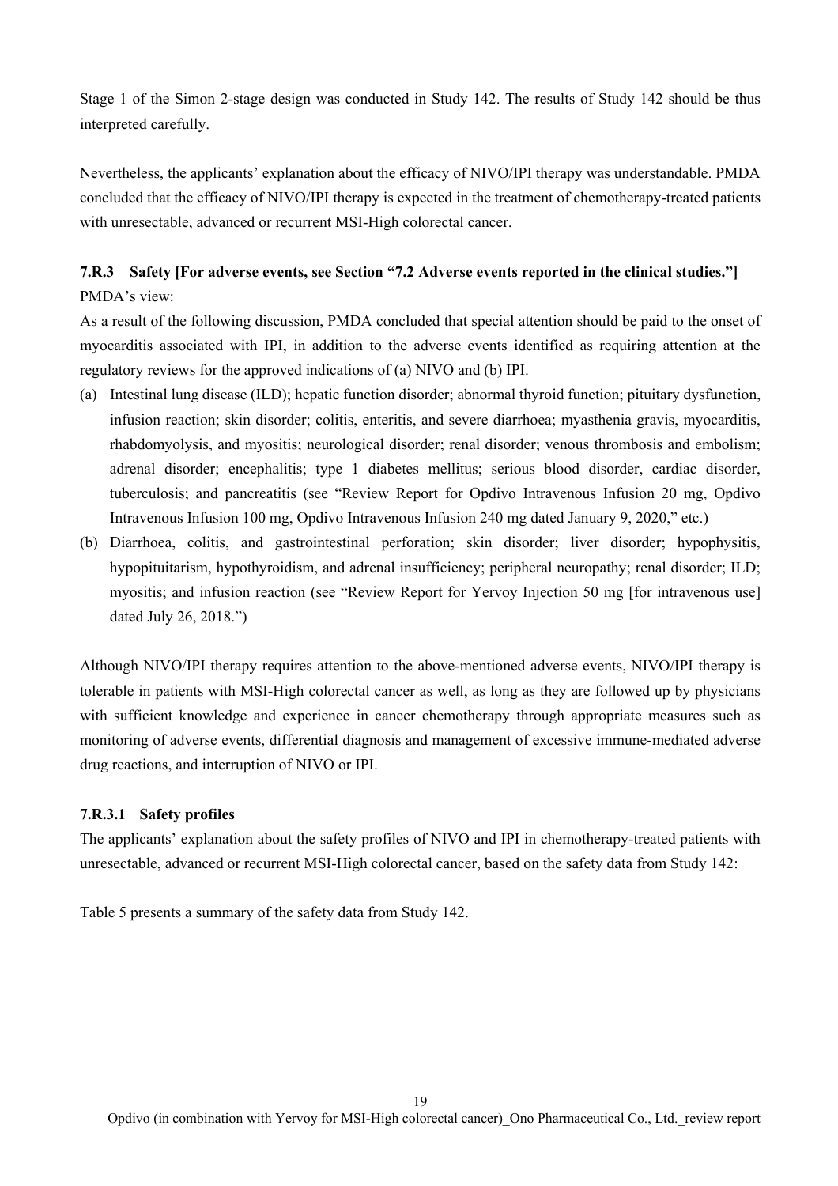Stage 1 of the Simon 2-stage design was conducted in Study 142. The results of Study 142 should be thus interpreted carefully.

Nevertheless, the applicants' explanation about the efficacy of NIVO/IPI therapy was understandable. PMDA concluded that the efficacy of NIVO/IPI therapy is expected in the treatment of chemotherapy-treated patients with unresectable, advanced or recurrent MSI-High colorectal cancer.

### 7.R.3 Safety [For adverse events, see Section "7.2 Adverse events reported in the clinical studies."]

PMDA's view:

As a result of the following discussion, PMDA concluded that special attention should be paid to the onset of myocarditis associated with IPI, in addition to the adverse events identified as requiring attention at the regulatory reviews for the approved indications of (a) NIVO and (b) IPI.

(a) Intestinal lung disease (ILD); hepatic function disorder; abnormal thyroid function; pituitary dysfunction, infusion reaction; skin disorder; colitis, enteritis, and severe diarrhoea; myasthenia gravis, myocarditis, rhabdomyolysis, and myositis; neurological disorder; renal disorder; venous thrombosis and embolism; adrenal disorder; encephalitis; type 1 diabetes mellitus; serious blood disorder, cardiac disorder, tuberculosis; and pancreatitis (see "Review Report for Opdivo Intravenous Infusion 20 mg, Opdivo Intravenous Infusion 100 mg, Opdivo Intravenous Infusion 240 mg dated January 9, 2020," etc.)

(b) Diarrhoea, colitis, and gastrointestinal perforation; skin disorder; liver disorder; hypophysitis, hypopituitarism, hypothyroidism, and adrenal insufficiency; peripheral neuropathy; renal disorder; ILD; myositis; and infusion reaction (see "Review Report for Yervoy Injection 50 mg [for intravenous use] dated July 26, 2018.")

Although NIVO/IPI therapy requires attention to the above-mentioned adverse events, NIVO/IPI therapy is tolerable in patients with MSI-High colorectal cancer as well, as long as they are followed up by physicians with sufficient knowledge and experience in cancer chemotherapy through appropriate measures such as monitoring of adverse events, differential diagnosis and management of excessive immune-mediated adverse drug reactions, and interruption of NIVO or IPI.

#### 7.R.3.1 Safety profiles

The applicants' explanation about the safety profiles of NIVO and IPI in chemotherapy-treated patients with unresectable, advanced or recurrent MSI-High colorectal cancer, based on the safety data from Study 142:

Table 5 presents a summary of the safety data from Study 142.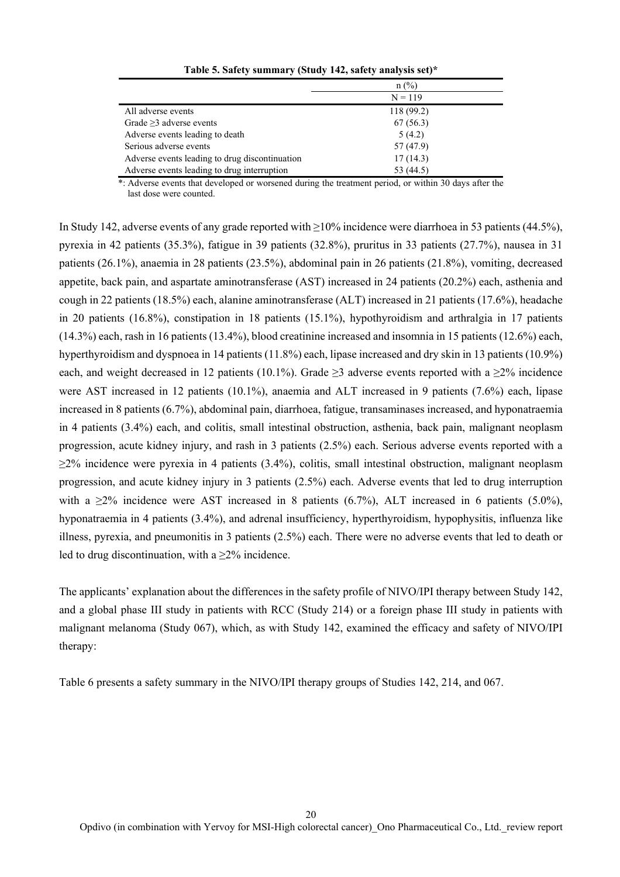**Table 5. Safety summary (Study 142, safety analysis set)***

| | n (%) |
|---|---|
| | N = 119 |
| All adverse events | 118 (99.2) |
| Grade ≥3 adverse events | 67 (56.3) |
| Adverse events leading to death | 5 (4.2) |
| Serious adverse events | 57 (47.9) |
| Adverse events leading to drug discontinuation | 17 (14.3) |
| Adverse events leading to drug interruption | 53 (44.5) |

*: Adverse events that developed or worsened during the treatment period, or within 30 days after the last dose were counted.

In Study 142, adverse events of any grade reported with ≥10% incidence were diarrhoea in 53 patients (44.5%), pyrexia in 42 patients (35.3%), fatigue in 39 patients (32.8%), pruritus in 33 patients (27.7%), nausea in 31 patients (26.1%), anaemia in 28 patients (23.5%), abdominal pain in 26 patients (21.8%), vomiting, decreased appetite, back pain, and aspartate aminotransferase (AST) increased in 24 patients (20.2%) each, asthenia and cough in 22 patients (18.5%) each, alanine aminotransferase (ALT) increased in 21 patients (17.6%), headache in 20 patients (16.8%), constipation in 18 patients (15.1%), hypothyroidism and arthralgia in 17 patients (14.3%) each, rash in 16 patients (13.4%), blood creatinine increased and insomnia in 15 patients (12.6%) each, hyperthyroidism and dyspnoea in 14 patients (11.8%) each, lipase increased and dry skin in 13 patients (10.9%) each, and weight decreased in 12 patients (10.1%). Grade ≥3 adverse events reported with a ≥2% incidence were AST increased in 12 patients (10.1%), anaemia and ALT increased in 9 patients (7.6%) each, lipase increased in 8 patients (6.7%), abdominal pain, diarrhoea, fatigue, transaminases increased, and hyponatraemia in 4 patients (3.4%) each, and colitis, small intestinal obstruction, asthenia, back pain, malignant neoplasm progression, acute kidney injury, and rash in 3 patients (2.5%) each. Serious adverse events reported with a ≥2% incidence were pyrexia in 4 patients (3.4%), colitis, small intestinal obstruction, malignant neoplasm progression, and acute kidney injury in 3 patients (2.5%) each. Adverse events that led to drug interruption with a ≥2% incidence were AST increased in 8 patients (6.7%), ALT increased in 6 patients (5.0%), hyponatraemia in 4 patients (3.4%), and adrenal insufficiency, hyperthyroidism, hypophysitis, influenza like illness, pyrexia, and pneumonitis in 3 patients (2.5%) each. There were no adverse events that led to death or led to drug discontinuation, with a ≥2% incidence.

The applicants' explanation about the differences in the safety profile of NIVO/IPI therapy between Study 142, and a global phase III study in patients with RCC (Study 214) or a foreign phase III study in patients with malignant melanoma (Study 067), which, as with Study 142, examined the efficacy and safety of NIVO/IPI therapy:

Table 6 presents a safety summary in the NIVO/IPI therapy groups of Studies 142, 214, and 067.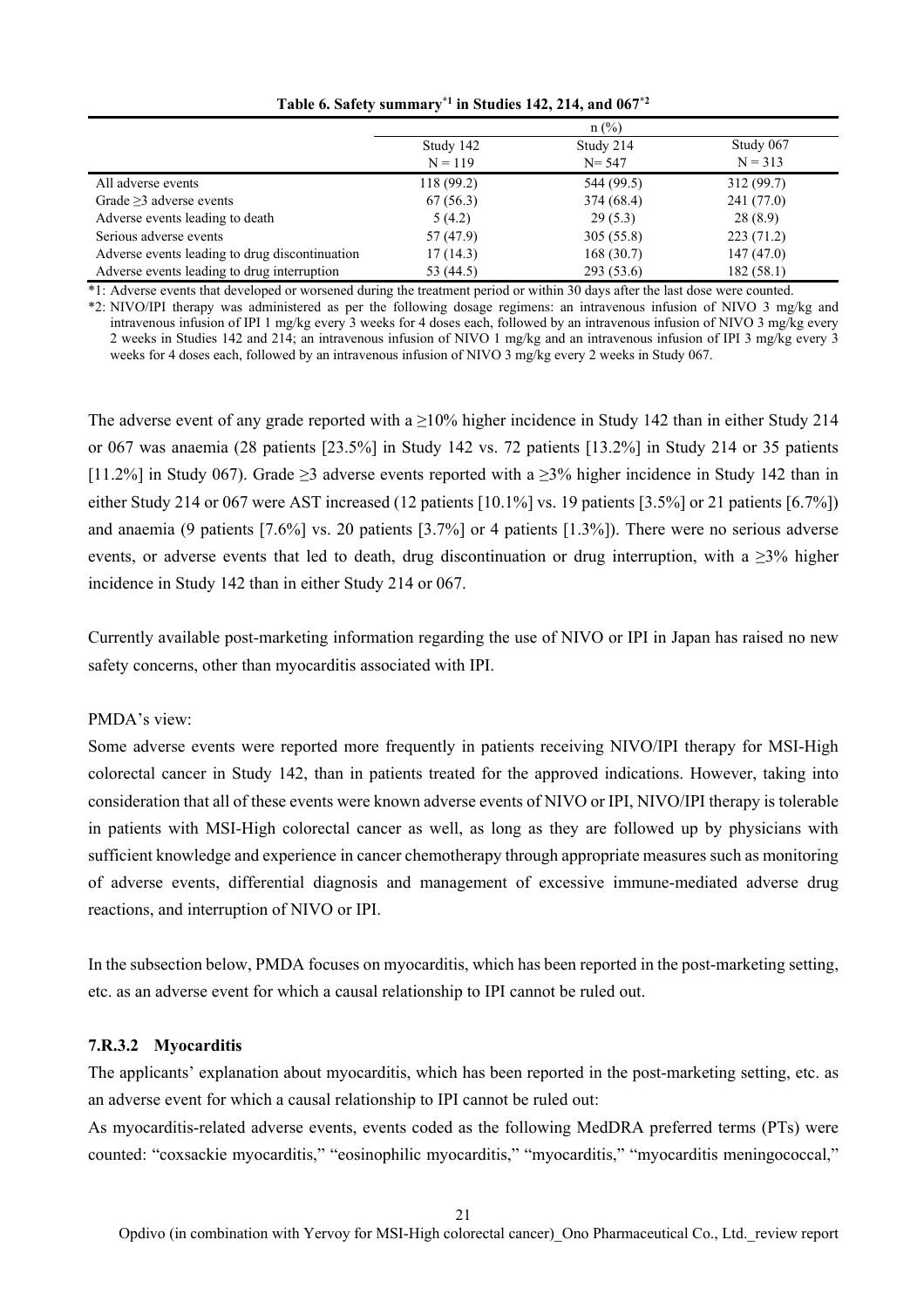**Table 6. Safety summary[*1] in Studies 142, 214, and 067[*2]**

| | n (%) | | |
|---|---|---|---|
| | Study 142<br>N = 119 | Study 214<br>N= 547 | Study 067<br>N = 313 |
| All adverse events | 118 (99.2) | 544 (99.5) | 312 (99.7) |
| Grade ≥3 adverse events | 67 (56.3) | 374 (68.4) | 241 (77.0) |
| Adverse events leading to death | 5 (4.2) | 29 (5.3) | 28 (8.9) |
| Serious adverse events | 57 (47.9) | 305 (55.8) | 223 (71.2) |
| Adverse events leading to drug discontinuation | 17 (14.3) | 168 (30.7) | 147 (47.0) |
| Adverse events leading to drug interruption | 53 (44.5) | 293 (53.6) | 182 (58.1) |

*1: Adverse events that developed or worsened during the treatment period or within 30 days after the last dose were counted.

*2: NIVO/IPI therapy was administered as per the following dosage regimens: an intravenous infusion of NIVO 3 mg/kg and intravenous infusion of IPI 1 mg/kg every 3 weeks for 4 doses each, followed by an intravenous infusion of NIVO 3 mg/kg every 2 weeks in Studies 142 and 214; an intravenous infusion of NIVO 1 mg/kg and an intravenous infusion of IPI 3 mg/kg every 3 weeks for 4 doses each, followed by an intravenous infusion of NIVO 3 mg/kg every 2 weeks in Study 067.

The adverse event of any grade reported with a ≥10% higher incidence in Study 142 than in either Study 214 or 067 was anaemia (28 patients [23.5%] in Study 142 vs. 72 patients [13.2%] in Study 214 or 35 patients [11.2%] in Study 067). Grade ≥3 adverse events reported with a ≥3% higher incidence in Study 142 than in either Study 214 or 067 were AST increased (12 patients [10.1%] vs. 19 patients [3.5%] or 21 patients [6.7%]) and anaemia (9 patients [7.6%] vs. 20 patients [3.7%] or 4 patients [1.3%]). There were no serious adverse events, or adverse events that led to death, drug discontinuation or drug interruption, with a ≥3% higher incidence in Study 142 than in either Study 214 or 067.

Currently available post-marketing information regarding the use of NIVO or IPI in Japan has raised no new safety concerns, other than myocarditis associated with IPI.

PMDA's view:

Some adverse events were reported more frequently in patients receiving NIVO/IPI therapy for MSI-High colorectal cancer in Study 142, than in patients treated for the approved indications. However, taking into consideration that all of these events were known adverse events of NIVO or IPI, NIVO/IPI therapy is tolerable in patients with MSI-High colorectal cancer as well, as long as they are followed up by physicians with sufficient knowledge and experience in cancer chemotherapy through appropriate measures such as monitoring of adverse events, differential diagnosis and management of excessive immune-mediated adverse drug reactions, and interruption of NIVO or IPI.

In the subsection below, PMDA focuses on myocarditis, which has been reported in the post-marketing setting, etc. as an adverse event for which a causal relationship to IPI cannot be ruled out.

#### 7.R.3.2 Myocarditis

The applicants' explanation about myocarditis, which has been reported in the post-marketing setting, etc. as an adverse event for which a causal relationship to IPI cannot be ruled out:

As myocarditis-related adverse events, events coded as the following MedDRA preferred terms (PTs) were counted: "coxsackie myocarditis," "eosinophilic myocarditis," "myocarditis," "myocarditis meningococcal,"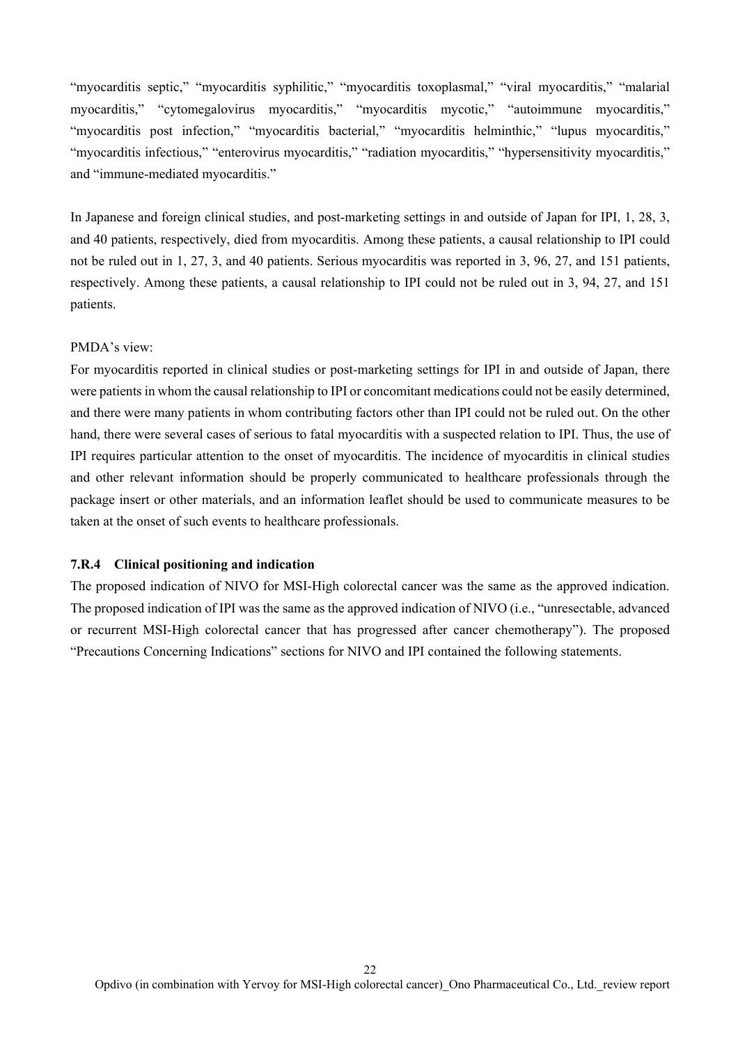"myocarditis septic," "myocarditis syphilitic," "myocarditis toxoplasmal," "viral myocarditis," "malarial myocarditis," "cytomegalovirus myocarditis," "myocarditis mycotic," "autoimmune myocarditis," "myocarditis post infection," "myocarditis bacterial," "myocarditis helminthic," "lupus myocarditis," "myocarditis infectious," "enterovirus myocarditis," "radiation myocarditis," "hypersensitivity myocarditis," and "immune-mediated myocarditis."

In Japanese and foreign clinical studies, and post-marketing settings in and outside of Japan for IPI, 1, 28, 3, and 40 patients, respectively, died from myocarditis. Among these patients, a causal relationship to IPI could not be ruled out in 1, 27, 3, and 40 patients. Serious myocarditis was reported in 3, 96, 27, and 151 patients, respectively. Among these patients, a causal relationship to IPI could not be ruled out in 3, 94, 27, and 151 patients.

PMDA's view:

For myocarditis reported in clinical studies or post-marketing settings for IPI in and outside of Japan, there were patients in whom the causal relationship to IPI or concomitant medications could not be easily determined, and there were many patients in whom contributing factors other than IPI could not be ruled out. On the other hand, there were several cases of serious to fatal myocarditis with a suspected relation to IPI. Thus, the use of IPI requires particular attention to the onset of myocarditis. The incidence of myocarditis in clinical studies and other relevant information should be properly communicated to healthcare professionals through the package insert or other materials, and an information leaflet should be used to communicate measures to be taken at the onset of such events to healthcare professionals.

### 7.R.4 Clinical positioning and indication

The proposed indication of NIVO for MSI-High colorectal cancer was the same as the approved indication. The proposed indication of IPI was the same as the approved indication of NIVO (i.e., "unresectable, advanced or recurrent MSI-High colorectal cancer that has progressed after cancer chemotherapy"). The proposed "Precautions Concerning Indications" sections for NIVO and IPI contained the following statements.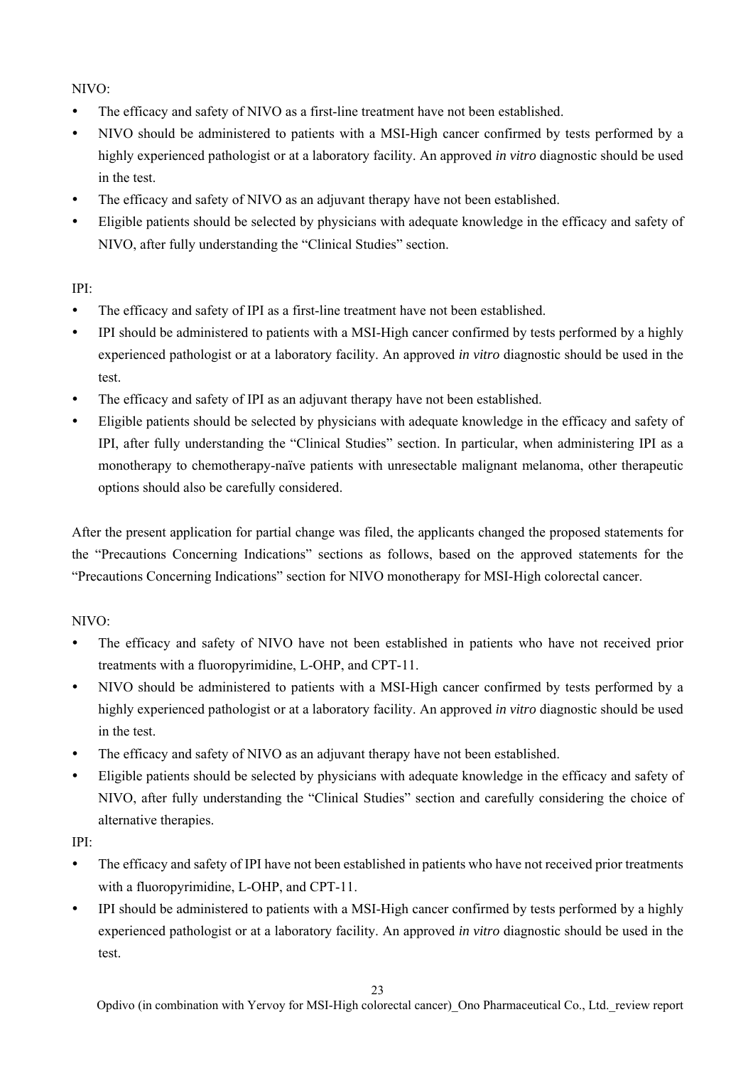NIVO:

- The efficacy and safety of NIVO as a first-line treatment have not been established.
- NIVO should be administered to patients with a MSI-High cancer confirmed by tests performed by a highly experienced pathologist or at a laboratory facility. An approved *in vitro* diagnostic should be used in the test.
- The efficacy and safety of NIVO as an adjuvant therapy have not been established.
- Eligible patients should be selected by physicians with adequate knowledge in the efficacy and safety of NIVO, after fully understanding the "Clinical Studies" section.

IPI:

- The efficacy and safety of IPI as a first-line treatment have not been established.
- IPI should be administered to patients with a MSI-High cancer confirmed by tests performed by a highly experienced pathologist or at a laboratory facility. An approved *in vitro* diagnostic should be used in the test.
- The efficacy and safety of IPI as an adjuvant therapy have not been established.
- Eligible patients should be selected by physicians with adequate knowledge in the efficacy and safety of IPI, after fully understanding the "Clinical Studies" section. In particular, when administering IPI as a monotherapy to chemotherapy-naïve patients with unresectable malignant melanoma, other therapeutic options should also be carefully considered.

After the present application for partial change was filed, the applicants changed the proposed statements for the "Precautions Concerning Indications" sections as follows, based on the approved statements for the "Precautions Concerning Indications" section for NIVO monotherapy for MSI-High colorectal cancer.

NIVO:

- The efficacy and safety of NIVO have not been established in patients who have not received prior treatments with a fluoropyrimidine, L-OHP, and CPT-11.
- NIVO should be administered to patients with a MSI-High cancer confirmed by tests performed by a highly experienced pathologist or at a laboratory facility. An approved *in vitro* diagnostic should be used in the test.
- The efficacy and safety of NIVO as an adjuvant therapy have not been established.
- Eligible patients should be selected by physicians with adequate knowledge in the efficacy and safety of NIVO, after fully understanding the "Clinical Studies" section and carefully considering the choice of alternative therapies.

IPI:

- The efficacy and safety of IPI have not been established in patients who have not received prior treatments with a fluoropyrimidine, L-OHP, and CPT-11.
- IPI should be administered to patients with a MSI-High cancer confirmed by tests performed by a highly experienced pathologist or at a laboratory facility. An approved *in vitro* diagnostic should be used in the test.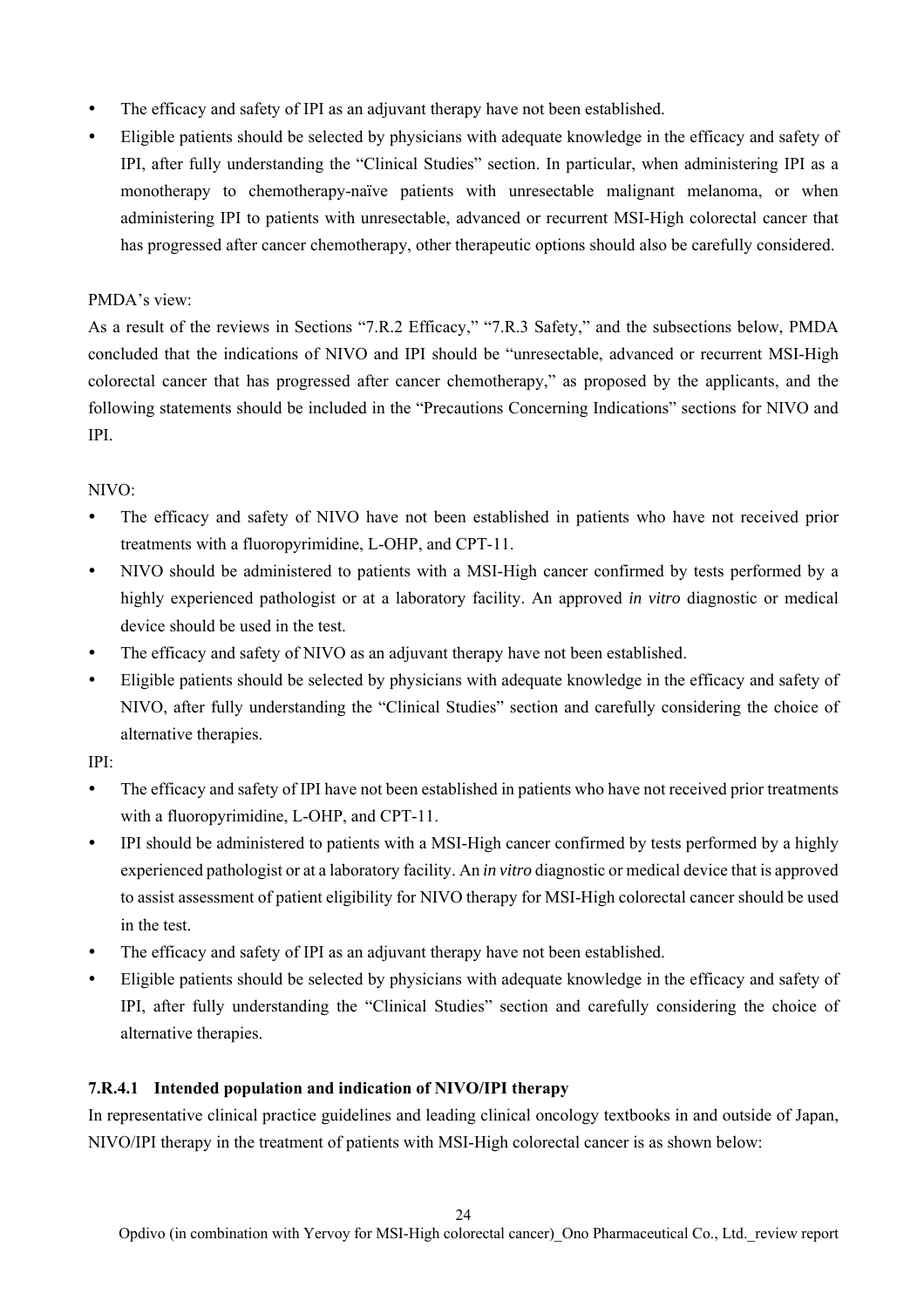- The efficacy and safety of IPI as an adjuvant therapy have not been established.
- Eligible patients should be selected by physicians with adequate knowledge in the efficacy and safety of IPI, after fully understanding the "Clinical Studies" section. In particular, when administering IPI as a monotherapy to chemotherapy-naïve patients with unresectable malignant melanoma, or when administering IPI to patients with unresectable, advanced or recurrent MSI-High colorectal cancer that has progressed after cancer chemotherapy, other therapeutic options should also be carefully considered.

PMDA's view:

As a result of the reviews in Sections "7.R.2 Efficacy," "7.R.3 Safety," and the subsections below, PMDA concluded that the indications of NIVO and IPI should be "unresectable, advanced or recurrent MSI-High colorectal cancer that has progressed after cancer chemotherapy," as proposed by the applicants, and the following statements should be included in the "Precautions Concerning Indications" sections for NIVO and IPI.

NIVO:

- The efficacy and safety of NIVO have not been established in patients who have not received prior treatments with a fluoropyrimidine, L-OHP, and CPT-11.
- NIVO should be administered to patients with a MSI-High cancer confirmed by tests performed by a highly experienced pathologist or at a laboratory facility. An approved *in vitro* diagnostic or medical device should be used in the test.
- The efficacy and safety of NIVO as an adjuvant therapy have not been established.
- Eligible patients should be selected by physicians with adequate knowledge in the efficacy and safety of NIVO, after fully understanding the "Clinical Studies" section and carefully considering the choice of alternative therapies.

IPI:

- The efficacy and safety of IPI have not been established in patients who have not received prior treatments with a fluoropyrimidine, L-OHP, and CPT-11.
- IPI should be administered to patients with a MSI-High cancer confirmed by tests performed by a highly experienced pathologist or at a laboratory facility. An *in vitro* diagnostic or medical device that is approved to assist assessment of patient eligibility for NIVO therapy for MSI-High colorectal cancer should be used in the test.
- The efficacy and safety of IPI as an adjuvant therapy have not been established.
- Eligible patients should be selected by physicians with adequate knowledge in the efficacy and safety of IPI, after fully understanding the "Clinical Studies" section and carefully considering the choice of alternative therapies.

#### 7.R.4.1 Intended population and indication of NIVO/IPI therapy

In representative clinical practice guidelines and leading clinical oncology textbooks in and outside of Japan, NIVO/IPI therapy in the treatment of patients with MSI-High colorectal cancer is as shown below: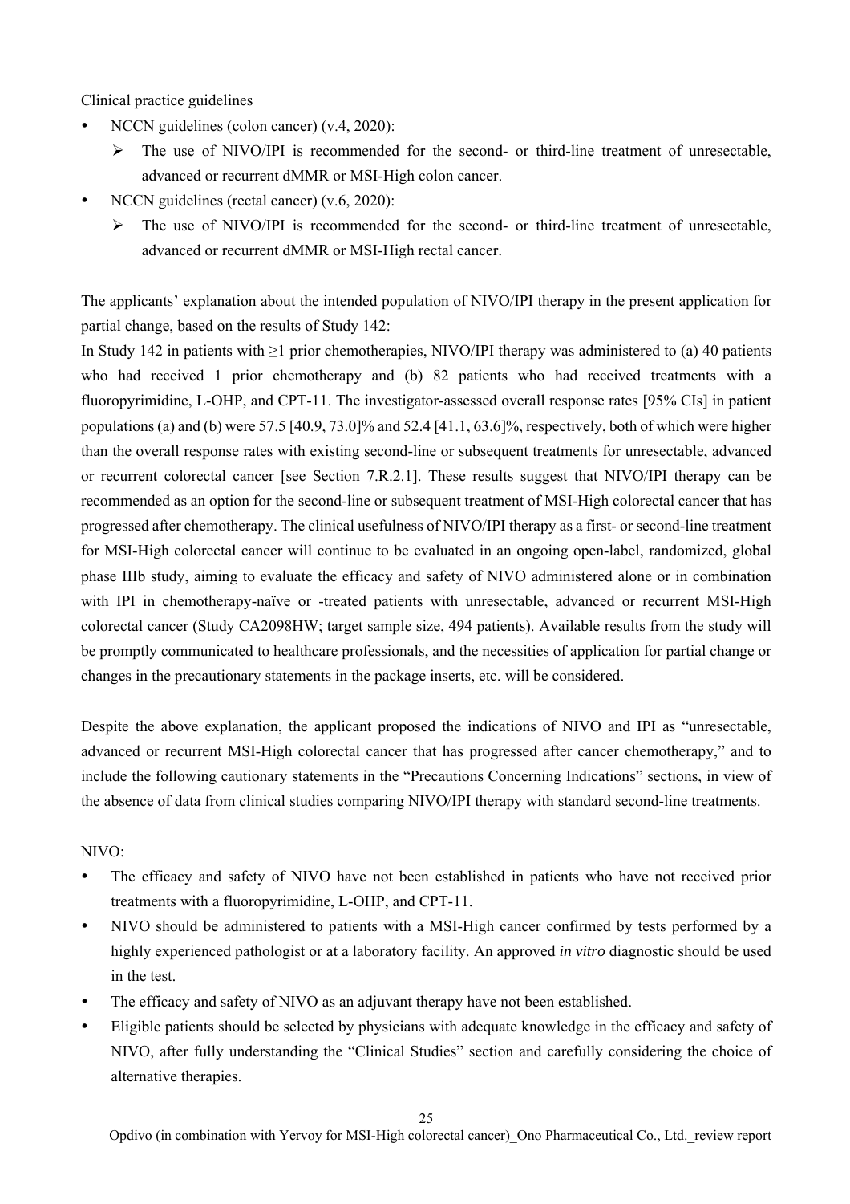Clinical practice guidelines

- NCCN guidelines (colon cancer) (v.4, 2020):
  - The use of NIVO/IPI is recommended for the second- or third-line treatment of unresectable, advanced or recurrent dMMR or MSI-High colon cancer.
- NCCN guidelines (rectal cancer) (v.6, 2020):
  - The use of NIVO/IPI is recommended for the second- or third-line treatment of unresectable, advanced or recurrent dMMR or MSI-High rectal cancer.

The applicants' explanation about the intended population of NIVO/IPI therapy in the present application for partial change, based on the results of Study 142:

In Study 142 in patients with ≥1 prior chemotherapies, NIVO/IPI therapy was administered to (a) 40 patients who had received 1 prior chemotherapy and (b) 82 patients who had received treatments with a fluoropyrimidine, L-OHP, and CPT-11. The investigator-assessed overall response rates [95% CIs] in patient populations (a) and (b) were 57.5 [40.9, 73.0]% and 52.4 [41.1, 63.6]%, respectively, both of which were higher than the overall response rates with existing second-line or subsequent treatments for unresectable, advanced or recurrent colorectal cancer [see Section 7.R.2.1]. These results suggest that NIVO/IPI therapy can be recommended as an option for the second-line or subsequent treatment of MSI-High colorectal cancer that has progressed after chemotherapy. The clinical usefulness of NIVO/IPI therapy as a first- or second-line treatment for MSI-High colorectal cancer will continue to be evaluated in an ongoing open-label, randomized, global phase IIIb study, aiming to evaluate the efficacy and safety of NIVO administered alone or in combination with IPI in chemotherapy-naïve or -treated patients with unresectable, advanced or recurrent MSI-High colorectal cancer (Study CA2098HW; target sample size, 494 patients). Available results from the study will be promptly communicated to healthcare professionals, and the necessities of application for partial change or changes in the precautionary statements in the package inserts, etc. will be considered.

Despite the above explanation, the applicant proposed the indications of NIVO and IPI as "unresectable, advanced or recurrent MSI-High colorectal cancer that has progressed after cancer chemotherapy," and to include the following cautionary statements in the "Precautions Concerning Indications" sections, in view of the absence of data from clinical studies comparing NIVO/IPI therapy with standard second-line treatments.

NIVO:

- The efficacy and safety of NIVO have not been established in patients who have not received prior treatments with a fluoropyrimidine, L-OHP, and CPT-11.
- NIVO should be administered to patients with a MSI-High cancer confirmed by tests performed by a highly experienced pathologist or at a laboratory facility. An approved *in vitro* diagnostic should be used in the test.
- The efficacy and safety of NIVO as an adjuvant therapy have not been established.
- Eligible patients should be selected by physicians with adequate knowledge in the efficacy and safety of NIVO, after fully understanding the "Clinical Studies" section and carefully considering the choice of alternative therapies.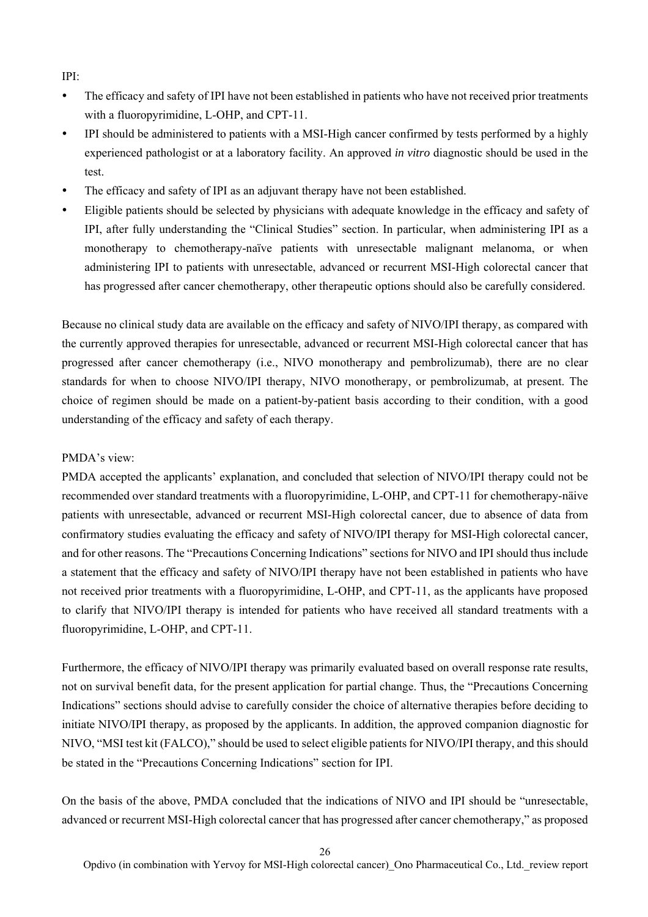IPI:

- The efficacy and safety of IPI have not been established in patients who have not received prior treatments with a fluoropyrimidine, L-OHP, and CPT-11.
- IPI should be administered to patients with a MSI-High cancer confirmed by tests performed by a highly experienced pathologist or at a laboratory facility. An approved *in vitro* diagnostic should be used in the test.
- The efficacy and safety of IPI as an adjuvant therapy have not been established.
- Eligible patients should be selected by physicians with adequate knowledge in the efficacy and safety of IPI, after fully understanding the "Clinical Studies" section. In particular, when administering IPI as a monotherapy to chemotherapy-naïve patients with unresectable malignant melanoma, or when administering IPI to patients with unresectable, advanced or recurrent MSI-High colorectal cancer that has progressed after cancer chemotherapy, other therapeutic options should also be carefully considered.

Because no clinical study data are available on the efficacy and safety of NIVO/IPI therapy, as compared with the currently approved therapies for unresectable, advanced or recurrent MSI-High colorectal cancer that has progressed after cancer chemotherapy (i.e., NIVO monotherapy and pembrolizumab), there are no clear standards for when to choose NIVO/IPI therapy, NIVO monotherapy, or pembrolizumab, at present. The choice of regimen should be made on a patient-by-patient basis according to their condition, with a good understanding of the efficacy and safety of each therapy.

PMDA's view:
PMDA accepted the applicants' explanation, and concluded that selection of NIVO/IPI therapy could not be recommended over standard treatments with a fluoropyrimidine, L-OHP, and CPT-11 for chemotherapy-näive patients with unresectable, advanced or recurrent MSI-High colorectal cancer, due to absence of data from confirmatory studies evaluating the efficacy and safety of NIVO/IPI therapy for MSI-High colorectal cancer, and for other reasons. The "Precautions Concerning Indications" sections for NIVO and IPI should thus include a statement that the efficacy and safety of NIVO/IPI therapy have not been established in patients who have not received prior treatments with a fluoropyrimidine, L-OHP, and CPT-11, as the applicants have proposed to clarify that NIVO/IPI therapy is intended for patients who have received all standard treatments with a fluoropyrimidine, L-OHP, and CPT-11.

Furthermore, the efficacy of NIVO/IPI therapy was primarily evaluated based on overall response rate results, not on survival benefit data, for the present application for partial change. Thus, the "Precautions Concerning Indications" sections should advise to carefully consider the choice of alternative therapies before deciding to initiate NIVO/IPI therapy, as proposed by the applicants. In addition, the approved companion diagnostic for NIVO, "MSI test kit (FALCO)," should be used to select eligible patients for NIVO/IPI therapy, and this should be stated in the "Precautions Concerning Indications" section for IPI.

On the basis of the above, PMDA concluded that the indications of NIVO and IPI should be "unresectable, advanced or recurrent MSI-High colorectal cancer that has progressed after cancer chemotherapy," as proposed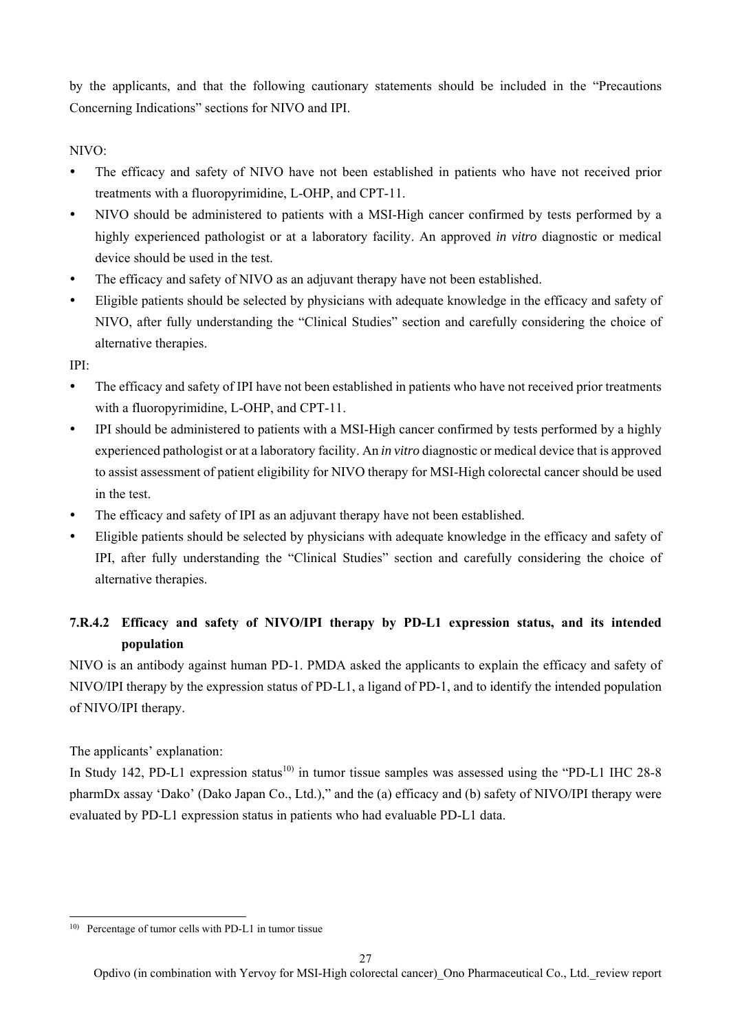by the applicants, and that the following cautionary statements should be included in the "Precautions Concerning Indications" sections for NIVO and IPI.

NIVO:

- The efficacy and safety of NIVO have not been established in patients who have not received prior treatments with a fluoropyrimidine, L-OHP, and CPT-11.
- NIVO should be administered to patients with a MSI-High cancer confirmed by tests performed by a highly experienced pathologist or at a laboratory facility. An approved *in vitro* diagnostic or medical device should be used in the test.
- The efficacy and safety of NIVO as an adjuvant therapy have not been established.
- Eligible patients should be selected by physicians with adequate knowledge in the efficacy and safety of NIVO, after fully understanding the "Clinical Studies" section and carefully considering the choice of alternative therapies.

IPI:

- The efficacy and safety of IPI have not been established in patients who have not received prior treatments with a fluoropyrimidine, L-OHP, and CPT-11.
- IPI should be administered to patients with a MSI-High cancer confirmed by tests performed by a highly experienced pathologist or at a laboratory facility. An *in vitro* diagnostic or medical device that is approved to assist assessment of patient eligibility for NIVO therapy for MSI-High colorectal cancer should be used in the test.
- The efficacy and safety of IPI as an adjuvant therapy have not been established.
- Eligible patients should be selected by physicians with adequate knowledge in the efficacy and safety of IPI, after fully understanding the "Clinical Studies" section and carefully considering the choice of alternative therapies.

### 7.R.4.2 Efficacy and safety of NIVO/IPI therapy by PD-L1 expression status, and its intended population

NIVO is an antibody against human PD-1. PMDA asked the applicants to explain the efficacy and safety of NIVO/IPI therapy by the expression status of PD-L1, a ligand of PD-1, and to identify the intended population of NIVO/IPI therapy.

The applicants' explanation:

In Study 142, PD-L1 expression status[10] in tumor tissue samples was assessed using the "PD-L1 IHC 28-8 pharmDx assay 'Dako' (Dako Japan Co., Ltd.)," and the (a) efficacy and (b) safety of NIVO/IPI therapy were evaluated by PD-L1 expression status in patients who had evaluable PD-L1 data.

[10] Percentage of tumor cells with PD-L1 in tumor tissue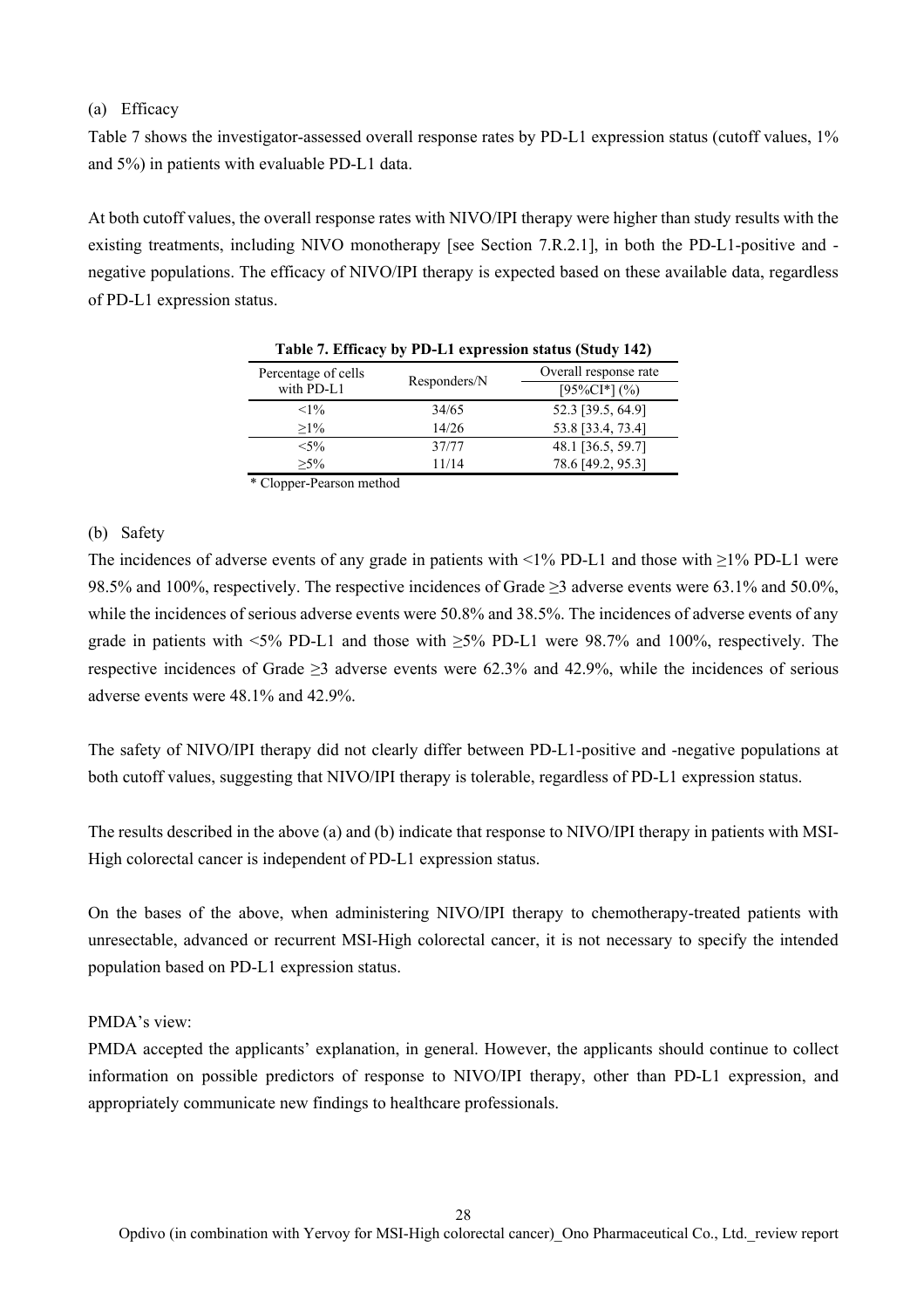(a) Efficacy

Table 7 shows the investigator-assessed overall response rates by PD-L1 expression status (cutoff values, 1% and 5%) in patients with evaluable PD-L1 data.

At both cutoff values, the overall response rates with NIVO/IPI therapy were higher than study results with the existing treatments, including NIVO monotherapy [see Section 7.R.2.1], in both the PD-L1-positive and -negative populations. The efficacy of NIVO/IPI therapy is expected based on these available data, regardless of PD-L1 expression status.

**Table 7. Efficacy by PD-L1 expression status (Study 142)**

| Percentage of cells with PD-L1 | Responders/N | Overall response rate [95%CI*] (%) |
|---|---|---|
| <1% | 34/65 | 52.3 [39.5, 64.9] |
| ≥1% | 14/26 | 53.8 [33.4, 73.4] |
| <5% | 37/77 | 48.1 [36.5, 59.7] |
| ≥5% | 11/14 | 78.6 [49.2, 95.3] |

\* Clopper-Pearson method

(b) Safety

The incidences of adverse events of any grade in patients with <1% PD-L1 and those with ≥1% PD-L1 were 98.5% and 100%, respectively. The respective incidences of Grade ≥3 adverse events were 63.1% and 50.0%, while the incidences of serious adverse events were 50.8% and 38.5%. The incidences of adverse events of any grade in patients with <5% PD-L1 and those with ≥5% PD-L1 were 98.7% and 100%, respectively. The respective incidences of Grade ≥3 adverse events were 62.3% and 42.9%, while the incidences of serious adverse events were 48.1% and 42.9%.

The safety of NIVO/IPI therapy did not clearly differ between PD-L1-positive and -negative populations at both cutoff values, suggesting that NIVO/IPI therapy is tolerable, regardless of PD-L1 expression status.

The results described in the above (a) and (b) indicate that response to NIVO/IPI therapy in patients with MSI-High colorectal cancer is independent of PD-L1 expression status.

On the bases of the above, when administering NIVO/IPI therapy to chemotherapy-treated patients with unresectable, advanced or recurrent MSI-High colorectal cancer, it is not necessary to specify the intended population based on PD-L1 expression status.

PMDA's view:

PMDA accepted the applicants' explanation, in general. However, the applicants should continue to collect information on possible predictors of response to NIVO/IPI therapy, other than PD-L1 expression, and appropriately communicate new findings to healthcare professionals.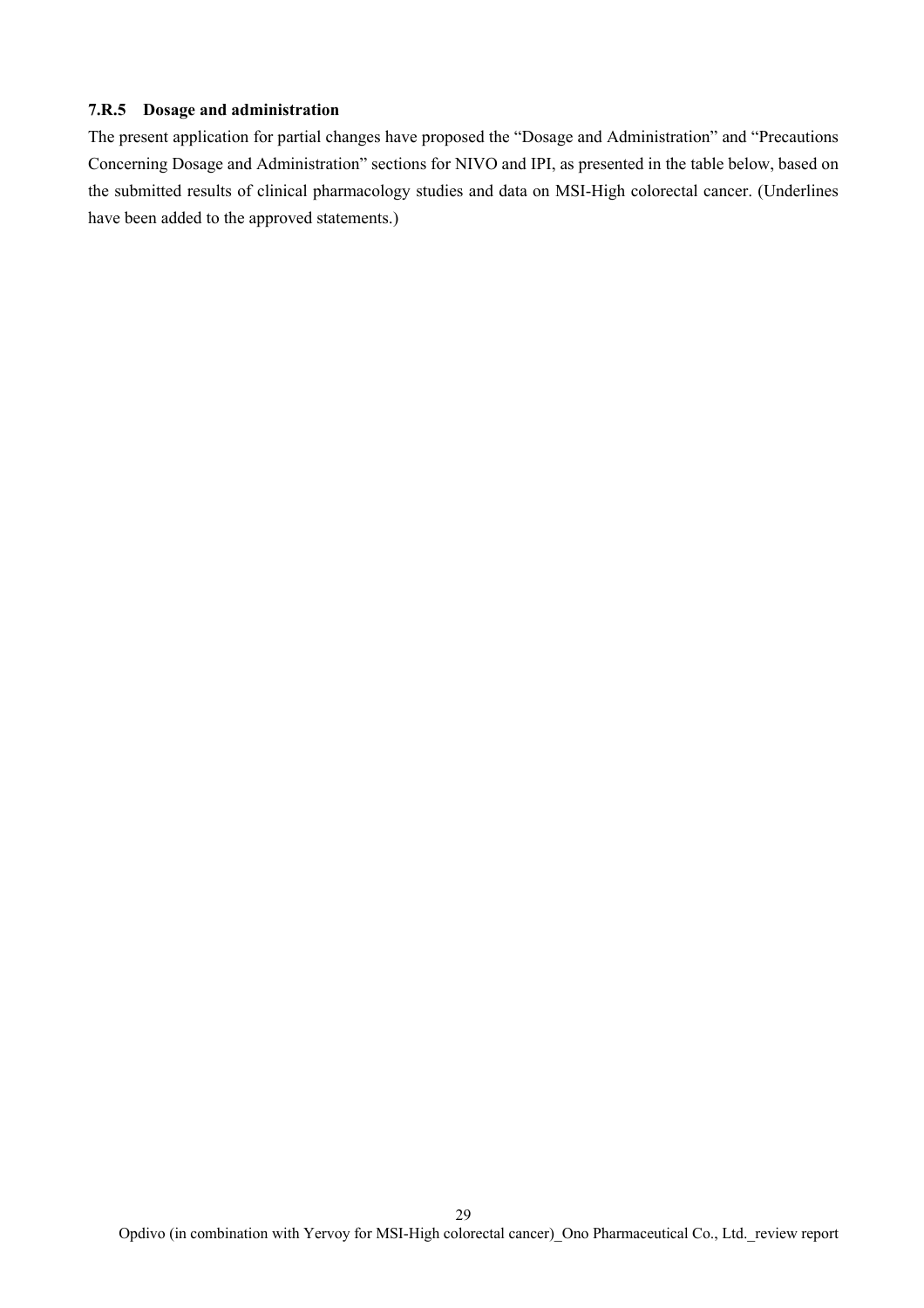### 7.R.5 Dosage and administration

The present application for partial changes have proposed the "Dosage and Administration" and "Precautions Concerning Dosage and Administration" sections for NIVO and IPI, as presented in the table below, based on the submitted results of clinical pharmacology studies and data on MSI-High colorectal cancer. (Underlines have been added to the approved statements.)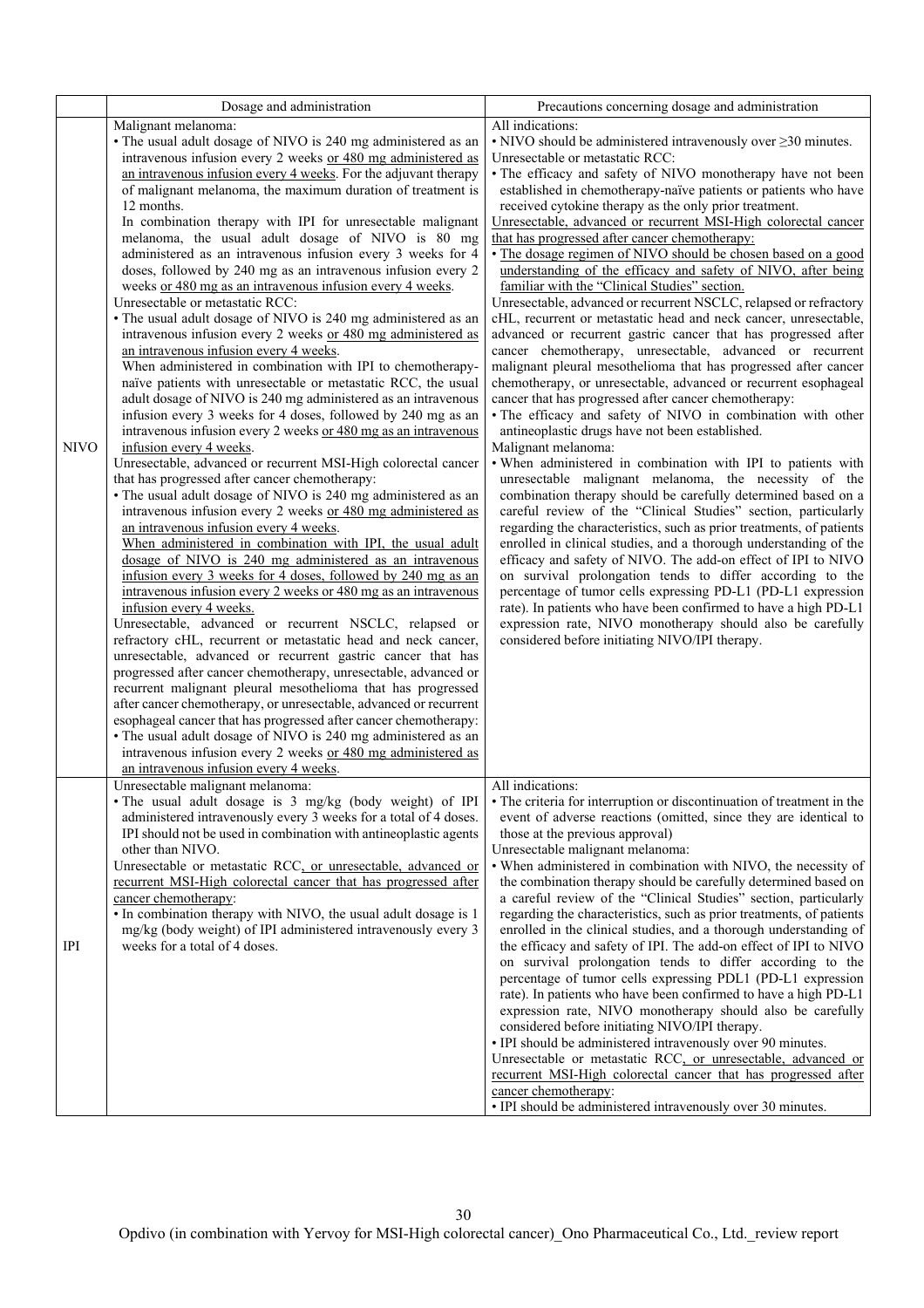| | Dosage and administration | Precautions concerning dosage and administration |
|---|---|---|
| NIVO | Malignant melanoma:<br>• The usual adult dosage of NIVO is 240 mg administered as an intravenous infusion every 2 weeks or 480 mg administered as an intravenous infusion every 4 weeks. For the adjuvant therapy of malignant melanoma, the maximum duration of treatment is 12 months.<br>In combination therapy with IPI for unresectable malignant melanoma, the usual adult dosage of NIVO is 80 mg administered as an intravenous infusion every 3 weeks for 4 doses, followed by 240 mg as an intravenous infusion every 2 weeks or 480 mg as an intravenous infusion every 4 weeks.<br>Unresectable or metastatic RCC:<br>• The usual adult dosage of NIVO is 240 mg administered as an intravenous infusion every 2 weeks or 480 mg administered as an intravenous infusion every 4 weeks.<br>When administered in combination with IPI to chemotherapy-naïve patients with unresectable or metastatic RCC, the usual adult dosage of NIVO is 240 mg administered as an intravenous infusion every 3 weeks for 4 doses, followed by 240 mg as an intravenous infusion every 2 weeks or 480 mg as an intravenous infusion every 4 weeks.<br>Unresectable, advanced or recurrent MSI-High colorectal cancer that has progressed after cancer chemotherapy:<br>• The usual adult dosage of NIVO is 240 mg administered as an intravenous infusion every 2 weeks or 480 mg administered as an intravenous infusion every 4 weeks.<br>When administered in combination with IPI, the usual adult dosage of NIVO is 240 mg administered as an intravenous infusion every 3 weeks for 4 doses, followed by 240 mg as an intravenous infusion every 2 weeks or 480 mg as an intravenous infusion every 4 weeks.<br>Unresectable, advanced or recurrent NSCLC, relapsed or refractory cHL, recurrent or metastatic head and neck cancer, unresectable, advanced or recurrent gastric cancer that has progressed after cancer chemotherapy, unresectable, advanced or recurrent malignant pleural mesothelioma that has progressed after cancer chemotherapy, or unresectable, advanced or recurrent esophageal cancer that has progressed after cancer chemotherapy:<br>• The usual adult dosage of NIVO is 240 mg administered as an intravenous infusion every 2 weeks or 480 mg administered as an intravenous infusion every 4 weeks. | All indications:<br>• NIVO should be administered intravenously over ≥30 minutes.<br>Unresectable or metastatic RCC:<br>• The efficacy and safety of NIVO monotherapy have not been established in chemotherapy-naïve patients or patients who have received cytokine therapy as the only prior treatment.<br>Unresectable, advanced or recurrent MSI-High colorectal cancer that has progressed after cancer chemotherapy:<br>• The dosage regimen of NIVO should be chosen based on a good understanding of the efficacy and safety of NIVO, after being familiar with the "Clinical Studies" section.<br>Unresectable, advanced or recurrent NSCLC, relapsed or refractory cHL, recurrent or metastatic head and neck cancer, unresectable, advanced or recurrent gastric cancer that has progressed after cancer chemotherapy, unresectable, advanced or recurrent malignant pleural mesothelioma that has progressed after cancer chemotherapy, or unresectable, advanced or recurrent esophageal cancer that has progressed after cancer chemotherapy:<br>• The efficacy and safety of NIVO in combination with other antineoplastic drugs have not been established.<br>Malignant melanoma:<br>• When administered in combination with IPI to patients with unresectable malignant melanoma, the necessity of the combination therapy should be carefully determined based on a careful review of the "Clinical Studies" section, particularly regarding the characteristics, such as prior treatments, of patients enrolled in clinical studies, and a thorough understanding of the efficacy and safety of NIVO. The add-on effect of IPI to NIVO on survival prolongation tends to differ according to the percentage of tumor cells expressing PD-L1 (PD-L1 expression rate). In patients who have been confirmed to have a high PD-L1 expression rate, NIVO monotherapy should also be carefully considered before initiating NIVO/IPI therapy. |
| IPI | Unresectable malignant melanoma:<br>• The usual adult dosage is 3 mg/kg (body weight) of IPI administered intravenously every 3 weeks for a total of 4 doses. IPI should not be used in combination with antineoplastic agents other than NIVO.<br>Unresectable or metastatic RCC, or unresectable, advanced or recurrent MSI-High colorectal cancer that has progressed after cancer chemotherapy:<br>• In combination therapy with NIVO, the usual adult dosage is 1 mg/kg (body weight) of IPI administered intravenously every 3 weeks for a total of 4 doses. | All indications:<br>• The criteria for interruption or discontinuation of treatment in the event of adverse reactions (omitted, since they are identical to those at the previous approval)<br>Unresectable malignant melanoma:<br>• When administered in combination with NIVO, the necessity of the combination therapy should be carefully determined based on a careful review of the "Clinical Studies" section, particularly regarding the characteristics, such as prior treatments, of patients enrolled in the clinical studies, and a thorough understanding of the efficacy and safety of IPI. The add-on effect of IPI to NIVO on survival prolongation tends to differ according to the percentage of tumor cells expressing PDL1 (PD-L1 expression rate). In patients who have been confirmed to have a high PD-L1 expression rate, NIVO monotherapy should also be carefully considered before initiating NIVO/IPI therapy.<br>• IPI should be administered intravenously over 90 minutes.<br>Unresectable or metastatic RCC, or unresectable, advanced or recurrent MSI-High colorectal cancer that has progressed after cancer chemotherapy:<br>• IPI should be administered intravenously over 30 minutes. |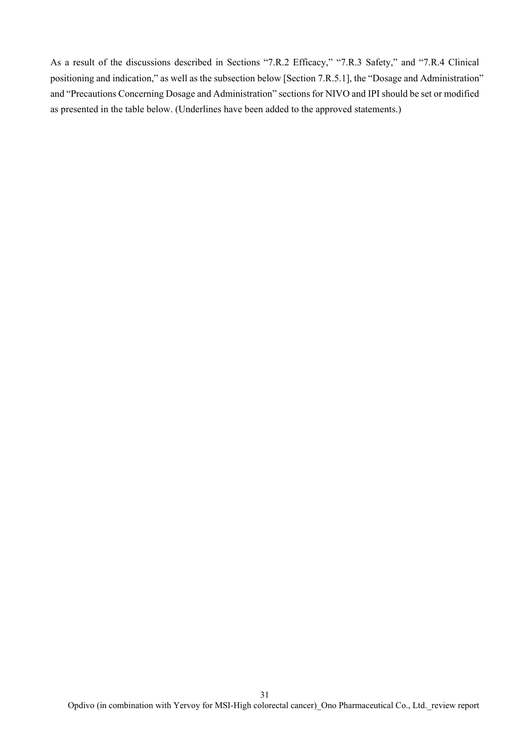As a result of the discussions described in Sections "7.R.2 Efficacy," "7.R.3 Safety," and "7.R.4 Clinical positioning and indication," as well as the subsection below [Section 7.R.5.1], the "Dosage and Administration" and "Precautions Concerning Dosage and Administration" sections for NIVO and IPI should be set or modified as presented in the table below. (Underlines have been added to the approved statements.)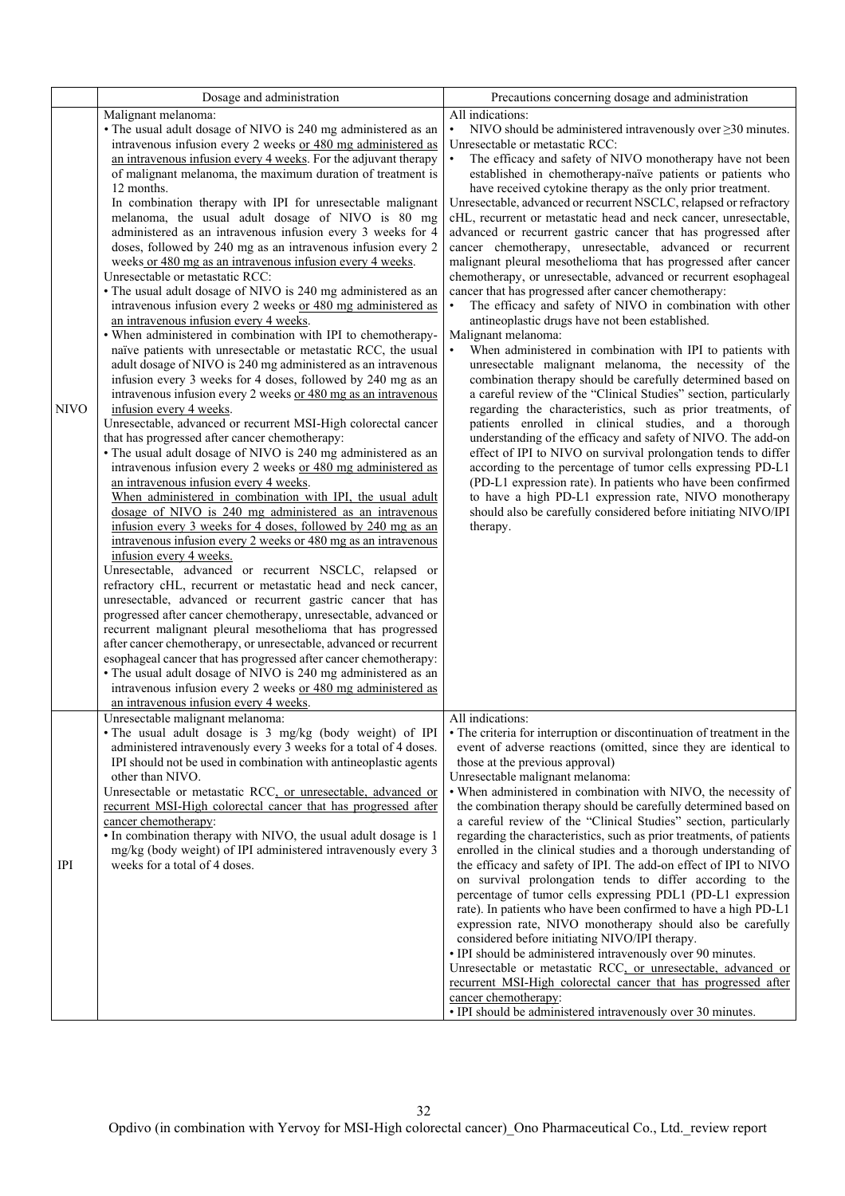| | Dosage and administration | Precautions concerning dosage and administration |
|---|---|---|
| NIVO | Malignant melanoma:<br>• The usual adult dosage of NIVO is 240 mg administered as an intravenous infusion every 2 weeks or 480 mg administered as an intravenous infusion every 4 weeks. For the adjuvant therapy of malignant melanoma, the maximum duration of treatment is 12 months.<br>In combination therapy with IPI for unresectable malignant melanoma, the usual adult dosage of NIVO is 80 mg administered as an intravenous infusion every 3 weeks for 4 doses, followed by 240 mg as an intravenous infusion every 2 weeks or 480 mg as an intravenous infusion every 4 weeks.<br>Unresectable or metastatic RCC:<br>• The usual adult dosage of NIVO is 240 mg administered as an intravenous infusion every 2 weeks or 480 mg administered as an intravenous infusion every 4 weeks.<br>• When administered in combination with IPI to chemotherapy-naïve patients with unresectable or metastatic RCC, the usual adult dosage of NIVO is 240 mg administered as an intravenous infusion every 3 weeks for 4 doses, followed by 240 mg as an intravenous infusion every 2 weeks or 480 mg as an intravenous infusion every 4 weeks.<br>Unresectable, advanced or recurrent MSI-High colorectal cancer that has progressed after cancer chemotherapy:<br>• The usual adult dosage of NIVO is 240 mg administered as an intravenous infusion every 2 weeks or 480 mg administered as an intravenous infusion every 4 weeks.<br>When administered in combination with IPI, the usual adult dosage of NIVO is 240 mg administered as an intravenous infusion every 3 weeks for 4 doses, followed by 240 mg as an intravenous infusion every 2 weeks or 480 mg as an intravenous infusion every 4 weeks.<br>Unresectable, advanced or recurrent NSCLC, relapsed or refractory cHL, recurrent or metastatic head and neck cancer, unresectable, advanced or recurrent gastric cancer that has progressed after cancer chemotherapy, unresectable, advanced or recurrent malignant pleural mesothelioma that has progressed after cancer chemotherapy, or unresectable, advanced or recurrent esophageal cancer that has progressed after cancer chemotherapy:<br>• The usual adult dosage of NIVO is 240 mg administered as an intravenous infusion every 2 weeks or 480 mg administered as an intravenous infusion every 4 weeks. | All indications:<br>• NIVO should be administered intravenously over ≥30 minutes.<br>Unresectable or metastatic RCC:<br>• The efficacy and safety of NIVO monotherapy have not been established in chemotherapy-naïve patients or patients who have received cytokine therapy as the only prior treatment.<br>Unresectable, advanced or recurrent NSCLC, relapsed or refractory cHL, recurrent or metastatic head and neck cancer, unresectable, advanced or recurrent gastric cancer that has progressed after cancer chemotherapy, unresectable, advanced or recurrent malignant pleural mesothelioma that has progressed after cancer chemotherapy, or unresectable, advanced or recurrent esophageal cancer that has progressed after cancer chemotherapy:<br>• The efficacy and safety of NIVO in combination with other antineoplastic drugs have not been established.<br>Malignant melanoma:<br>• When administered in combination with IPI to patients with unresectable malignant melanoma, the necessity of the combination therapy should be carefully determined based on a careful review of the "Clinical Studies" section, particularly regarding the characteristics, such as prior treatments, of patients enrolled in clinical studies, and a thorough understanding of the efficacy and safety of NIVO. The add-on effect of IPI to NIVO on survival prolongation tends to differ according to the percentage of tumor cells expressing PD-L1 (PD-L1 expression rate). In patients who have been confirmed to have a high PD-L1 expression rate, NIVO monotherapy should also be carefully considered before initiating NIVO/IPI therapy. |
| IPI | Unresectable malignant melanoma:<br>• The usual adult dosage is 3 mg/kg (body weight) of IPI administered intravenously every 3 weeks for a total of 4 doses. IPI should not be used in combination with antineoplastic agents other than NIVO.<br>Unresectable or metastatic RCC, or unresectable, advanced or recurrent MSI-High colorectal cancer that has progressed after cancer chemotherapy:<br>• In combination therapy with NIVO, the usual adult dosage is 1 mg/kg (body weight) of IPI administered intravenously every 3 weeks for a total of 4 doses. | All indications:<br>• The criteria for interruption or discontinuation of treatment in the event of adverse reactions (omitted, since they are identical to those at the previous approval)<br>Unresectable malignant melanoma:<br>• When administered in combination with NIVO, the necessity of the combination therapy should be carefully determined based on a careful review of the "Clinical Studies" section, particularly regarding the characteristics, such as prior treatments, of patients enrolled in the clinical studies and a thorough understanding of the efficacy and safety of IPI. The add-on effect of IPI to NIVO on survival prolongation tends to differ according to the percentage of tumor cells expressing PDL1 (PD-L1 expression rate). In patients who have been confirmed to have a high PD-L1 expression rate, NIVO monotherapy should also be carefully considered before initiating NIVO/IPI therapy.<br>• IPI should be administered intravenously over 90 minutes.<br>Unresectable or metastatic RCC, or unresectable, advanced or recurrent MSI-High colorectal cancer that has progressed after cancer chemotherapy:<br>• IPI should be administered intravenously over 30 minutes. |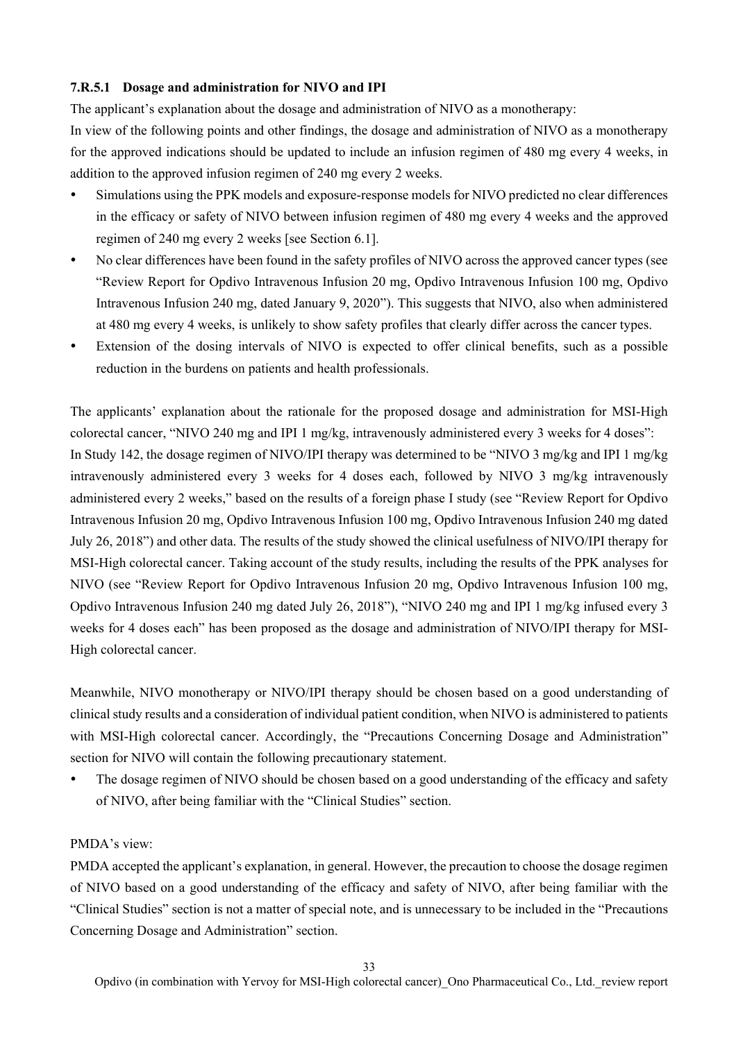#### 7.R.5.1 Dosage and administration for NIVO and IPI

The applicant's explanation about the dosage and administration of NIVO as a monotherapy:

In view of the following points and other findings, the dosage and administration of NIVO as a monotherapy for the approved indications should be updated to include an infusion regimen of 480 mg every 4 weeks, in addition to the approved infusion regimen of 240 mg every 2 weeks.

- Simulations using the PPK models and exposure-response models for NIVO predicted no clear differences in the efficacy or safety of NIVO between infusion regimen of 480 mg every 4 weeks and the approved regimen of 240 mg every 2 weeks [see Section 6.1].
- No clear differences have been found in the safety profiles of NIVO across the approved cancer types (see "Review Report for Opdivo Intravenous Infusion 20 mg, Opdivo Intravenous Infusion 100 mg, Opdivo Intravenous Infusion 240 mg, dated January 9, 2020"). This suggests that NIVO, also when administered at 480 mg every 4 weeks, is unlikely to show safety profiles that clearly differ across the cancer types.
- Extension of the dosing intervals of NIVO is expected to offer clinical benefits, such as a possible reduction in the burdens on patients and health professionals.

The applicants' explanation about the rationale for the proposed dosage and administration for MSI-High colorectal cancer, "NIVO 240 mg and IPI 1 mg/kg, intravenously administered every 3 weeks for 4 doses":

In Study 142, the dosage regimen of NIVO/IPI therapy was determined to be "NIVO 3 mg/kg and IPI 1 mg/kg intravenously administered every 3 weeks for 4 doses each, followed by NIVO 3 mg/kg intravenously administered every 2 weeks," based on the results of a foreign phase I study (see "Review Report for Opdivo Intravenous Infusion 20 mg, Opdivo Intravenous Infusion 100 mg, Opdivo Intravenous Infusion 240 mg dated July 26, 2018") and other data. The results of the study showed the clinical usefulness of NIVO/IPI therapy for MSI-High colorectal cancer. Taking account of the study results, including the results of the PPK analyses for NIVO (see "Review Report for Opdivo Intravenous Infusion 20 mg, Opdivo Intravenous Infusion 100 mg, Opdivo Intravenous Infusion 240 mg dated July 26, 2018"), "NIVO 240 mg and IPI 1 mg/kg infused every 3 weeks for 4 doses each" has been proposed as the dosage and administration of NIVO/IPI therapy for MSI-High colorectal cancer.

Meanwhile, NIVO monotherapy or NIVO/IPI therapy should be chosen based on a good understanding of clinical study results and a consideration of individual patient condition, when NIVO is administered to patients with MSI-High colorectal cancer. Accordingly, the "Precautions Concerning Dosage and Administration" section for NIVO will contain the following precautionary statement.

- The dosage regimen of NIVO should be chosen based on a good understanding of the efficacy and safety of NIVO, after being familiar with the "Clinical Studies" section.

PMDA's view:

PMDA accepted the applicant's explanation, in general. However, the precaution to choose the dosage regimen of NIVO based on a good understanding of the efficacy and safety of NIVO, after being familiar with the "Clinical Studies" section is not a matter of special note, and is unnecessary to be included in the "Precautions Concerning Dosage and Administration" section.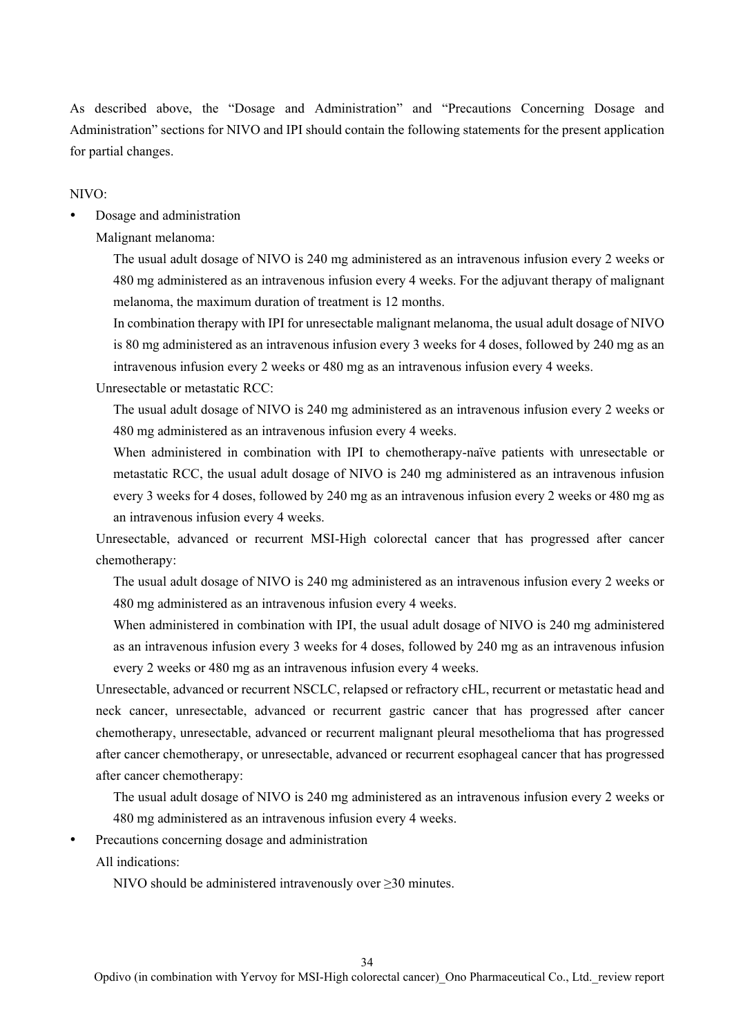As described above, the "Dosage and Administration" and "Precautions Concerning Dosage and Administration" sections for NIVO and IPI should contain the following statements for the present application for partial changes.

NIVO:

- Dosage and administration

  Malignant melanoma:

    The usual adult dosage of NIVO is 240 mg administered as an intravenous infusion every 2 weeks or 480 mg administered as an intravenous infusion every 4 weeks. For the adjuvant therapy of malignant melanoma, the maximum duration of treatment is 12 months.

    In combination therapy with IPI for unresectable malignant melanoma, the usual adult dosage of NIVO is 80 mg administered as an intravenous infusion every 3 weeks for 4 doses, followed by 240 mg as an intravenous infusion every 2 weeks or 480 mg as an intravenous infusion every 4 weeks.

  Unresectable or metastatic RCC:

    The usual adult dosage of NIVO is 240 mg administered as an intravenous infusion every 2 weeks or 480 mg administered as an intravenous infusion every 4 weeks.

    When administered in combination with IPI to chemotherapy-naïve patients with unresectable or metastatic RCC, the usual adult dosage of NIVO is 240 mg administered as an intravenous infusion every 3 weeks for 4 doses, followed by 240 mg as an intravenous infusion every 2 weeks or 480 mg as an intravenous infusion every 4 weeks.

  Unresectable, advanced or recurrent MSI-High colorectal cancer that has progressed after cancer chemotherapy:

    The usual adult dosage of NIVO is 240 mg administered as an intravenous infusion every 2 weeks or 480 mg administered as an intravenous infusion every 4 weeks.

    When administered in combination with IPI, the usual adult dosage of NIVO is 240 mg administered as an intravenous infusion every 3 weeks for 4 doses, followed by 240 mg as an intravenous infusion every 2 weeks or 480 mg as an intravenous infusion every 4 weeks.

  Unresectable, advanced or recurrent NSCLC, relapsed or refractory cHL, recurrent or metastatic head and neck cancer, unresectable, advanced or recurrent gastric cancer that has progressed after cancer chemotherapy, unresectable, advanced or recurrent malignant pleural mesothelioma that has progressed after cancer chemotherapy, or unresectable, advanced or recurrent esophageal cancer that has progressed after cancer chemotherapy:

    The usual adult dosage of NIVO is 240 mg administered as an intravenous infusion every 2 weeks or 480 mg administered as an intravenous infusion every 4 weeks.

- Precautions concerning dosage and administration

  All indications:

    NIVO should be administered intravenously over ≥30 minutes.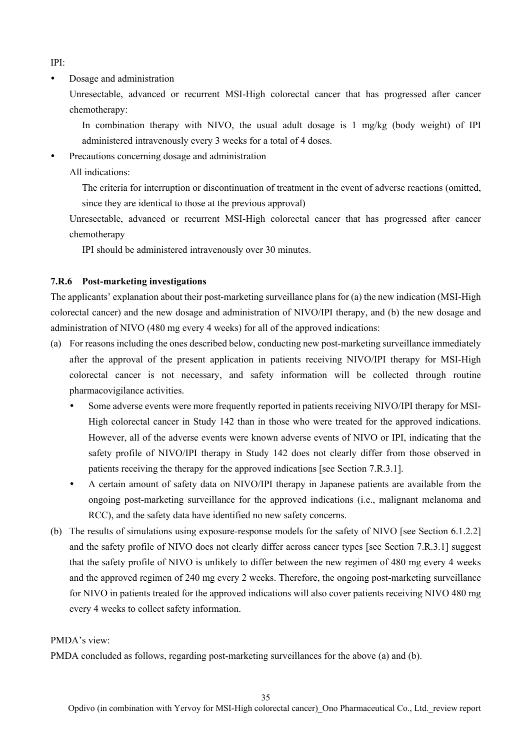IPI:

- Dosage and administration

  Unresectable, advanced or recurrent MSI-High colorectal cancer that has progressed after cancer chemotherapy:

  In combination therapy with NIVO, the usual adult dosage is 1 mg/kg (body weight) of IPI administered intravenously every 3 weeks for a total of 4 doses.

- Precautions concerning dosage and administration

  All indications:

  The criteria for interruption or discontinuation of treatment in the event of adverse reactions (omitted, since they are identical to those at the previous approval)

  Unresectable, advanced or recurrent MSI-High colorectal cancer that has progressed after cancer chemotherapy

  IPI should be administered intravenously over 30 minutes.

### 7.R.6 Post-marketing investigations

The applicants' explanation about their post-marketing surveillance plans for (a) the new indication (MSI-High colorectal cancer) and the new dosage and administration of NIVO/IPI therapy, and (b) the new dosage and administration of NIVO (480 mg every 4 weeks) for all of the approved indications:

(a) For reasons including the ones described below, conducting new post-marketing surveillance immediately after the approval of the present application in patients receiving NIVO/IPI therapy for MSI-High colorectal cancer is not necessary, and safety information will be collected through routine pharmacovigilance activities.

- Some adverse events were more frequently reported in patients receiving NIVO/IPI therapy for MSI-High colorectal cancer in Study 142 than in those who were treated for the approved indications. However, all of the adverse events were known adverse events of NIVO or IPI, indicating that the safety profile of NIVO/IPI therapy in Study 142 does not clearly differ from those observed in patients receiving the therapy for the approved indications [see Section 7.R.3.1].
- A certain amount of safety data on NIVO/IPI therapy in Japanese patients are available from the ongoing post-marketing surveillance for the approved indications (i.e., malignant melanoma and RCC), and the safety data have identified no new safety concerns.

(b) The results of simulations using exposure-response models for the safety of NIVO [see Section 6.1.2.2] and the safety profile of NIVO does not clearly differ across cancer types [see Section 7.R.3.1] suggest that the safety profile of NIVO is unlikely to differ between the new regimen of 480 mg every 4 weeks and the approved regimen of 240 mg every 2 weeks. Therefore, the ongoing post-marketing surveillance for NIVO in patients treated for the approved indications will also cover patients receiving NIVO 480 mg every 4 weeks to collect safety information.

PMDA's view:

PMDA concluded as follows, regarding post-marketing surveillances for the above (a) and (b).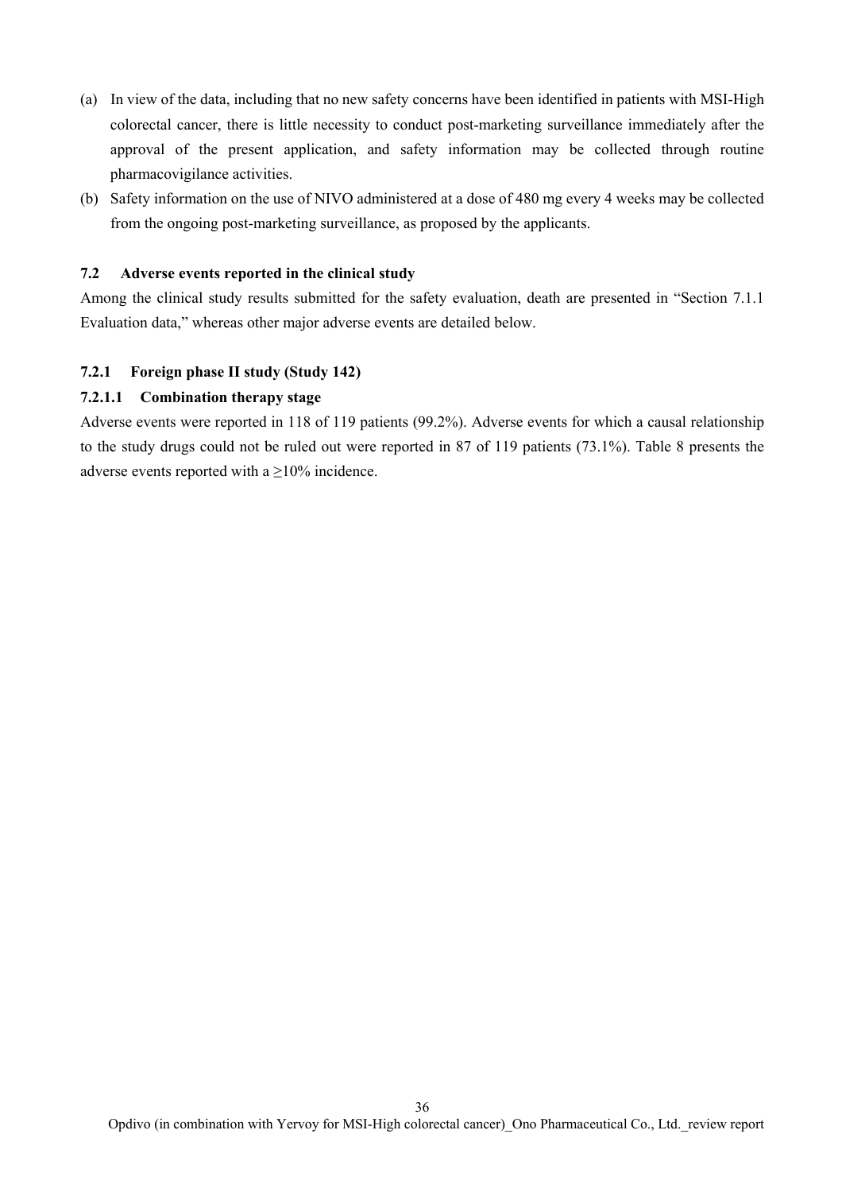(a) In view of the data, including that no new safety concerns have been identified in patients with MSI-High colorectal cancer, there is little necessity to conduct post-marketing surveillance immediately after the approval of the present application, and safety information may be collected through routine pharmacovigilance activities.

(b) Safety information on the use of NIVO administered at a dose of 480 mg every 4 weeks may be collected from the ongoing post-marketing surveillance, as proposed by the applicants.

## 7.2 Adverse events reported in the clinical study

Among the clinical study results submitted for the safety evaluation, death are presented in "Section 7.1.1 Evaluation data," whereas other major adverse events are detailed below.

### 7.2.1 Foreign phase II study (Study 142)

#### 7.2.1.1 Combination therapy stage

Adverse events were reported in 118 of 119 patients (99.2%). Adverse events for which a causal relationship to the study drugs could not be ruled out were reported in 87 of 119 patients (73.1%). Table 8 presents the adverse events reported with a ≥10% incidence.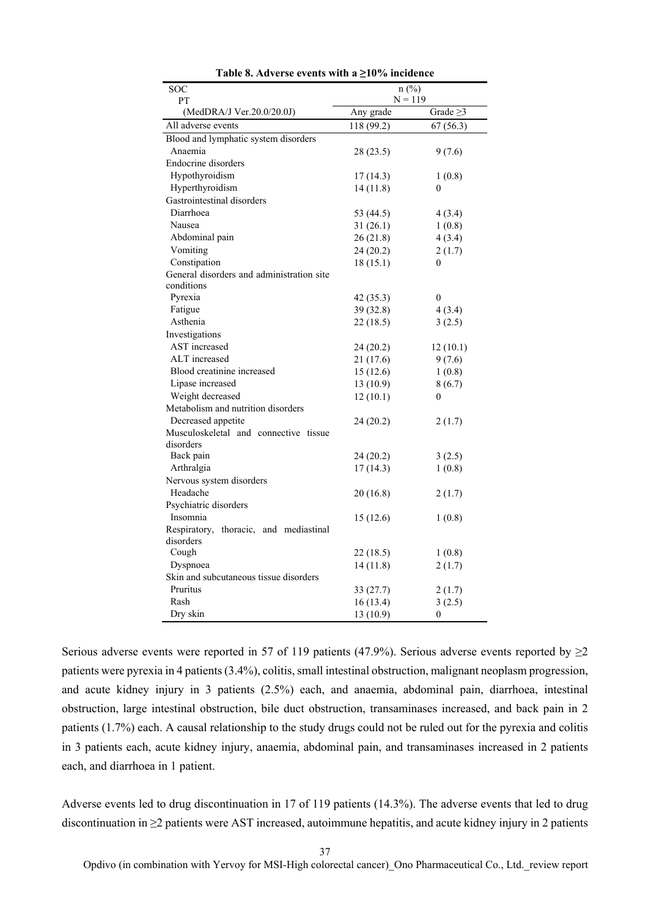**Table 8. Adverse events with a ≥10% incidence**

| SOC<br>PT<br>(MedDRA/J Ver.20.0/20.0J) | n (%)<br>N = 119 | |
|---|---|---|
| | Any grade | Grade ≥3 |
| All adverse events | 118 (99.2) | 67 (56.3) |
| Blood and lymphatic system disorders | | |
| Anaemia | 28 (23.5) | 9 (7.6) |
| Endocrine disorders | | |
| Hypothyroidism | 17 (14.3) | 1 (0.8) |
| Hyperthyroidism | 14 (11.8) | 0 |
| Gastrointestinal disorders | | |
| Diarrhoea | 53 (44.5) | 4 (3.4) |
| Nausea | 31 (26.1) | 1 (0.8) |
| Abdominal pain | 26 (21.8) | 4 (3.4) |
| Vomiting | 24 (20.2) | 2 (1.7) |
| Constipation | 18 (15.1) | 0 |
| General disorders and administration site conditions | | |
| Pyrexia | 42 (35.3) | 0 |
| Fatigue | 39 (32.8) | 4 (3.4) |
| Asthenia | 22 (18.5) | 3 (2.5) |
| Investigations | | |
| AST increased | 24 (20.2) | 12 (10.1) |
| ALT increased | 21 (17.6) | 9 (7.6) |
| Blood creatinine increased | 15 (12.6) | 1 (0.8) |
| Lipase increased | 13 (10.9) | 8 (6.7) |
| Weight decreased | 12 (10.1) | 0 |
| Metabolism and nutrition disorders | | |
| Decreased appetite | 24 (20.2) | 2 (1.7) |
| Musculoskeletal and connective tissue disorders | | |
| Back pain | 24 (20.2) | 3 (2.5) |
| Arthralgia | 17 (14.3) | 1 (0.8) |
| Nervous system disorders | | |
| Headache | 20 (16.8) | 2 (1.7) |
| Psychiatric disorders | | |
| Insomnia | 15 (12.6) | 1 (0.8) |
| Respiratory, thoracic, and mediastinal disorders | | |
| Cough | 22 (18.5) | 1 (0.8) |
| Dyspnoea | 14 (11.8) | 2 (1.7) |
| Skin and subcutaneous tissue disorders | | |
| Pruritus | 33 (27.7) | 2 (1.7) |
| Rash | 16 (13.4) | 3 (2.5) |
| Dry skin | 13 (10.9) | 0 |

Serious adverse events were reported in 57 of 119 patients (47.9%). Serious adverse events reported by ≥2 patients were pyrexia in 4 patients (3.4%), colitis, small intestinal obstruction, malignant neoplasm progression, and acute kidney injury in 3 patients (2.5%) each, and anaemia, abdominal pain, diarrhoea, intestinal obstruction, large intestinal obstruction, bile duct obstruction, transaminases increased, and back pain in 2 patients (1.7%) each. A causal relationship to the study drugs could not be ruled out for the pyrexia and colitis in 3 patients each, acute kidney injury, anaemia, abdominal pain, and transaminases increased in 2 patients each, and diarrhoea in 1 patient.

Adverse events led to drug discontinuation in 17 of 119 patients (14.3%). The adverse events that led to drug discontinuation in ≥2 patients were AST increased, autoimmune hepatitis, and acute kidney injury in 2 patients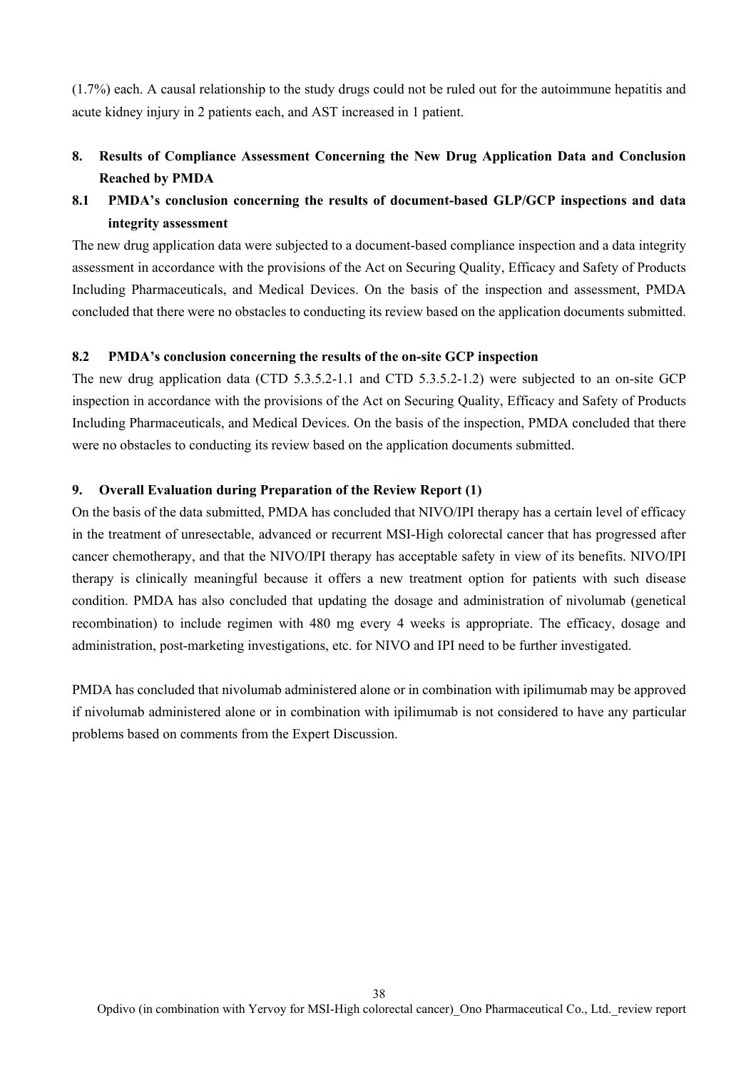(1.7%) each. A causal relationship to the study drugs could not be ruled out for the autoimmune hepatitis and acute kidney injury in 2 patients each, and AST increased in 1 patient.

## 8. Results of Compliance Assessment Concerning the New Drug Application Data and Conclusion Reached by PMDA

### 8.1 PMDA's conclusion concerning the results of document-based GLP/GCP inspections and data integrity assessment

The new drug application data were subjected to a document-based compliance inspection and a data integrity assessment in accordance with the provisions of the Act on Securing Quality, Efficacy and Safety of Products Including Pharmaceuticals, and Medical Devices. On the basis of the inspection and assessment, PMDA concluded that there were no obstacles to conducting its review based on the application documents submitted.

### 8.2 PMDA's conclusion concerning the results of the on-site GCP inspection

The new drug application data (CTD 5.3.5.2-1.1 and CTD 5.3.5.2-1.2) were subjected to an on-site GCP inspection in accordance with the provisions of the Act on Securing Quality, Efficacy and Safety of Products Including Pharmaceuticals, and Medical Devices. On the basis of the inspection, PMDA concluded that there were no obstacles to conducting its review based on the application documents submitted.

## 9. Overall Evaluation during Preparation of the Review Report (1)

On the basis of the data submitted, PMDA has concluded that NIVO/IPI therapy has a certain level of efficacy in the treatment of unresectable, advanced or recurrent MSI-High colorectal cancer that has progressed after cancer chemotherapy, and that the NIVO/IPI therapy has acceptable safety in view of its benefits. NIVO/IPI therapy is clinically meaningful because it offers a new treatment option for patients with such disease condition. PMDA has also concluded that updating the dosage and administration of nivolumab (genetical recombination) to include regimen with 480 mg every 4 weeks is appropriate. The efficacy, dosage and administration, post-marketing investigations, etc. for NIVO and IPI need to be further investigated.

PMDA has concluded that nivolumab administered alone or in combination with ipilimumab may be approved if nivolumab administered alone or in combination with ipilimumab is not considered to have any particular problems based on comments from the Expert Discussion.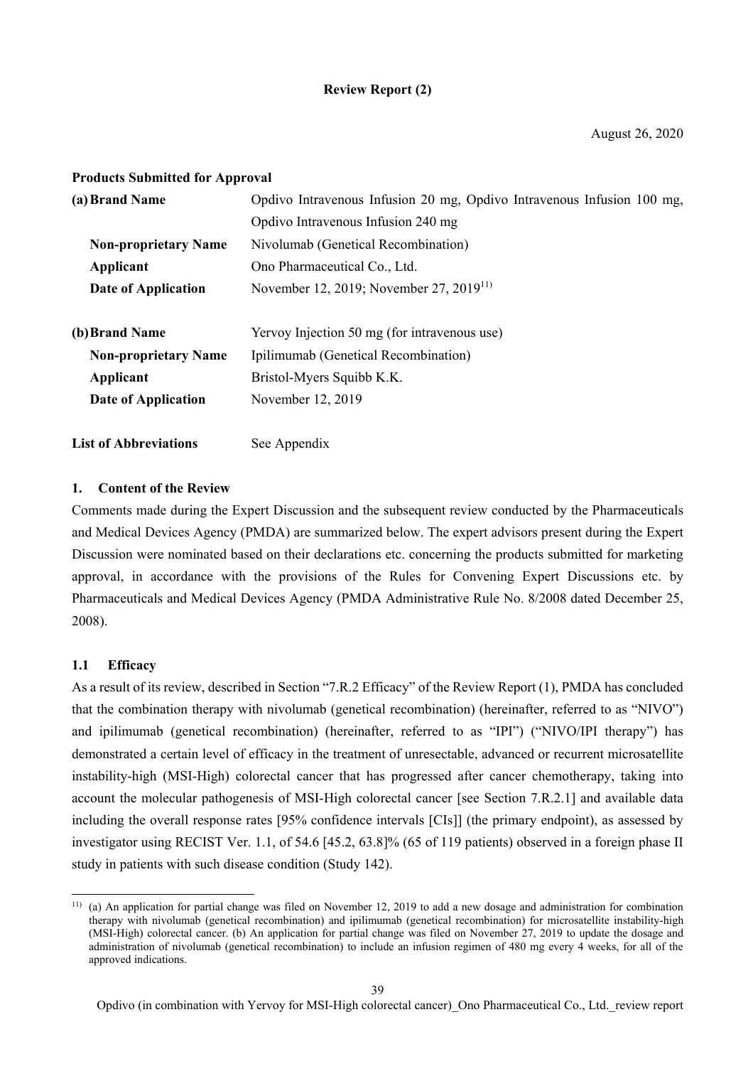**Review Report (2)**

August 26, 2020

**Products Submitted for Approval**

| | |
|---|---|
| **(a) Brand Name** | Opdivo Intravenous Infusion 20 mg, Opdivo Intravenous Infusion 100 mg, Opdivo Intravenous Infusion 240 mg |
| **Non-proprietary Name** | Nivolumab (Genetical Recombination) |
| **Applicant** | Ono Pharmaceutical Co., Ltd. |
| **Date of Application** | November 12, 2019; November 27, 2019[11)] |
| | |
| **(b) Brand Name** | Yervoy Injection 50 mg (for intravenous use) |
| **Non-proprietary Name** | Ipilimumab (Genetical Recombination) |
| **Applicant** | Bristol-Myers Squibb K.K. |
| **Date of Application** | November 12, 2019 |

**List of Abbreviations** See Appendix

## 1. Content of the Review

Comments made during the Expert Discussion and the subsequent review conducted by the Pharmaceuticals and Medical Devices Agency (PMDA) are summarized below. The expert advisors present during the Expert Discussion were nominated based on their declarations etc. concerning the products submitted for marketing approval, in accordance with the provisions of the Rules for Convening Expert Discussions etc. by Pharmaceuticals and Medical Devices Agency (PMDA Administrative Rule No. 8/2008 dated December 25, 2008).

### 1.1 Efficacy

As a result of its review, described in Section "7.R.2 Efficacy" of the Review Report (1), PMDA has concluded that the combination therapy with nivolumab (genetical recombination) (hereinafter, referred to as "NIVO") and ipilimumab (genetical recombination) (hereinafter, referred to as "IPI") ("NIVO/IPI therapy") has demonstrated a certain level of efficacy in the treatment of unresectable, advanced or recurrent microsatellite instability-high (MSI-High) colorectal cancer that has progressed after cancer chemotherapy, taking into account the molecular pathogenesis of MSI-High colorectal cancer [see Section 7.R.2.1] and available data including the overall response rates [95% confidence intervals [CIs]] (the primary endpoint), as assessed by investigator using RECIST Ver. 1.1, of 54.6 [45.2, 63.8]% (65 of 119 patients) observed in a foreign phase II study in patients with such disease condition (Study 142).

---

11) (a) An application for partial change was filed on November 12, 2019 to add a new dosage and administration for combination therapy with nivolumab (genetical recombination) and ipilimumab (genetical recombination) for microsatellite instability-high (MSI-High) colorectal cancer. (b) An application for partial change was filed on November 27, 2019 to update the dosage and administration of nivolumab (genetical recombination) to include an infusion regimen of 480 mg every 4 weeks, for all of the approved indications.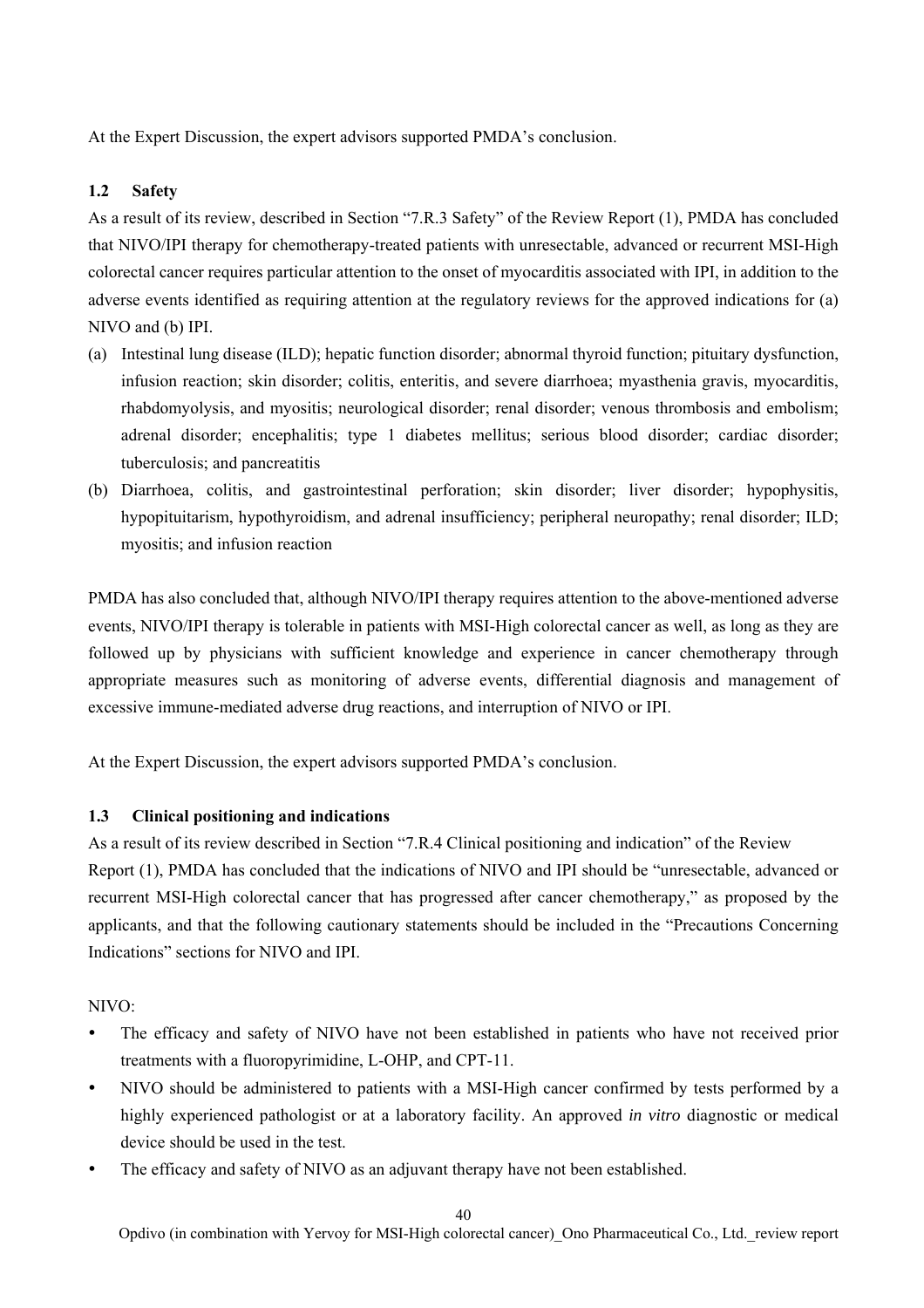At the Expert Discussion, the expert advisors supported PMDA's conclusion.

### 1.2 Safety

As a result of its review, described in Section "7.R.3 Safety" of the Review Report (1), PMDA has concluded that NIVO/IPI therapy for chemotherapy-treated patients with unresectable, advanced or recurrent MSI-High colorectal cancer requires particular attention to the onset of myocarditis associated with IPI, in addition to the adverse events identified as requiring attention at the regulatory reviews for the approved indications for (a) NIVO and (b) IPI.

(a) Intestinal lung disease (ILD); hepatic function disorder; abnormal thyroid function; pituitary dysfunction, infusion reaction; skin disorder; colitis, enteritis, and severe diarrhoea; myasthenia gravis, myocarditis, rhabdomyolysis, and myositis; neurological disorder; renal disorder; venous thrombosis and embolism; adrenal disorder; encephalitis; type 1 diabetes mellitus; serious blood disorder; cardiac disorder; tuberculosis; and pancreatitis

(b) Diarrhoea, colitis, and gastrointestinal perforation; skin disorder; liver disorder; hypophysitis, hypopituitarism, hypothyroidism, and adrenal insufficiency; peripheral neuropathy; renal disorder; ILD; myositis; and infusion reaction

PMDA has also concluded that, although NIVO/IPI therapy requires attention to the above-mentioned adverse events, NIVO/IPI therapy is tolerable in patients with MSI-High colorectal cancer as well, as long as they are followed up by physicians with sufficient knowledge and experience in cancer chemotherapy through appropriate measures such as monitoring of adverse events, differential diagnosis and management of excessive immune-mediated adverse drug reactions, and interruption of NIVO or IPI.

At the Expert Discussion, the expert advisors supported PMDA's conclusion.

### 1.3 Clinical positioning and indications

As a result of its review described in Section "7.R.4 Clinical positioning and indication" of the Review Report (1), PMDA has concluded that the indications of NIVO and IPI should be "unresectable, advanced or recurrent MSI-High colorectal cancer that has progressed after cancer chemotherapy," as proposed by the applicants, and that the following cautionary statements should be included in the "Precautions Concerning Indications" sections for NIVO and IPI.

NIVO:

- The efficacy and safety of NIVO have not been established in patients who have not received prior treatments with a fluoropyrimidine, L-OHP, and CPT-11.
- NIVO should be administered to patients with a MSI-High cancer confirmed by tests performed by a highly experienced pathologist or at a laboratory facility. An approved *in vitro* diagnostic or medical device should be used in the test.
- The efficacy and safety of NIVO as an adjuvant therapy have not been established.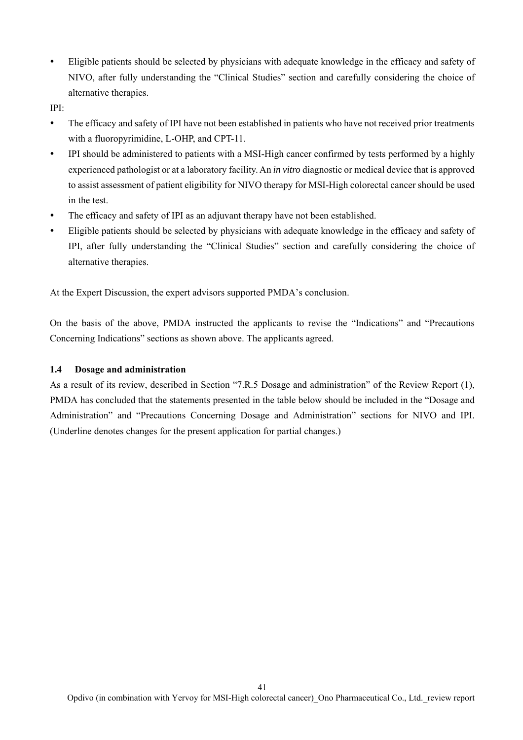- Eligible patients should be selected by physicians with adequate knowledge in the efficacy and safety of NIVO, after fully understanding the "Clinical Studies" section and carefully considering the choice of alternative therapies.

IPI:

- The efficacy and safety of IPI have not been established in patients who have not received prior treatments with a fluoropyrimidine, L-OHP, and CPT-11.
- IPI should be administered to patients with a MSI-High cancer confirmed by tests performed by a highly experienced pathologist or at a laboratory facility. An *in vitro* diagnostic or medical device that is approved to assist assessment of patient eligibility for NIVO therapy for MSI-High colorectal cancer should be used in the test.
- The efficacy and safety of IPI as an adjuvant therapy have not been established.
- Eligible patients should be selected by physicians with adequate knowledge in the efficacy and safety of IPI, after fully understanding the "Clinical Studies" section and carefully considering the choice of alternative therapies.

At the Expert Discussion, the expert advisors supported PMDA's conclusion.

On the basis of the above, PMDA instructed the applicants to revise the "Indications" and "Precautions Concerning Indications" sections as shown above. The applicants agreed.

### 1.4 Dosage and administration

As a result of its review, described in Section "7.R.5 Dosage and administration" of the Review Report (1), PMDA has concluded that the statements presented in the table below should be included in the "Dosage and Administration" and "Precautions Concerning Dosage and Administration" sections for NIVO and IPI. (Underline denotes changes for the present application for partial changes.)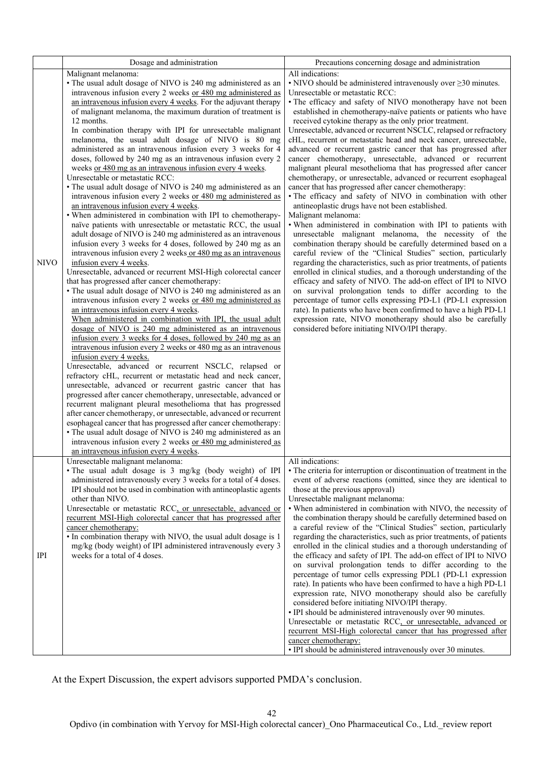| | Dosage and administration | Precautions concerning dosage and administration |
|---|---|---|
| NIVO | Malignant melanoma:<br>• The usual adult dosage of NIVO is 240 mg administered as an intravenous infusion every 2 weeks or 480 mg administered as an intravenous infusion every 4 weeks. For the adjuvant therapy of malignant melanoma, the maximum duration of treatment is 12 months.<br>In combination therapy with IPI for unresectable malignant melanoma, the usual adult dosage of NIVO is 80 mg administered as an intravenous infusion every 3 weeks for 4 doses, followed by 240 mg as an intravenous infusion every 2 weeks or 480 mg as an intravenous infusion every 4 weeks.<br>Unresectable or metastatic RCC:<br>• The usual adult dosage of NIVO is 240 mg administered as an intravenous infusion every 2 weeks or 480 mg administered as an intravenous infusion every 4 weeks.<br>• When administered in combination with IPI to chemotherapy-naïve patients with unresectable or metastatic RCC, the usual adult dosage of NIVO is 240 mg administered as an intravenous infusion every 3 weeks for 4 doses, followed by 240 mg as an intravenous infusion every 2 weeks or 480 mg as an intravenous infusion every 4 weeks.<br>Unresectable, advanced or recurrent MSI-High colorectal cancer that has progressed after cancer chemotherapy:<br>• The usual adult dosage of NIVO is 240 mg administered as an intravenous infusion every 2 weeks or 480 mg administered as an intravenous infusion every 4 weeks.<br>When administered in combination with IPI, the usual adult dosage of NIVO is 240 mg administered as an intravenous infusion every 3 weeks for 4 doses, followed by 240 mg as an intravenous infusion every 2 weeks or 480 mg as an intravenous infusion every 4 weeks.<br>Unresectable, advanced or recurrent NSCLC, relapsed or refractory cHL, recurrent or metastatic head and neck cancer, unresectable, advanced or recurrent gastric cancer that has progressed after cancer chemotherapy, unresectable, advanced or recurrent malignant pleural mesothelioma that has progressed after cancer chemotherapy, or unresectable, advanced or recurrent esophageal cancer that has progressed after cancer chemotherapy:<br>• The usual adult dosage of NIVO is 240 mg administered as an intravenous infusion every 2 weeks or 480 mg administered as an intravenous infusion every 4 weeks. | All indications:<br>• NIVO should be administered intravenously over ≥30 minutes.<br>Unresectable or metastatic RCC:<br>• The efficacy and safety of NIVO monotherapy have not been established in chemotherapy-naïve patients or patients who have received cytokine therapy as the only prior treatment.<br>Unresectable, advanced or recurrent NSCLC, relapsed or refractory cHL, recurrent or metastatic head and neck cancer, unresectable, advanced or recurrent gastric cancer that has progressed after cancer chemotherapy, unresectable, advanced or recurrent malignant pleural mesothelioma that has progressed after cancer chemotherapy, or unresectable, advanced or recurrent esophageal cancer that has progressed after cancer chemotherapy:<br>• The efficacy and safety of NIVO in combination with other antineoplastic drugs have not been established.<br>Malignant melanoma:<br>• When administered in combination with IPI to patients with unresectable malignant melanoma, the necessity of the combination therapy should be carefully determined based on a careful review of the "Clinical Studies" section, particularly regarding the characteristics, such as prior treatments, of patients enrolled in clinical studies, and a thorough understanding of the efficacy and safety of NIVO. The add-on effect of IPI to NIVO on survival prolongation tends to differ according to the percentage of tumor cells expressing PD-L1 (PD-L1 expression rate). In patients who have been confirmed to have a high PD-L1 expression rate, NIVO monotherapy should also be carefully considered before initiating NIVO/IPI therapy. |
| IPI | Unresectable malignant melanoma:<br>• The usual adult dosage is 3 mg/kg (body weight) of IPI administered intravenously every 3 weeks for a total of 4 doses. IPI should not be used in combination with antineoplastic agents other than NIVO.<br>Unresectable or metastatic RCC, or unresectable, advanced or recurrent MSI-High colorectal cancer that has progressed after cancer chemotherapy:<br>• In combination therapy with NIVO, the usual adult dosage is 1 mg/kg (body weight) of IPI administered intravenously every 3 weeks for a total of 4 doses. | All indications:<br>• The criteria for interruption or discontinuation of treatment in the event of adverse reactions (omitted, since they are identical to those at the previous approval)<br>Unresectable malignant melanoma:<br>• When administered in combination with NIVO, the necessity of the combination therapy should be carefully determined based on a careful review of the "Clinical Studies" section, particularly regarding the characteristics, such as prior treatments, of patients enrolled in the clinical studies and a thorough understanding of the efficacy and safety of IPI. The add-on effect of IPI to NIVO on survival prolongation tends to differ according to the percentage of tumor cells expressing PDL1 (PD-L1 expression rate). In patients who have been confirmed to have a high PD-L1 expression rate, NIVO monotherapy should also be carefully considered before initiating NIVO/IPI therapy.<br>• IPI should be administered intravenously over 90 minutes.<br>Unresectable or metastatic RCC, or unresectable, advanced or recurrent MSI-High colorectal cancer that has progressed after cancer chemotherapy:<br>• IPI should be administered intravenously over 30 minutes. |

At the Expert Discussion, the expert advisors supported PMDA's conclusion.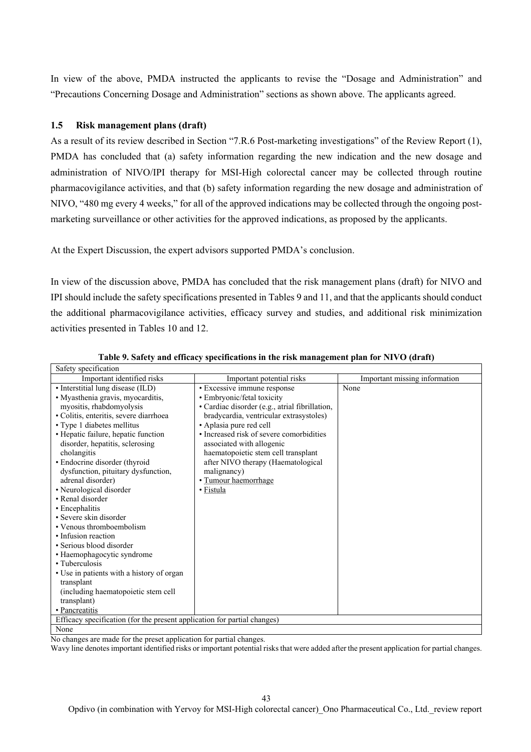In view of the above, PMDA instructed the applicants to revise the "Dosage and Administration" and "Precautions Concerning Dosage and Administration" sections as shown above. The applicants agreed.

### 1.5 Risk management plans (draft)

As a result of its review described in Section "7.R.6 Post-marketing investigations" of the Review Report (1), PMDA has concluded that (a) safety information regarding the new indication and the new dosage and administration of NIVO/IPI therapy for MSI-High colorectal cancer may be collected through routine pharmacovigilance activities, and that (b) safety information regarding the new dosage and administration of NIVO, "480 mg every 4 weeks," for all of the approved indications may be collected through the ongoing post-marketing surveillance or other activities for the approved indications, as proposed by the applicants.

At the Expert Discussion, the expert advisors supported PMDA's conclusion.

In view of the discussion above, PMDA has concluded that the risk management plans (draft) for NIVO and IPI should include the safety specifications presented in Tables 9 and 11, and that the applicants should conduct the additional pharmacovigilance activities, efficacy survey and studies, and additional risk minimization activities presented in Tables 10 and 12.

**Table 9. Safety and efficacy specifications in the risk management plan for NIVO (draft)**

| Safety specification | | |
|---|---|---|
| Important identified risks | Important potential risks | Important missing information |
| • Interstitial lung disease (ILD)<br>• Myasthenia gravis, myocarditis, myositis, rhabdomyolysis<br>• Colitis, enteritis, severe diarrhoea<br>• Type 1 diabetes mellitus<br>• Hepatic failure, hepatic function disorder, hepatitis, sclerosing cholangitis<br>• Endocrine disorder (thyroid dysfunction, pituitary dysfunction, adrenal disorder)<br>• Neurological disorder<br>• Renal disorder<br>• Encephalitis<br>• Severe skin disorder<br>• Venous thromboembolism<br>• Infusion reaction<br>• Serious blood disorder<br>• Haemophagocytic syndrome<br>• Tuberculosis<br>• Use in patients with a history of organ transplant (including haematopoietic stem cell transplant)<br>• Pancreatitis | • Excessive immune response<br>• Embryonic/fetal toxicity<br>• Cardiac disorder (e.g., atrial fibrillation, bradycardia, ventricular extrasystoles)<br>• Aplasia pure red cell<br>• Increased risk of severe comorbidities associated with allogenic haematopoietic stem cell transplant after NIVO therapy (Haematological malignancy)<br>• Tumour haemorrhage<br>• Fistula | None |
| Efficacy specification (for the present application for partial changes) | | |
| None | | |

No changes are made for the preset application for partial changes.
Wavy line denotes important identified risks or important potential risks that were added after the present application for partial changes.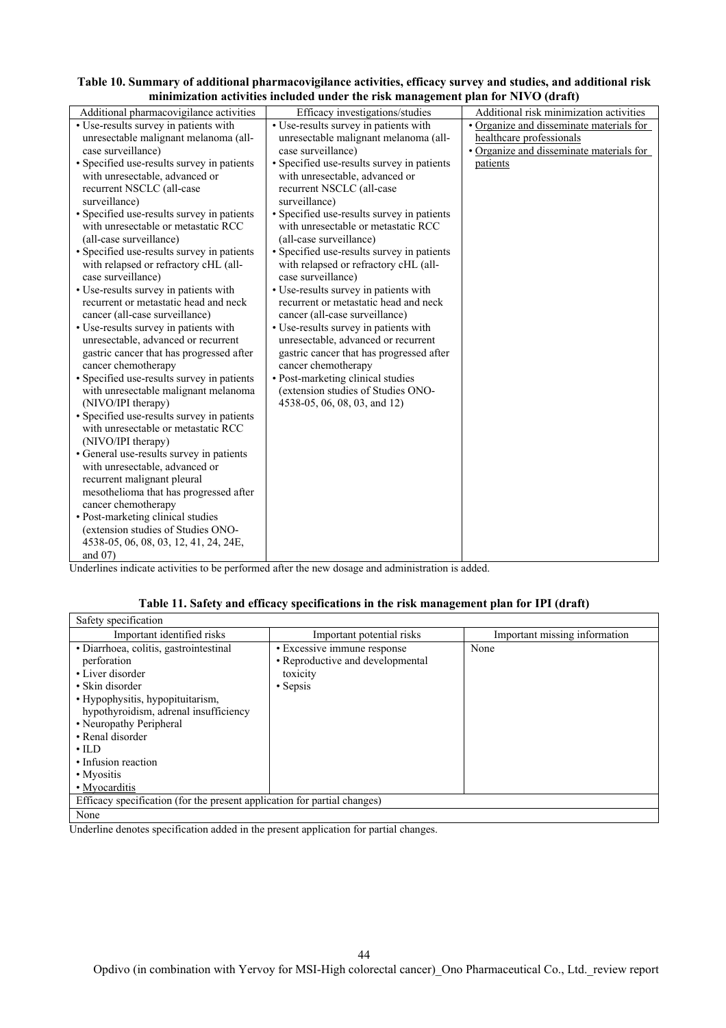**Table 10. Summary of additional pharmacovigilance activities, efficacy survey and studies, and additional risk minimization activities included under the risk management plan for NIVO (draft)**

| Additional pharmacovigilance activities | Efficacy investigations/studies | Additional risk minimization activities |
|---|---|---|
| • Use-results survey in patients with unresectable malignant melanoma (all-case surveillance)<br>• Specified use-results survey in patients with unresectable, advanced or recurrent NSCLC (all-case surveillance)<br>• Specified use-results survey in patients with unresectable or metastatic RCC (all-case surveillance)<br>• Specified use-results survey in patients with relapsed or refractory cHL (all-case surveillance)<br>• Use-results survey in patients with recurrent or metastatic head and neck cancer (all-case surveillance)<br>• Use-results survey in patients with unresectable, advanced or recurrent gastric cancer that has progressed after cancer chemotherapy<br>• Specified use-results survey in patients with unresectable malignant melanoma (NIVO/IPI therapy)<br>• Specified use-results survey in patients with unresectable or metastatic RCC (NIVO/IPI therapy)<br>• General use-results survey in patients with unresectable, advanced or recurrent malignant pleural mesothelioma that has progressed after cancer chemotherapy<br>• Post-marketing clinical studies (extension studies of Studies ONO-4538-05, 06, 08, 03, 12, 41, 24, 24E, and 07) | • Use-results survey in patients with unresectable malignant melanoma (all-case surveillance)<br>• Specified use-results survey in patients with unresectable, advanced or recurrent NSCLC (all-case surveillance)<br>• Specified use-results survey in patients with unresectable or metastatic RCC (all-case surveillance)<br>• Specified use-results survey in patients with relapsed or refractory cHL (all-case surveillance)<br>• Use-results survey in patients with recurrent or metastatic head and neck cancer (all-case surveillance)<br>• Use-results survey in patients with unresectable, advanced or recurrent gastric cancer that has progressed after cancer chemotherapy<br>• Post-marketing clinical studies (extension studies of Studies ONO-4538-05, 06, 08, 03, and 12) | • <u>Organize and disseminate materials for healthcare professionals</u><br>• <u>Organize and disseminate materials for patients</u> |

Underlines indicate activities to be performed after the new dosage and administration is added.

**Table 11. Safety and efficacy specifications in the risk management plan for IPI (draft)**

| Safety specification | | |
|---|---|---|
| Important identified risks | Important potential risks | Important missing information |
| • Diarrhoea, colitis, gastrointestinal perforation<br>• Liver disorder<br>• Skin disorder<br>• Hypophysitis, hypopituitarism, hypothyroidism, adrenal insufficiency<br>• Neuropathy Peripheral<br>• Renal disorder<br>• ILD<br>• Infusion reaction<br>• Myositis<br>• <u>Myocarditis</u> | • Excessive immune response<br>• Reproductive and developmental toxicity<br>• Sepsis | None |
| Efficacy specification (for the present application for partial changes) | | |
| None | | |

Underline denotes specification added in the present application for partial changes.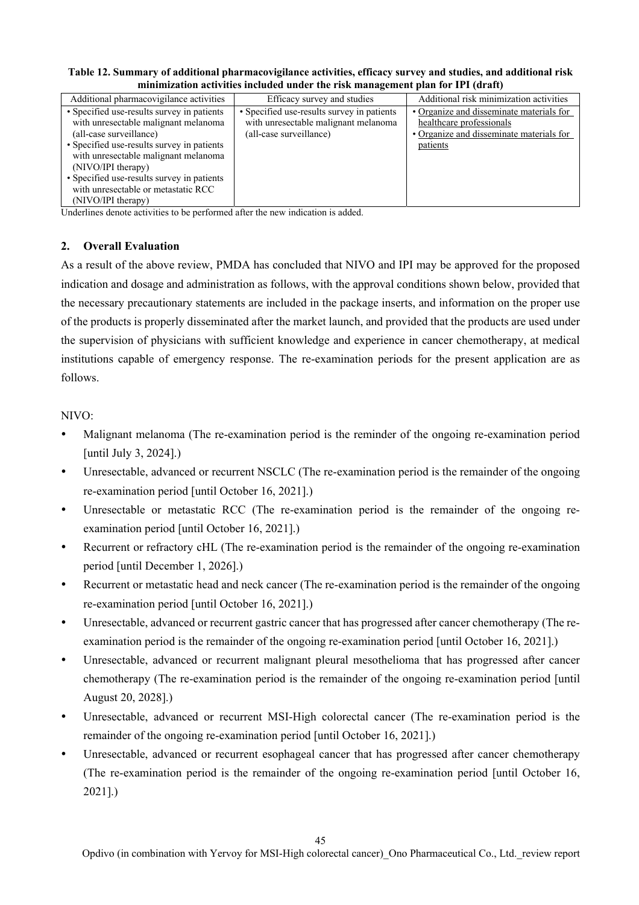**Table 12. Summary of additional pharmacovigilance activities, efficacy survey and studies, and additional risk minimization activities included under the risk management plan for IPI (draft)**

| Additional pharmacovigilance activities | Efficacy survey and studies | Additional risk minimization activities |
|---|---|---|
| • Specified use-results survey in patients with unresectable malignant melanoma (all-case surveillance)<br>• Specified use-results survey in patients with unresectable malignant melanoma (NIVO/IPI therapy)<br>• Specified use-results survey in patients with unresectable or metastatic RCC (NIVO/IPI therapy) | • Specified use-results survey in patients with unresectable malignant melanoma (all-case surveillance) | • <u>Organize and disseminate materials for healthcare professionals</u><br>• <u>Organize and disseminate materials for patients</u> |

Underlines denote activities to be performed after the new indication is added.

## 2. Overall Evaluation

As a result of the above review, PMDA has concluded that NIVO and IPI may be approved for the proposed indication and dosage and administration as follows, with the approval conditions shown below, provided that the necessary precautionary statements are included in the package inserts, and information on the proper use of the products is properly disseminated after the market launch, and provided that the products are used under the supervision of physicians with sufficient knowledge and experience in cancer chemotherapy, at medical institutions capable of emergency response. The re-examination periods for the present application are as follows.

NIVO:

- Malignant melanoma (The re-examination period is the reminder of the ongoing re-examination period [until July 3, 2024].)
- Unresectable, advanced or recurrent NSCLC (The re-examination period is the remainder of the ongoing re-examination period [until October 16, 2021].)
- Unresectable or metastatic RCC (The re-examination period is the remainder of the ongoing re-examination period [until October 16, 2021].)
- Recurrent or refractory cHL (The re-examination period is the remainder of the ongoing re-examination period [until December 1, 2026].)
- Recurrent or metastatic head and neck cancer (The re-examination period is the remainder of the ongoing re-examination period [until October 16, 2021].)
- Unresectable, advanced or recurrent gastric cancer that has progressed after cancer chemotherapy (The re-examination period is the remainder of the ongoing re-examination period [until October 16, 2021].)
- Unresectable, advanced or recurrent malignant pleural mesothelioma that has progressed after cancer chemotherapy (The re-examination period is the remainder of the ongoing re-examination period [until August 20, 2028].)
- Unresectable, advanced or recurrent MSI-High colorectal cancer (The re-examination period is the remainder of the ongoing re-examination period [until October 16, 2021].)
- Unresectable, advanced or recurrent esophageal cancer that has progressed after cancer chemotherapy (The re-examination period is the remainder of the ongoing re-examination period [until October 16, 2021].)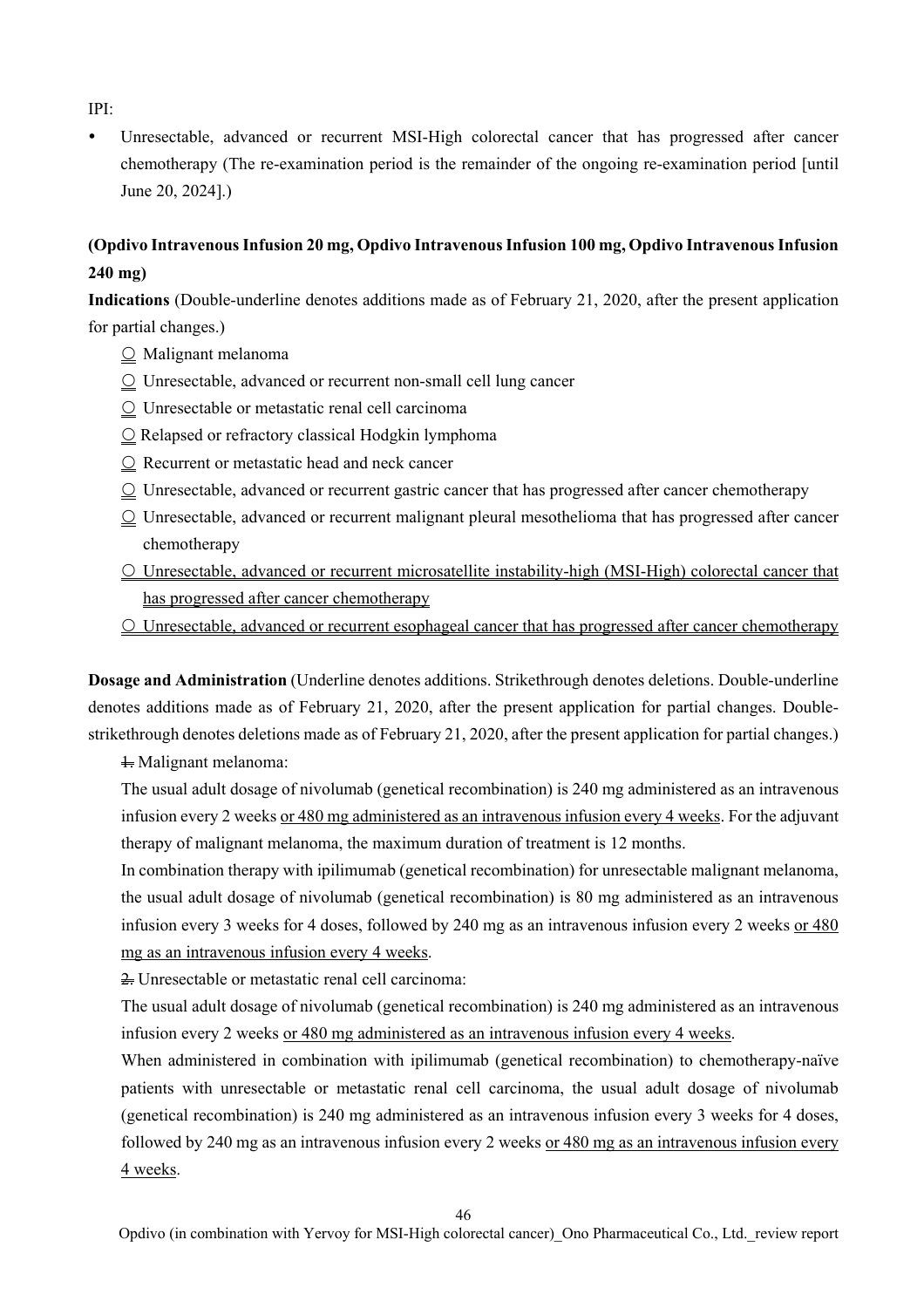IPI:

- Unresectable, advanced or recurrent MSI-High colorectal cancer that has progressed after cancer chemotherapy (The re-examination period is the remainder of the ongoing re-examination period [until June 20, 2024].)

**(Opdivo Intravenous Infusion 20 mg, Opdivo Intravenous Infusion 100 mg, Opdivo Intravenous Infusion 240 mg)**

**Indications** (Double-underline denotes additions made as of February 21, 2020, after the present application for partial changes.)

○ Malignant melanoma

○ Unresectable, advanced or recurrent non-small cell lung cancer

○ Unresectable or metastatic renal cell carcinoma

○ Relapsed or refractory classical Hodgkin lymphoma

○ Recurrent or metastatic head and neck cancer

○ Unresectable, advanced or recurrent gastric cancer that has progressed after cancer chemotherapy

○ Unresectable, advanced or recurrent malignant pleural mesothelioma that has progressed after cancer chemotherapy

○ Unresectable, advanced or recurrent microsatellite instability-high (MSI-High) colorectal cancer that has progressed after cancer chemotherapy

○ Unresectable, advanced or recurrent esophageal cancer that has progressed after cancer chemotherapy

**Dosage and Administration** (Underline denotes additions. Strikethrough denotes deletions. Double-underline denotes additions made as of February 21, 2020, after the present application for partial changes. Double-strikethrough denotes deletions made as of February 21, 2020, after the present application for partial changes.)

~~1.~~ Malignant melanoma:

The usual adult dosage of nivolumab (genetical recombination) is 240 mg administered as an intravenous infusion every 2 weeks or 480 mg administered as an intravenous infusion every 4 weeks. For the adjuvant therapy of malignant melanoma, the maximum duration of treatment is 12 months.

In combination therapy with ipilimumab (genetical recombination) for unresectable malignant melanoma, the usual adult dosage of nivolumab (genetical recombination) is 80 mg administered as an intravenous infusion every 3 weeks for 4 doses, followed by 240 mg as an intravenous infusion every 2 weeks or 480 mg as an intravenous infusion every 4 weeks.

~~2.~~ Unresectable or metastatic renal cell carcinoma:

The usual adult dosage of nivolumab (genetical recombination) is 240 mg administered as an intravenous infusion every 2 weeks or 480 mg administered as an intravenous infusion every 4 weeks.

When administered in combination with ipilimumab (genetical recombination) to chemotherapy-naïve patients with unresectable or metastatic renal cell carcinoma, the usual adult dosage of nivolumab (genetical recombination) is 240 mg administered as an intravenous infusion every 3 weeks for 4 doses, followed by 240 mg as an intravenous infusion every 2 weeks or 480 mg as an intravenous infusion every 4 weeks.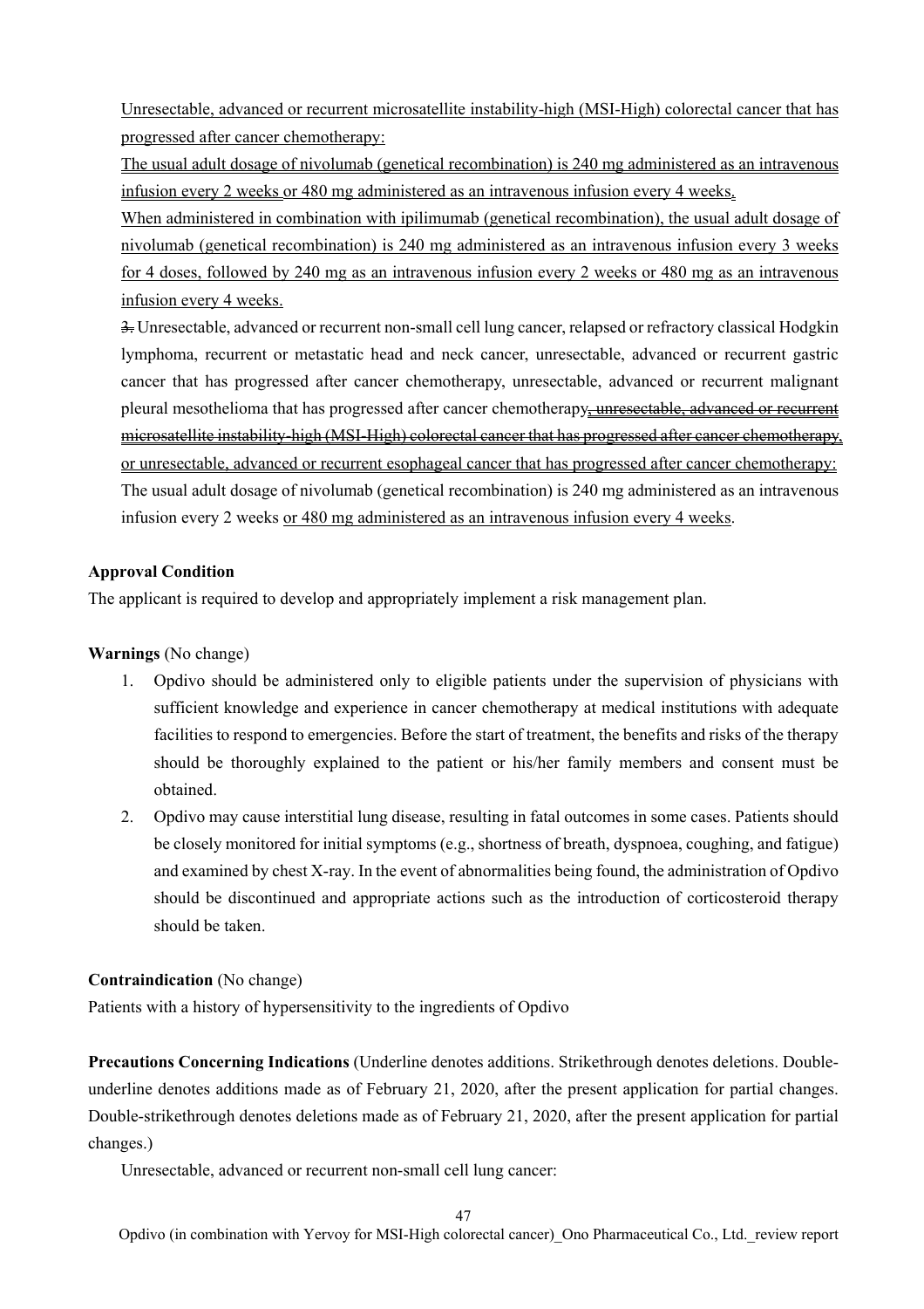<u>Unresectable, advanced or recurrent microsatellite instability-high (MSI-High) colorectal cancer that has progressed after cancer chemotherapy:</u>

<u>The usual adult dosage of nivolumab (genetical recombination) is 240 mg administered as an intravenous infusion every 2 weeks or 480 mg administered as an intravenous infusion every 4 weeks.</u>

<u>When administered in combination with ipilimumab (genetical recombination), the usual adult dosage of nivolumab (genetical recombination) is 240 mg administered as an intravenous infusion every 3 weeks for 4 doses, followed by 240 mg as an intravenous infusion every 2 weeks or 480 mg as an intravenous infusion every 4 weeks.</u>

~~3.~~ Unresectable, advanced or recurrent non-small cell lung cancer, relapsed or refractory classical Hodgkin lymphoma, recurrent or metastatic head and neck cancer, unresectable, advanced or recurrent gastric cancer that has progressed after cancer chemotherapy, unresectable, advanced or recurrent malignant pleural mesothelioma that has progressed after cancer chemotherapy~~, unresectable, advanced or recurrent microsatellite instability-high (MSI-High) colorectal cancer that has progressed after cancer chemotherapy,~~ <u>or unresectable, advanced or recurrent esophageal cancer that has progressed after cancer chemotherapy:</u>

The usual adult dosage of nivolumab (genetical recombination) is 240 mg administered as an intravenous infusion every 2 weeks <u>or 480 mg administered as an intravenous infusion every 4 weeks</u>.

**Approval Condition**

The applicant is required to develop and appropriately implement a risk management plan.

**Warnings** (No change)

1. Opdivo should be administered only to eligible patients under the supervision of physicians with sufficient knowledge and experience in cancer chemotherapy at medical institutions with adequate facilities to respond to emergencies. Before the start of treatment, the benefits and risks of the therapy should be thoroughly explained to the patient or his/her family members and consent must be obtained.
2. Opdivo may cause interstitial lung disease, resulting in fatal outcomes in some cases. Patients should be closely monitored for initial symptoms (e.g., shortness of breath, dyspnoea, coughing, and fatigue) and examined by chest X-ray. In the event of abnormalities being found, the administration of Opdivo should be discontinued and appropriate actions such as the introduction of corticosteroid therapy should be taken.

**Contraindication** (No change)

Patients with a history of hypersensitivity to the ingredients of Opdivo

**Precautions Concerning Indications** (Underline denotes additions. Strikethrough denotes deletions. Double-underline denotes additions made as of February 21, 2020, after the present application for partial changes. Double-strikethrough denotes deletions made as of February 21, 2020, after the present application for partial changes.)

Unresectable, advanced or recurrent non-small cell lung cancer: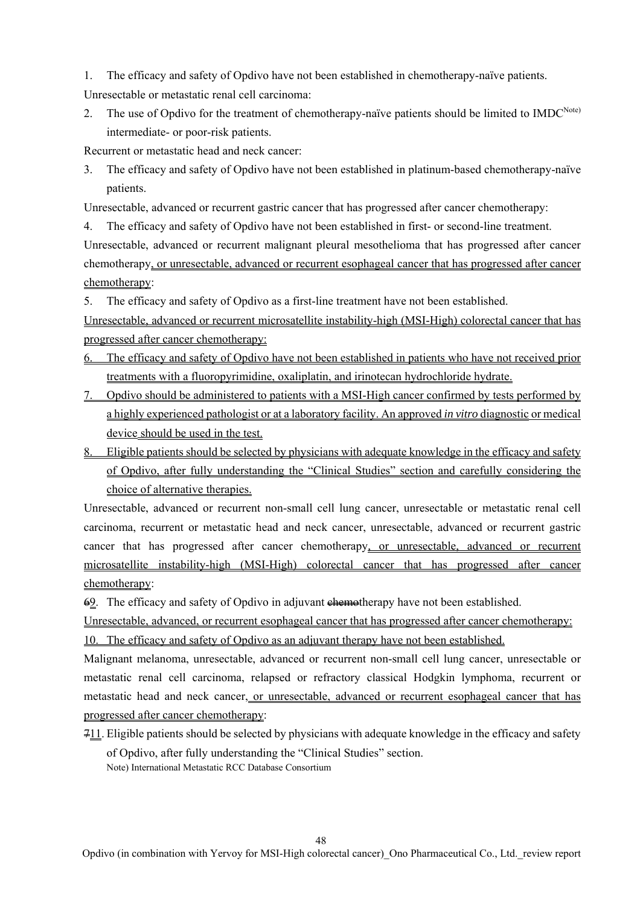1. The efficacy and safety of Opdivo have not been established in chemotherapy-naïve patients.

Unresectable or metastatic renal cell carcinoma:

2. The use of Opdivo for the treatment of chemotherapy-naïve patients should be limited to IMDC[Note)] intermediate- or poor-risk patients.

Recurrent or metastatic head and neck cancer:

3. The efficacy and safety of Opdivo have not been established in platinum-based chemotherapy-naïve patients.

Unresectable, advanced or recurrent gastric cancer that has progressed after cancer chemotherapy:

4. The efficacy and safety of Opdivo have not been established in first- or second-line treatment.

Unresectable, advanced or recurrent malignant pleural mesothelioma that has progressed after cancer chemotherapy<u>, or unresectable, advanced or recurrent esophageal cancer that has progressed after cancer chemotherapy</u>:

5. The efficacy and safety of Opdivo as a first-line treatment have not been established.

<u>Unresectable, advanced or recurrent microsatellite instability-high (MSI-High) colorectal cancer that has progressed after cancer chemotherapy:</u>

<u>6. The efficacy and safety of Opdivo have not been established in patients who have not received prior treatments with a fluoropyrimidine, oxaliplatin, and irinotecan hydrochloride hydrate.</u>

<u>7. Opdivo should be administered to patients with a MSI-High cancer confirmed by tests performed by a highly experienced pathologist or at a laboratory facility. An approved *in vitro* diagnostic or medical device should be used in the test.</u>

<u>8. Eligible patients should be selected by physicians with adequate knowledge in the efficacy and safety of Opdivo, after fully understanding the "Clinical Studies" section and carefully considering the choice of alternative therapies.</u>

Unresectable, advanced or recurrent non-small cell lung cancer, unresectable or metastatic renal cell carcinoma, recurrent or metastatic head and neck cancer, unresectable, advanced or recurrent gastric cancer that has progressed after cancer chemotherapy<u>, or unresectable, advanced or recurrent microsatellite instability-high (MSI-High) colorectal cancer that has progressed after cancer chemotherapy</u>:

~~6~~<u>9</u>. The efficacy and safety of Opdivo in adjuvant ~~chemo~~therapy have not been established.

<u>Unresectable, advanced, or recurrent esophageal cancer that has progressed after cancer chemotherapy:</u>

<u>10. The efficacy and safety of Opdivo as an adjuvant therapy have not been established.</u>

Malignant melanoma, unresectable, advanced or recurrent non-small cell lung cancer, unresectable or metastatic renal cell carcinoma, relapsed or refractory classical Hodgkin lymphoma, recurrent or metastatic head and neck cancer<u>, or unresectable, advanced or recurrent esophageal cancer that has progressed after cancer chemotherapy</u>:

~~7~~<u>11</u>. Eligible patients should be selected by physicians with adequate knowledge in the efficacy and safety of Opdivo, after fully understanding the "Clinical Studies" section.

Note) International Metastatic RCC Database Consortium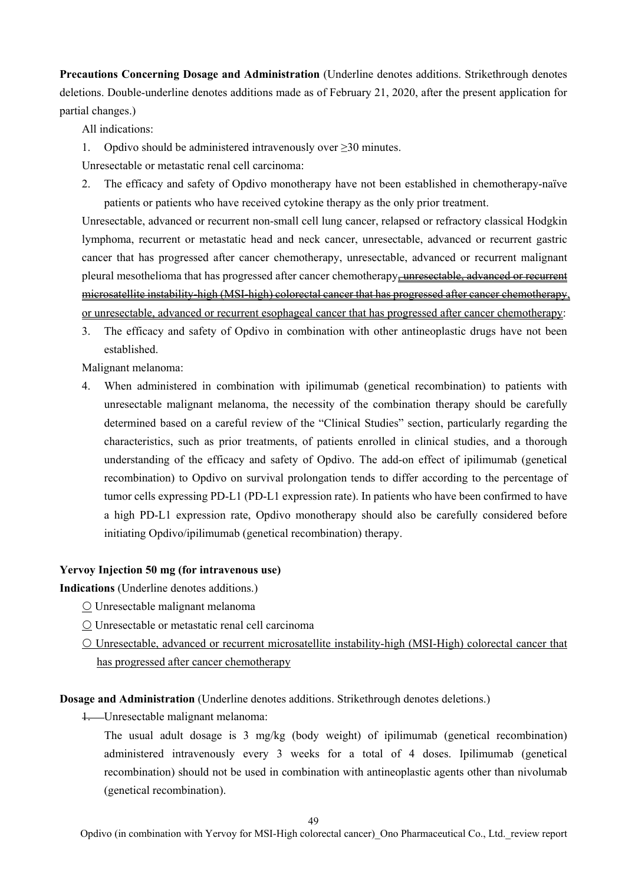**Precautions Concerning Dosage and Administration** (Underline denotes additions. Strikethrough denotes deletions. Double-underline denotes additions made as of February 21, 2020, after the present application for partial changes.)

All indications:

1. Opdivo should be administered intravenously over ≥30 minutes.

Unresectable or metastatic renal cell carcinoma:

2. The efficacy and safety of Opdivo monotherapy have not been established in chemotherapy-naïve patients or patients who have received cytokine therapy as the only prior treatment.

Unresectable, advanced or recurrent non-small cell lung cancer, relapsed or refractory classical Hodgkin lymphoma, recurrent or metastatic head and neck cancer, unresectable, advanced or recurrent gastric cancer that has progressed after cancer chemotherapy, unresectable, advanced or recurrent malignant pleural mesothelioma that has progressed after cancer chemotherapy~~, unresectable, advanced or recurrent microsatellite instability-high (MSI-high) colorectal cancer that has progressed after cancer chemotherapy,~~ <u>or unresectable, advanced or recurrent esophageal cancer that has progressed after cancer chemotherapy</u>:

3. The efficacy and safety of Opdivo in combination with other antineoplastic drugs have not been established.

Malignant melanoma:

4. When administered in combination with ipilimumab (genetical recombination) to patients with unresectable malignant melanoma, the necessity of the combination therapy should be carefully determined based on a careful review of the "Clinical Studies" section, particularly regarding the characteristics, such as prior treatments, of patients enrolled in clinical studies, and a thorough understanding of the efficacy and safety of Opdivo. The add-on effect of ipilimumab (genetical recombination) to Opdivo on survival prolongation tends to differ according to the percentage of tumor cells expressing PD-L1 (PD-L1 expression rate). In patients who have been confirmed to have a high PD-L1 expression rate, Opdivo monotherapy should also be carefully considered before initiating Opdivo/ipilimumab (genetical recombination) therapy.

**Yervoy Injection 50 mg (for intravenous use)**

**Indications** (Underline denotes additions.)

<u>○</u> Unresectable malignant melanoma

<u>○</u> Unresectable or metastatic renal cell carcinoma

<u>○ Unresectable, advanced or recurrent microsatellite instability-high (MSI-High) colorectal cancer that has progressed after cancer chemotherapy</u>

**Dosage and Administration** (Underline denotes additions. Strikethrough denotes deletions.)

~~1.~~ Unresectable malignant melanoma:

The usual adult dosage is 3 mg/kg (body weight) of ipilimumab (genetical recombination) administered intravenously every 3 weeks for a total of 4 doses. Ipilimumab (genetical recombination) should not be used in combination with antineoplastic agents other than nivolumab (genetical recombination).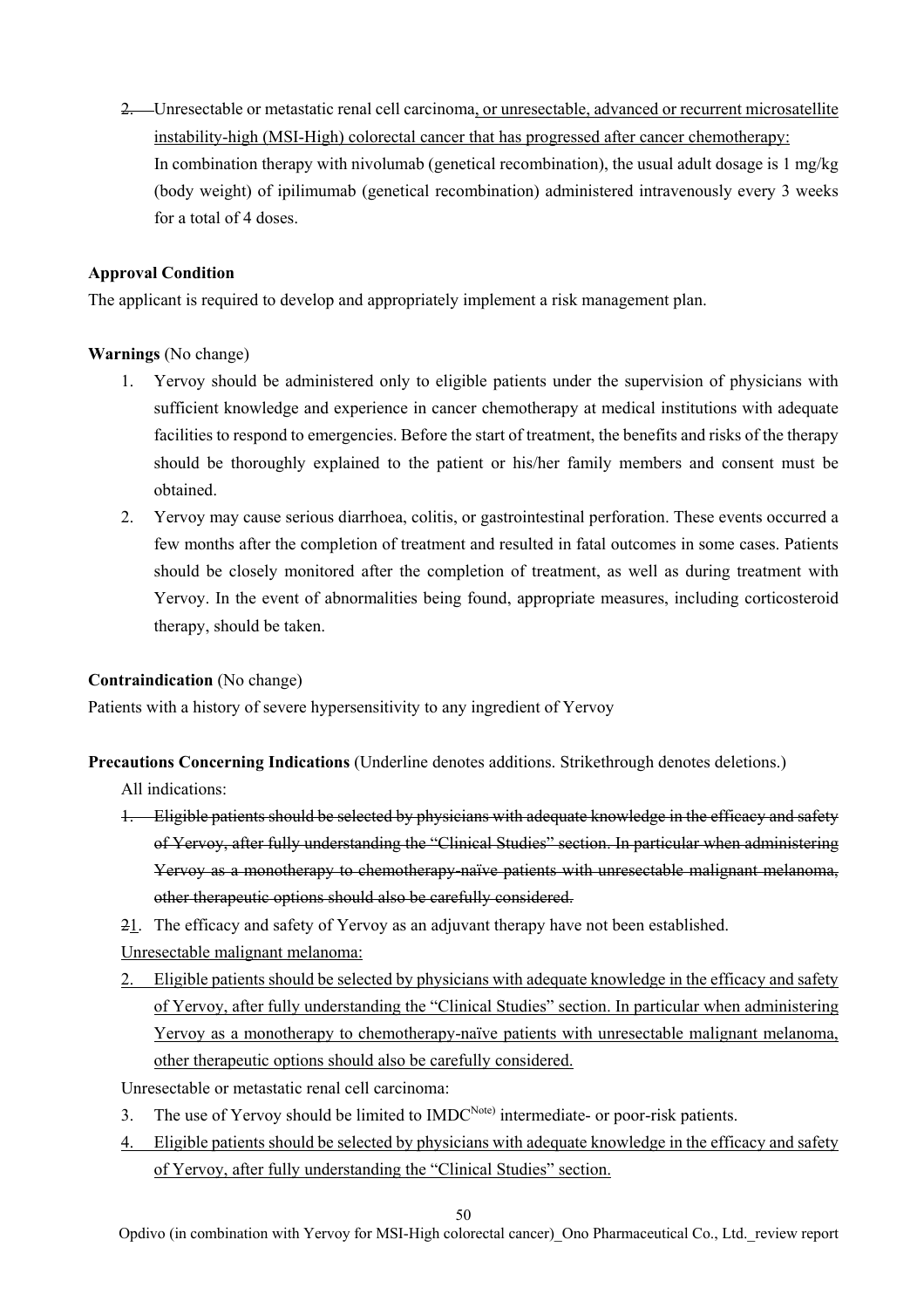2. ~~2.~~ Unresectable or metastatic renal cell carcinoma<u>, or unresectable, advanced or recurrent microsatellite instability-high (MSI-High) colorectal cancer that has progressed after cancer chemotherapy:</u>
   In combination therapy with nivolumab (genetical recombination), the usual adult dosage is 1 mg/kg (body weight) of ipilimumab (genetical recombination) administered intravenously every 3 weeks for a total of 4 doses.

**Approval Condition**

The applicant is required to develop and appropriately implement a risk management plan.

**Warnings** (No change)

1. Yervoy should be administered only to eligible patients under the supervision of physicians with sufficient knowledge and experience in cancer chemotherapy at medical institutions with adequate facilities to respond to emergencies. Before the start of treatment, the benefits and risks of the therapy should be thoroughly explained to the patient or his/her family members and consent must be obtained.
2. Yervoy may cause serious diarrhoea, colitis, or gastrointestinal perforation. These events occurred a few months after the completion of treatment and resulted in fatal outcomes in some cases. Patients should be closely monitored after the completion of treatment, as well as during treatment with Yervoy. In the event of abnormalities being found, appropriate measures, including corticosteroid therapy, should be taken.

**Contraindication** (No change)

Patients with a history of severe hypersensitivity to any ingredient of Yervoy

**Precautions Concerning Indications** (Underline denotes additions. Strikethrough denotes deletions.)

All indications:

~~1. Eligible patients should be selected by physicians with adequate knowledge in the efficacy and safety of Yervoy, after fully understanding the "Clinical Studies" section. In particular when administering Yervoy as a monotherapy to chemotherapy-naïve patients with unresectable malignant melanoma, other therapeutic options should also be carefully considered.~~

~~2~~<u>1</u>. The efficacy and safety of Yervoy as an adjuvant therapy have not been established.

<u>Unresectable malignant melanoma:</u>

<u>2. Eligible patients should be selected by physicians with adequate knowledge in the efficacy and safety of Yervoy, after fully understanding the "Clinical Studies" section. In particular when administering Yervoy as a monotherapy to chemotherapy-naïve patients with unresectable malignant melanoma, other therapeutic options should also be carefully considered.</u>

Unresectable or metastatic renal cell carcinoma:

3. The use of Yervoy should be limited to IMDC[Note)] intermediate- or poor-risk patients.

<u>4. Eligible patients should be selected by physicians with adequate knowledge in the efficacy and safety of Yervoy, after fully understanding the "Clinical Studies" section.</u>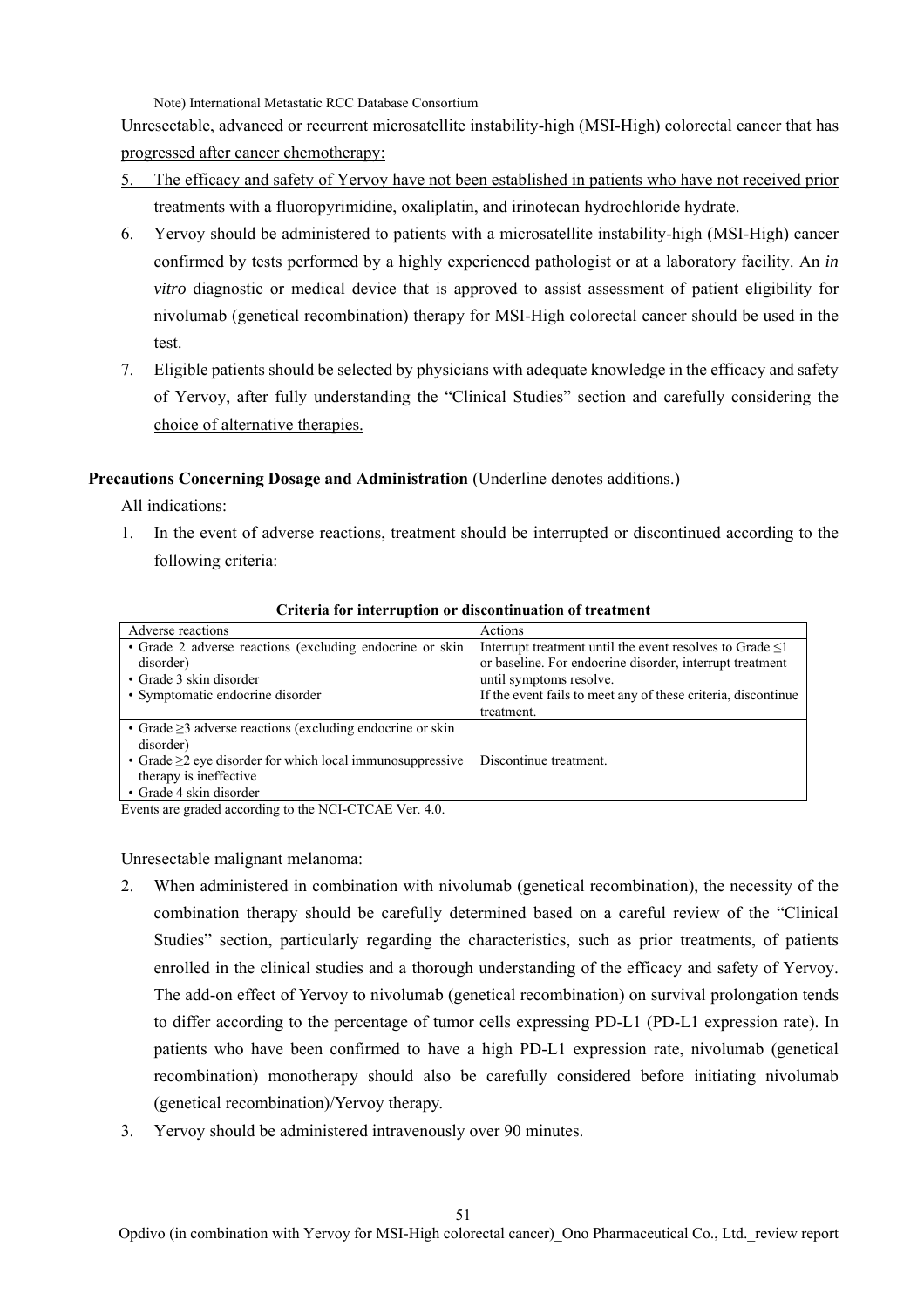Note) International Metastatic RCC Database Consortium

Unresectable, advanced or recurrent microsatellite instability-high (MSI-High) colorectal cancer that has progressed after cancer chemotherapy:

5. The efficacy and safety of Yervoy have not been established in patients who have not received prior treatments with a fluoropyrimidine, oxaliplatin, and irinotecan hydrochloride hydrate.
6. Yervoy should be administered to patients with a microsatellite instability-high (MSI-High) cancer confirmed by tests performed by a highly experienced pathologist or at a laboratory facility. An *in vitro* diagnostic or medical device that is approved to assist assessment of patient eligibility for nivolumab (genetical recombination) therapy for MSI-High colorectal cancer should be used in the test.
7. Eligible patients should be selected by physicians with adequate knowledge in the efficacy and safety of Yervoy, after fully understanding the "Clinical Studies" section and carefully considering the choice of alternative therapies.

**Precautions Concerning Dosage and Administration** (Underline denotes additions.)

All indications:

1. In the event of adverse reactions, treatment should be interrupted or discontinued according to the following criteria:

**Criteria for interruption or discontinuation of treatment**

| Adverse reactions | Actions |
|---|---|
| • Grade 2 adverse reactions (excluding endocrine or skin disorder)<br>• Grade 3 skin disorder<br>• Symptomatic endocrine disorder | Interrupt treatment until the event resolves to Grade ≤1 or baseline. For endocrine disorder, interrupt treatment until symptoms resolve.<br>If the event fails to meet any of these criteria, discontinue treatment. |
| • Grade ≥3 adverse reactions (excluding endocrine or skin disorder)<br>• Grade ≥2 eye disorder for which local immunosuppressive therapy is ineffective<br>• Grade 4 skin disorder | Discontinue treatment. |

Events are graded according to the NCI-CTCAE Ver. 4.0.

Unresectable malignant melanoma:

2. When administered in combination with nivolumab (genetical recombination), the necessity of the combination therapy should be carefully determined based on a careful review of the "Clinical Studies" section, particularly regarding the characteristics, such as prior treatments, of patients enrolled in the clinical studies and a thorough understanding of the efficacy and safety of Yervoy. The add-on effect of Yervoy to nivolumab (genetical recombination) on survival prolongation tends to differ according to the percentage of tumor cells expressing PD-L1 (PD-L1 expression rate). In patients who have been confirmed to have a high PD-L1 expression rate, nivolumab (genetical recombination) monotherapy should also be carefully considered before initiating nivolumab (genetical recombination)/Yervoy therapy.
3. Yervoy should be administered intravenously over 90 minutes.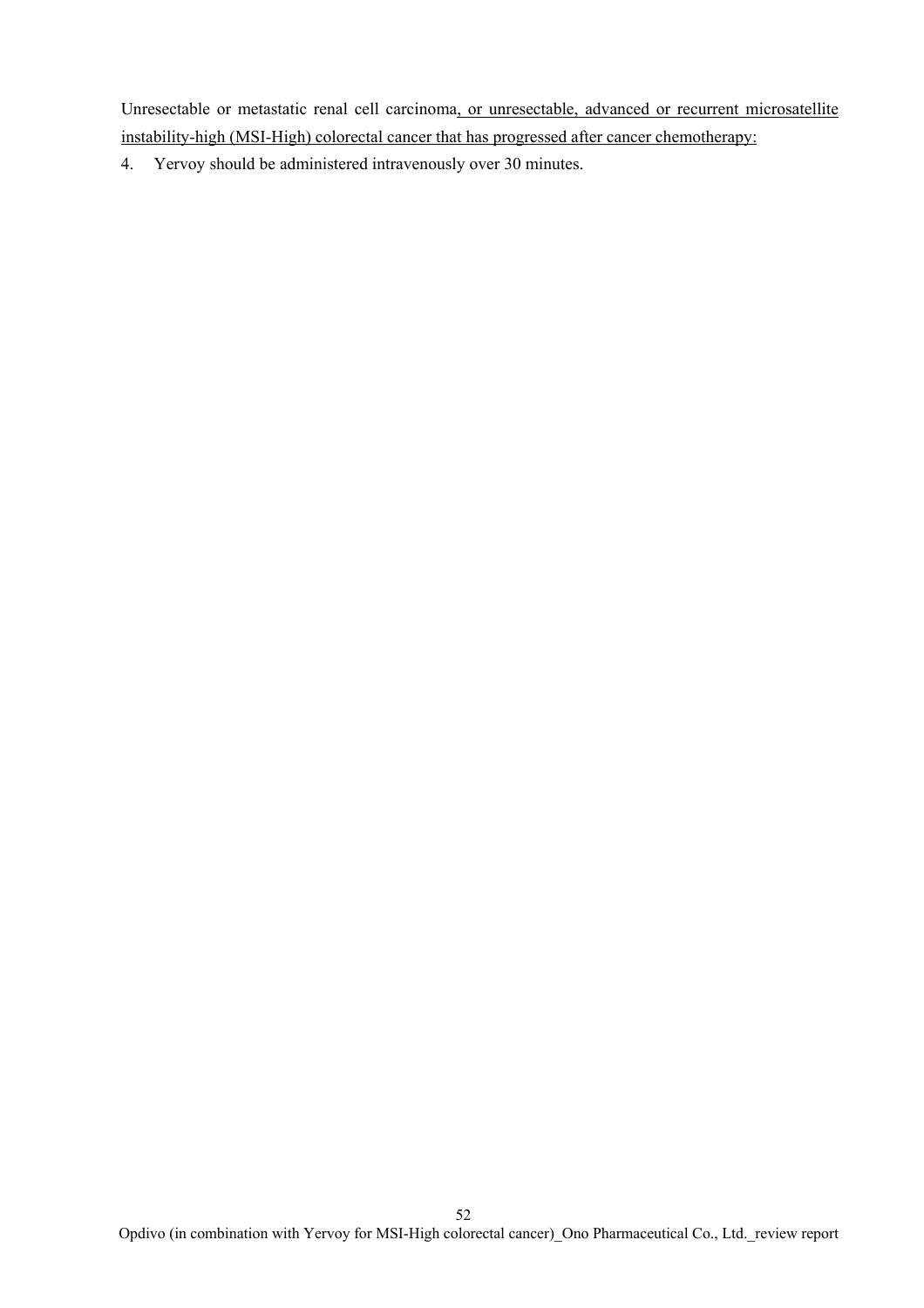Unresectable or metastatic renal cell carcinoma, or unresectable, advanced or recurrent microsatellite instability-high (MSI-High) colorectal cancer that has progressed after cancer chemotherapy:

4. Yervoy should be administered intravenously over 30 minutes.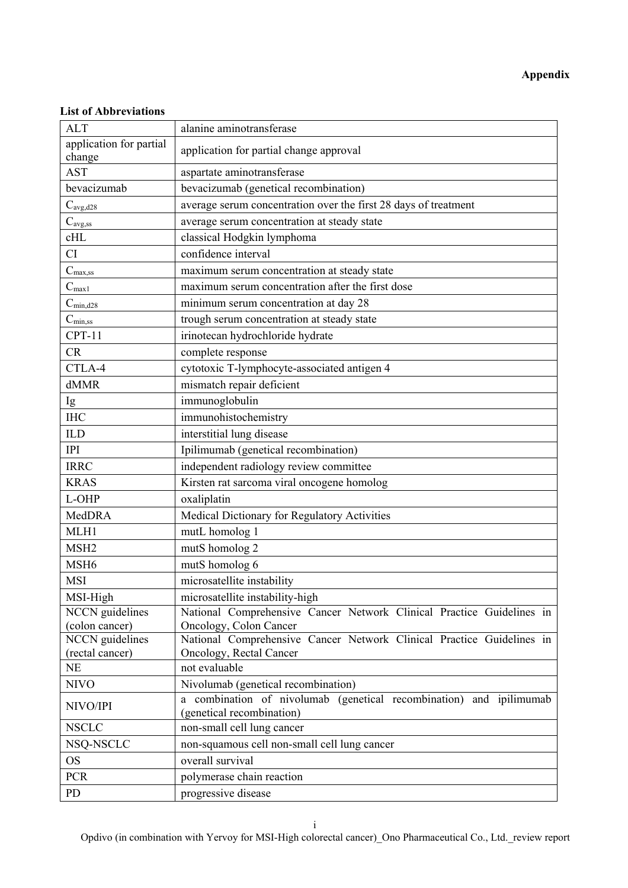**Appendix**

**List of Abbreviations**

| | |
|---|---|
| ALT | alanine aminotransferase |
| application for partial change | application for partial change approval |
| AST | aspartate aminotransferase |
| bevacizumab | bevacizumab (genetical recombination) |
| $C_{avg,d28}$ | average serum concentration over the first 28 days of treatment |
| $C_{avg,ss}$ | average serum concentration at steady state |
| cHL | classical Hodgkin lymphoma |
| CI | confidence interval |
| $C_{max,ss}$ | maximum serum concentration at steady state |
| $C_{max1}$ | maximum serum concentration after the first dose |
| $C_{min,d28}$ | minimum serum concentration at day 28 |
| $C_{min,ss}$ | trough serum concentration at steady state |
| CPT-11 | irinotecan hydrochloride hydrate |
| CR | complete response |
| CTLA-4 | cytotoxic T-lymphocyte-associated antigen 4 |
| dMMR | mismatch repair deficient |
| Ig | immunoglobulin |
| IHC | immunohistochemistry |
| ILD | interstitial lung disease |
| IPI | Ipilimumab (genetical recombination) |
| IRRC | independent radiology review committee |
| KRAS | Kirsten rat sarcoma viral oncogene homolog |
| L-OHP | oxaliplatin |
| MedDRA | Medical Dictionary for Regulatory Activities |
| MLH1 | mutL homolog 1 |
| MSH2 | mutS homolog 2 |
| MSH6 | mutS homolog 6 |
| MSI | microsatellite instability |
| MSI-High | microsatellite instability-high |
| NCCN guidelines (colon cancer) | National Comprehensive Cancer Network Clinical Practice Guidelines in Oncology, Colon Cancer |
| NCCN guidelines (rectal cancer) | National Comprehensive Cancer Network Clinical Practice Guidelines in Oncology, Rectal Cancer |
| NE | not evaluable |
| NIVO | Nivolumab (genetical recombination) |
| NIVO/IPI | a combination of nivolumab (genetical recombination) and ipilimumab (genetical recombination) |
| NSCLC | non-small cell lung cancer |
| NSQ-NSCLC | non-squamous cell non-small cell lung cancer |
| OS | overall survival |
| PCR | polymerase chain reaction |
| PD | progressive disease |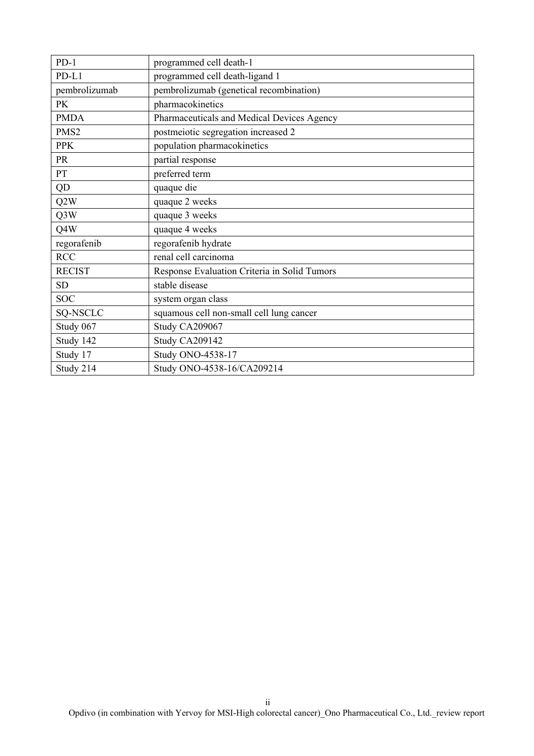| | |
|---|---|
| PD-1 | programmed cell death-1 |
| PD-L1 | programmed cell death-ligand 1 |
| pembrolizumab | pembrolizumab (genetical recombination) |
| PK | pharmacokinetics |
| PMDA | Pharmaceuticals and Medical Devices Agency |
| PMS2 | postmeiotic segregation increased 2 |
| PPK | population pharmacokinetics |
| PR | partial response |
| PT | preferred term |
| QD | quaque die |
| Q2W | quaque 2 weeks |
| Q3W | quaque 3 weeks |
| Q4W | quaque 4 weeks |
| regorafenib | regorafenib hydrate |
| RCC | renal cell carcinoma |
| RECIST | Response Evaluation Criteria in Solid Tumors |
| SD | stable disease |
| SOC | system organ class |
| SQ-NSCLC | squamous cell non-small cell lung cancer |
| Study 067 | Study CA209067 |
| Study 142 | Study CA209142 |
| Study 17 | Study ONO-4538-17 |
| Study 214 | Study ONO-4538-16/CA209214 |